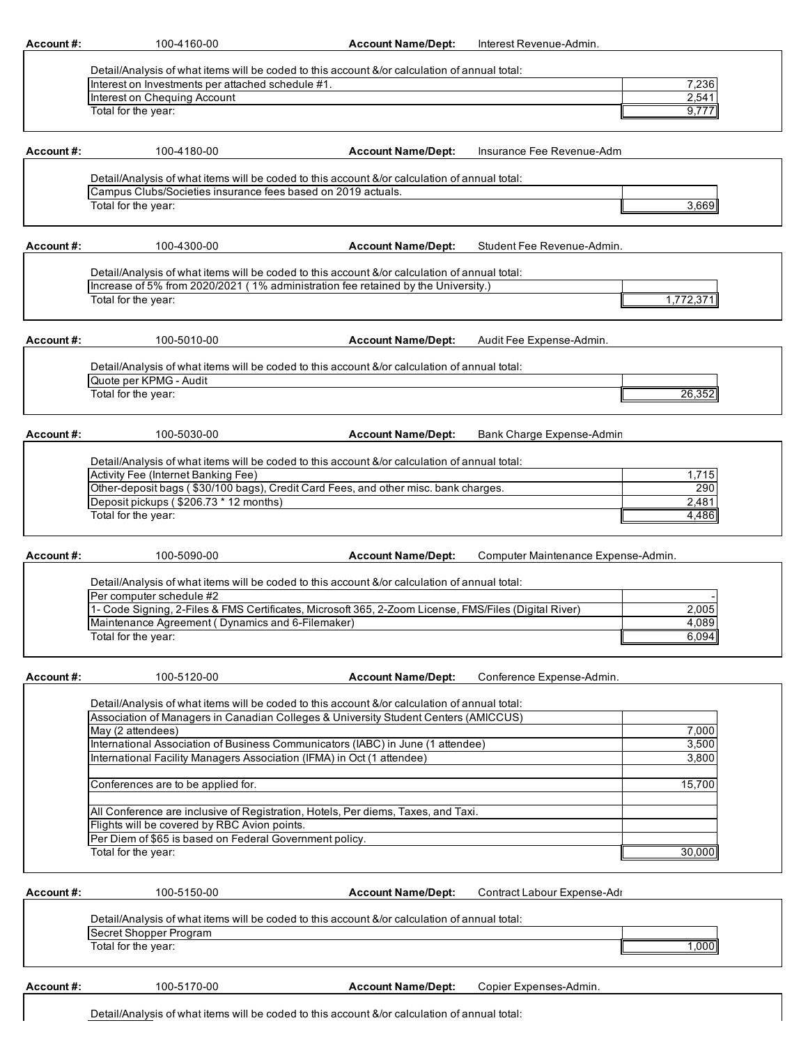**Account #:** 100-4160-00 **Account Name/Dept:** Interest Revenue-Admin.

Detail/Analysis of what items will be coded to this account &/or calculation of annual total:

| Item | Amount |
| --- | --- |
| Interest on Investments per attached schedule #1. | 7,236 |
| Interest on Chequing Account | 2,541 |
| Total for the year: | 9,777 |

**Account #:** 100-4180-00 **Account Name/Dept:** Insurance Fee Revenue-Adm

Detail/Analysis of what items will be coded to this account &/or calculation of annual total:

| Item | Amount |
| --- | --- |
| Campus Clubs/Societies insurance fees based on 2019 actuals. | |
| Total for the year: | 3,669 |

**Account #:** 100-4300-00 **Account Name/Dept:** Student Fee Revenue-Admin.

Detail/Analysis of what items will be coded to this account &/or calculation of annual total:

| Item | Amount |
| --- | --- |
| Increase of 5% from 2020/2021 ( 1% administration fee retained by the University.) | |
| Total for the year: | 1,772,371 |

**Account #:** 100-5010-00 **Account Name/Dept:** Audit Fee Expense-Admin.

Detail/Analysis of what items will be coded to this account &/or calculation of annual total:

| Item | Amount |
| --- | --- |
| Quote per KPMG - Audit | |
| Total for the year: | 26,352 |

**Account #:** 100-5030-00 **Account Name/Dept:** Bank Charge Expense-Admin

Detail/Analysis of what items will be coded to this account &/or calculation of annual total:

| Item | Amount |
| --- | --- |
| Activity Fee (Internet Banking Fee) | 1,715 |
| Other-deposit bags ( $30/100 bags), Credit Card Fees, and other misc. bank charges. | 290 |
| Deposit pickups ( $206.73 * 12 months) | 2,481 |
| Total for the year: | 4,486 |

**Account #:** 100-5090-00 **Account Name/Dept:** Computer Maintenance Expense-Admin.

Detail/Analysis of what items will be coded to this account &/or calculation of annual total:

| Item | Amount |
| --- | --- |
| Per computer schedule #2 | - |
| 1- Code Signing, 2-Files & FMS Certificates, Microsoft 365, 2-Zoom License, FMS/Files (Digital River) | 2,005 |
| Maintenance Agreement ( Dynamics and 6-Filemaker) | 4,089 |
| Total for the year: | 6,094 |

**Account #:** 100-5120-00 **Account Name/Dept:** Conference Expense-Admin.

Detail/Analysis of what items will be coded to this account &/or calculation of annual total:

| Item | Amount |
| --- | --- |
| Association of Managers in Canadian Colleges & University Student Centers (AMICCUS) | |
| May (2 attendees) | 7,000 |
| International Association of Business Communicators (IABC) in June (1 attendee) | 3,500 |
| International Facility Managers Association (IFMA) in Oct (1 attendee) | 3,800 |
| | |
| Conferences are to be applied for. | 15,700 |
| | |
| All Conference are inclusive of Registration, Hotels, Per diems, Taxes, and Taxi. | |
| Flights will be covered by RBC Avion points. | |
| Per Diem of $65 is based on Federal Government policy. | |
| Total for the year: | 30,000 |

**Account #:** 100-5150-00 **Account Name/Dept:** Contract Labour Expense-Adı

Detail/Analysis of what items will be coded to this account &/or calculation of annual total:

| Item | Amount |
| --- | --- |
| Secret Shopper Program | |
| Total for the year: | 1,000 |

**Account #:** 100-5170-00 **Account Name/Dept:** Copier Expenses-Admin.

Detail/Analysis of what items will be coded to this account &/or calculation of annual total: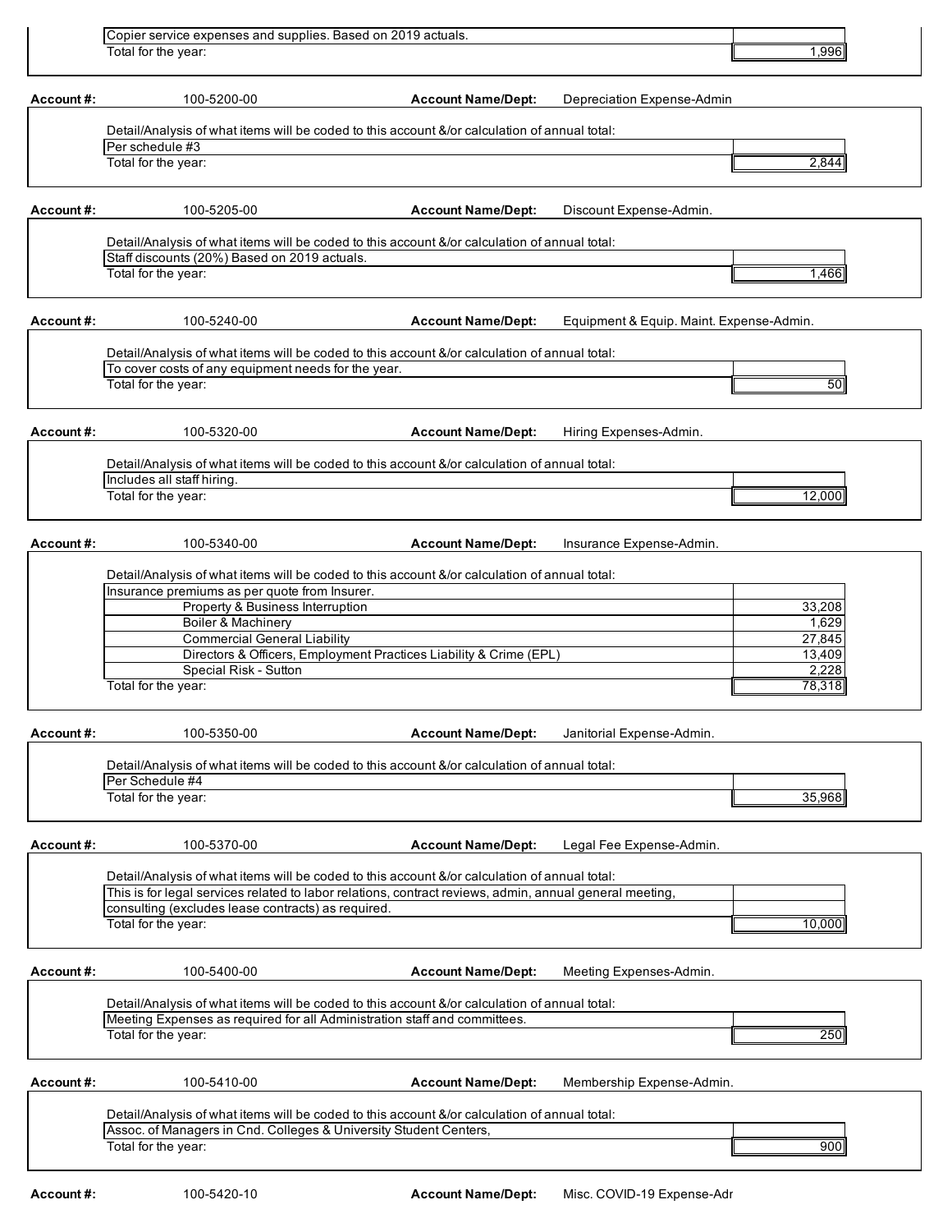Copier service expenses and supplies. Based on 2019 actuals.

| | |
|---|---|
| Total for the year: | 1,996 |

**Account #:** 100-5200-00 **Account Name/Dept:** Depreciation Expense-Admin

Detail/Analysis of what items will be coded to this account &/or calculation of annual total:

| | |
|---|---|
| Per schedule #3 | |
| Total for the year: | 2,844 |

**Account #:** 100-5205-00 **Account Name/Dept:** Discount Expense-Admin.

Detail/Analysis of what items will be coded to this account &/or calculation of annual total:

| | |
|---|---|
| Staff discounts (20%) Based on 2019 actuals. | |
| Total for the year: | 1,466 |

**Account #:** 100-5240-00 **Account Name/Dept:** Equipment & Equip. Maint. Expense-Admin.

Detail/Analysis of what items will be coded to this account &/or calculation of annual total:

| | |
|---|---|
| To cover costs of any equipment needs for the year. | |
| Total for the year: | 50 |

**Account #:** 100-5320-00 **Account Name/Dept:** Hiring Expenses-Admin.

Detail/Analysis of what items will be coded to this account &/or calculation of annual total:

| | |
|---|---|
| Includes all staff hiring. | |
| Total for the year: | 12,000 |

**Account #:** 100-5340-00 **Account Name/Dept:** Insurance Expense-Admin.

Detail/Analysis of what items will be coded to this account &/or calculation of annual total:

| | |
|---|---|
| Insurance premiums as per quote from Insurer. | |
| Property & Business Interruption | 33,208 |
| Boiler & Machinery | 1,629 |
| Commercial General Liability | 27,845 |
| Directors & Officers, Employment Practices Liability & Crime (EPL) | 13,409 |
| Special Risk - Sutton | 2,228 |
| Total for the year: | 78,318 |

**Account #:** 100-5350-00 **Account Name/Dept:** Janitorial Expense-Admin.

Detail/Analysis of what items will be coded to this account &/or calculation of annual total:

| | |
|---|---|
| Per Schedule #4 | |
| Total for the year: | 35,968 |

**Account #:** 100-5370-00 **Account Name/Dept:** Legal Fee Expense-Admin.

Detail/Analysis of what items will be coded to this account &/or calculation of annual total:

| | |
|---|---|
| This is for legal services related to labor relations, contract reviews, admin, annual general meeting, | |
| consulting (excludes lease contracts) as required. | |
| Total for the year: | 10,000 |

**Account #:** 100-5400-00 **Account Name/Dept:** Meeting Expenses-Admin.

Detail/Analysis of what items will be coded to this account &/or calculation of annual total:

| | |
|---|---|
| Meeting Expenses as required for all Administration staff and committees. | |
| Total for the year: | 250 |

**Account #:** 100-5410-00 **Account Name/Dept:** Membership Expense-Admin.

Detail/Analysis of what items will be coded to this account &/or calculation of annual total:

| | |
|---|---|
| Assoc. of Managers in Cnd. Colleges & University Student Centers, | |
| Total for the year: | 900 |

**Account #:** 100-5420-10 **Account Name/Dept:** Misc. COVID-19 Expense-Adr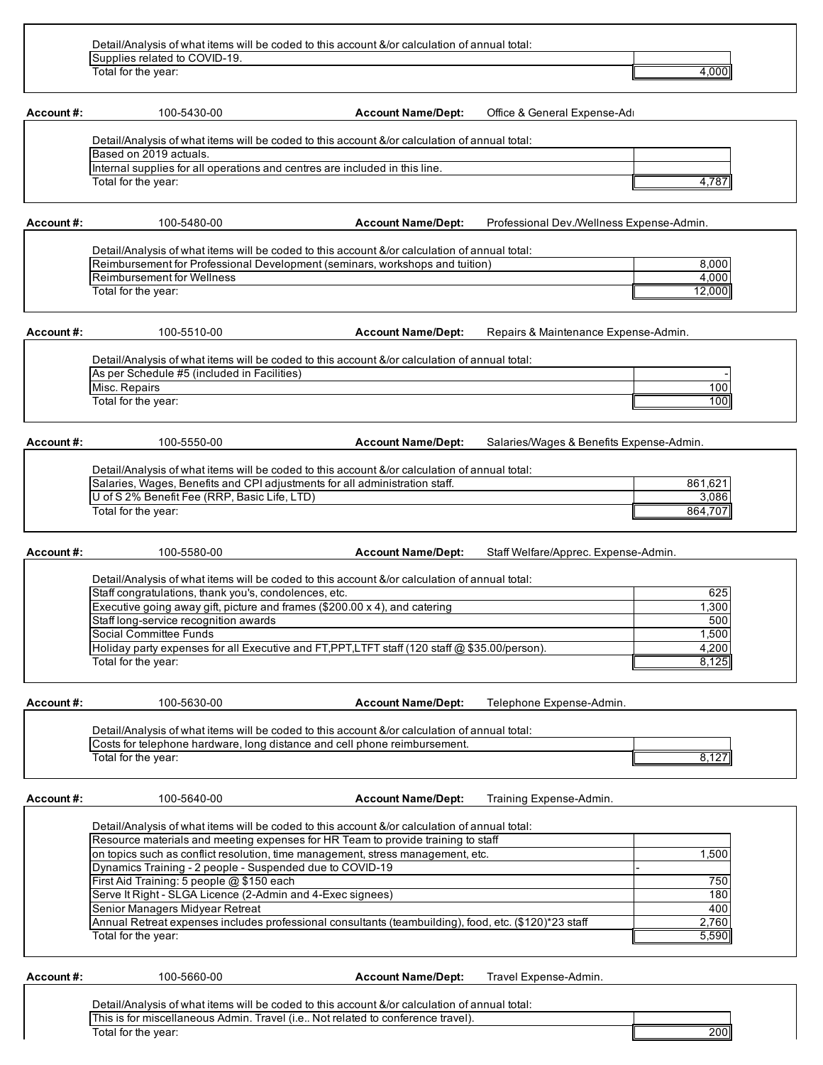Detail/Analysis of what items will be coded to this account &/or calculation of annual total:

| Description | Amount |
|---|---|
| Supplies related to COVID-19. | |
| Total for the year: | 4,000 |

**Account #:** 100-5430-00 **Account Name/Dept:** Office & General Expense-Adı

Detail/Analysis of what items will be coded to this account &/or calculation of annual total:

| Description | Amount |
|---|---|
| Based on 2019 actuals. | |
| Internal supplies for all operations and centres are included in this line. | |
| Total for the year: | 4,787 |

**Account #:** 100-5480-00 **Account Name/Dept:** Professional Dev./Wellness Expense-Admin.

Detail/Analysis of what items will be coded to this account &/or calculation of annual total:

| Description | Amount |
|---|---|
| Reimbursement for Professional Development (seminars, workshops and tuition) | 8,000 |
| Reimbursement for Wellness | 4,000 |
| Total for the year: | 12,000 |

**Account #:** 100-5510-00 **Account Name/Dept:** Repairs & Maintenance Expense-Admin.

Detail/Analysis of what items will be coded to this account &/or calculation of annual total:

| Description | Amount |
|---|---|
| As per Schedule #5 (included in Facilities) | - |
| Misc. Repairs | 100 |
| Total for the year: | 100 |

**Account #:** 100-5550-00 **Account Name/Dept:** Salaries/Wages & Benefits Expense-Admin.

Detail/Analysis of what items will be coded to this account &/or calculation of annual total:

| Description | Amount |
|---|---|
| Salaries, Wages, Benefits and CPI adjustments for all administration staff. | 861,621 |
| U of S 2% Benefit Fee (RRP, Basic Life, LTD) | 3,086 |
| Total for the year: | 864,707 |

**Account #:** 100-5580-00 **Account Name/Dept:** Staff Welfare/Apprec. Expense-Admin.

Detail/Analysis of what items will be coded to this account &/or calculation of annual total:

| Description | Amount |
|---|---|
| Staff congratulations, thank you's, condolences, etc. | 625 |
| Executive going away gift, picture and frames ($200.00 x 4), and catering | 1,300 |
| Staff long-service recognition awards | 500 |
| Social Committee Funds | 1,500 |
| Holiday party expenses for all Executive and FT,PPT,LTFT staff (120 staff @ $35.00/person). | 4,200 |
| Total for the year: | 8,125 |

**Account #:** 100-5630-00 **Account Name/Dept:** Telephone Expense-Admin.

Detail/Analysis of what items will be coded to this account &/or calculation of annual total:

| Description | Amount |
|---|---|
| Costs for telephone hardware, long distance and cell phone reimbursement. | |
| Total for the year: | 8,127 |

**Account #:** 100-5640-00 **Account Name/Dept:** Training Expense-Admin.

Detail/Analysis of what items will be coded to this account &/or calculation of annual total:

| Description | Amount |
|---|---|
| Resource materials and meeting expenses for HR Team to provide training to staff on topics such as conflict resolution, time management, stress management, etc. | 1,500 |
| Dynamics Training - 2 people - Suspended due to COVID-19 | - |
| First Aid Training: 5 people @ $150 each | 750 |
| Serve It Right - SLGA Licence (2-Admin and 4-Exec signees) | 180 |
| Senior Managers Midyear Retreat | 400 |
| Annual Retreat expenses includes professional consultants (teambuilding), food, etc. ($120)*23 staff | 2,760 |
| Total for the year: | 5,590 |

**Account #:** 100-5660-00 **Account Name/Dept:** Travel Expense-Admin.

Detail/Analysis of what items will be coded to this account &/or calculation of annual total:

| Description | Amount |
|---|---|
| This is for miscellaneous Admin. Travel (i.e.. Not related to conference travel). | |
| Total for the year: | 200 |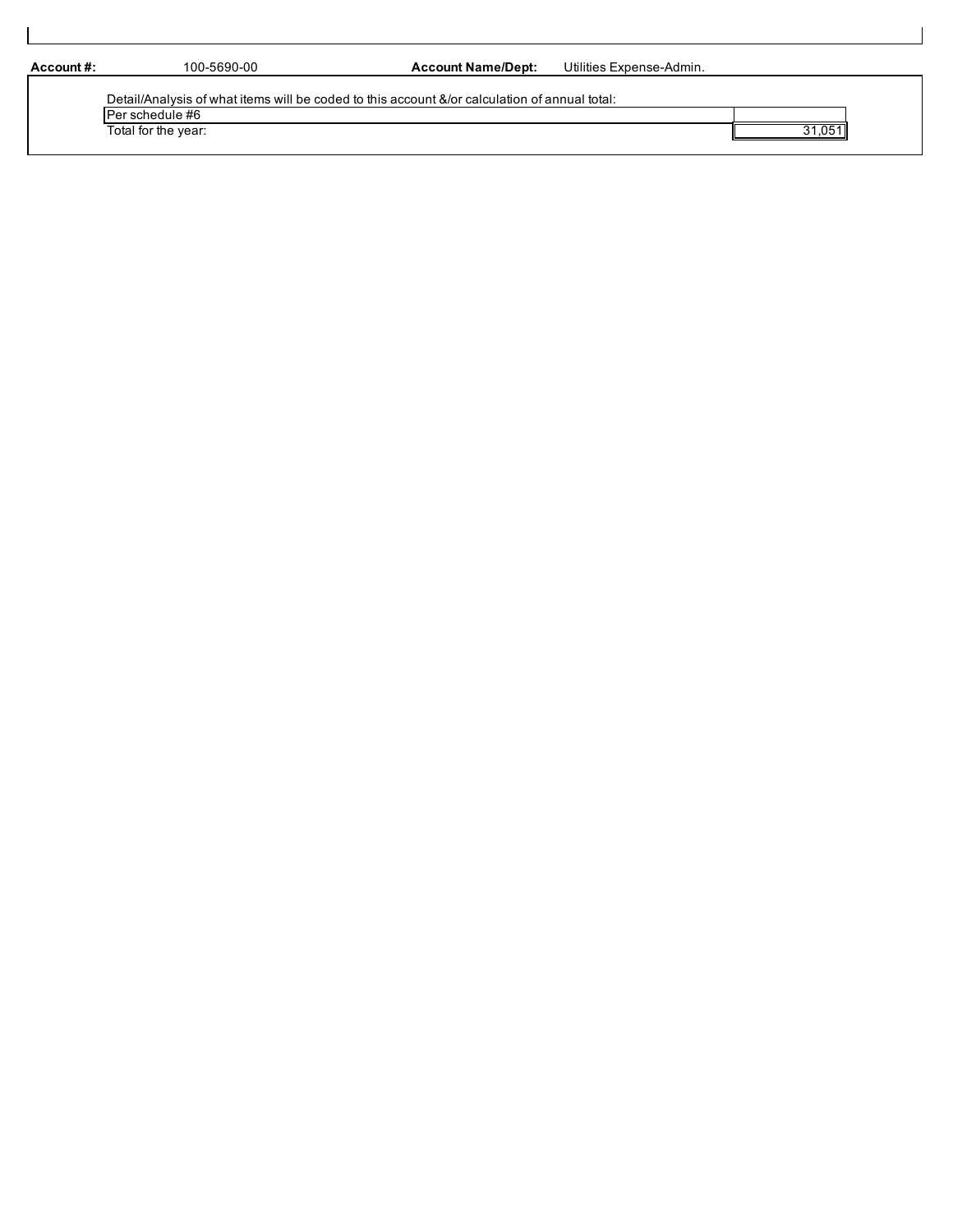**Account #:** 100-5690-00 **Account Name/Dept:** Utilities Expense-Admin.

Detail/Analysis of what items will be coded to this account &/or calculation of annual total:

| | |
|---|---|
| Per schedule #6 | |
| Total for the year: | 31,051 |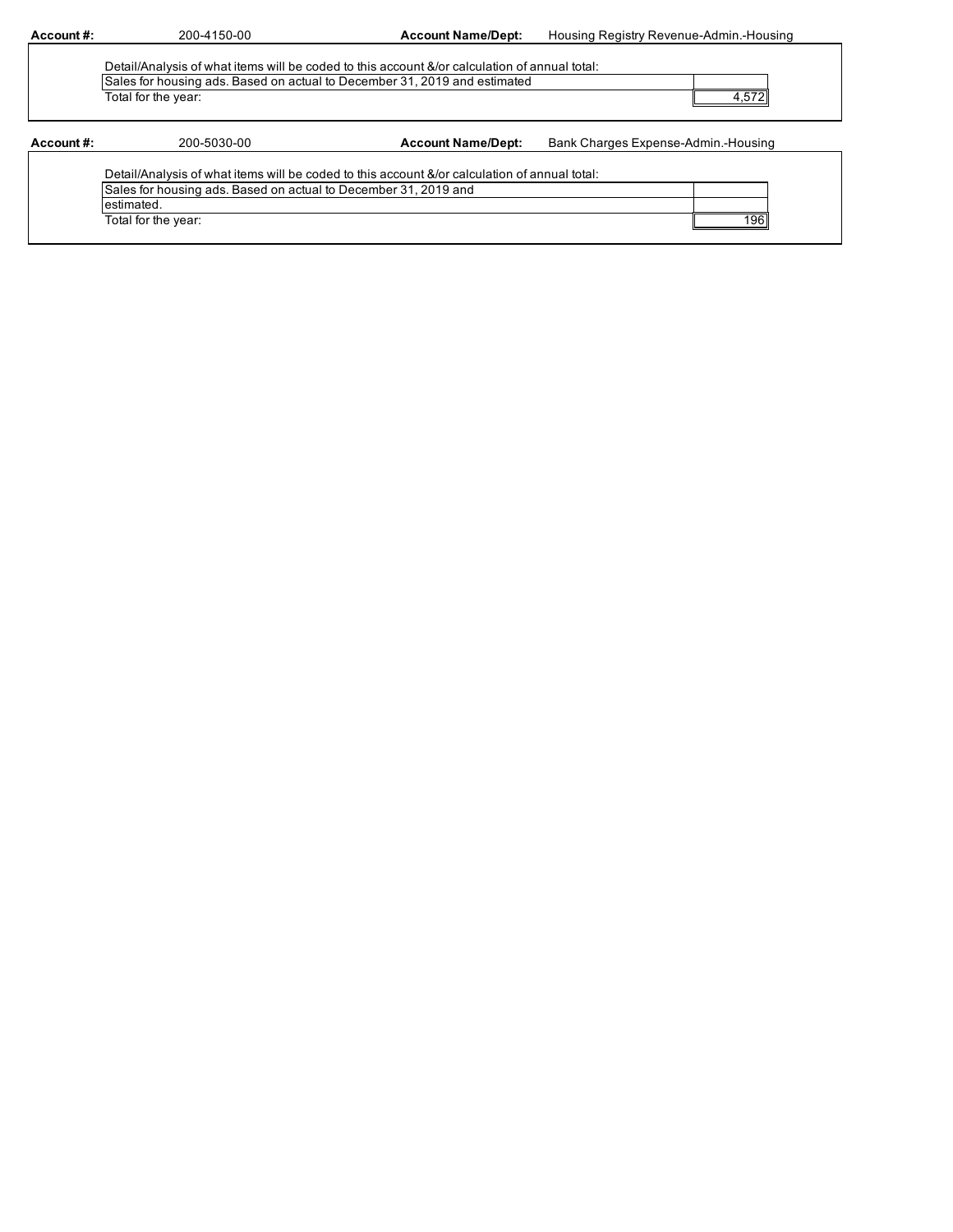**Account #:** 200-4150-00 **Account Name/Dept:** Housing Registry Revenue-Admin.-Housing

Detail/Analysis of what items will be coded to this account &/or calculation of annual total:

| | |
|---|---|
| Sales for housing ads. Based on actual to December 31, 2019 and estimated | |
| Total for the year: | 4,572 |

**Account #:** 200-5030-00 **Account Name/Dept:** Bank Charges Expense-Admin.-Housing

Detail/Analysis of what items will be coded to this account &/or calculation of annual total:

| | |
|---|---|
| Sales for housing ads. Based on actual to December 31, 2019 and | |
| estimated. | |
| Total for the year: | 196 |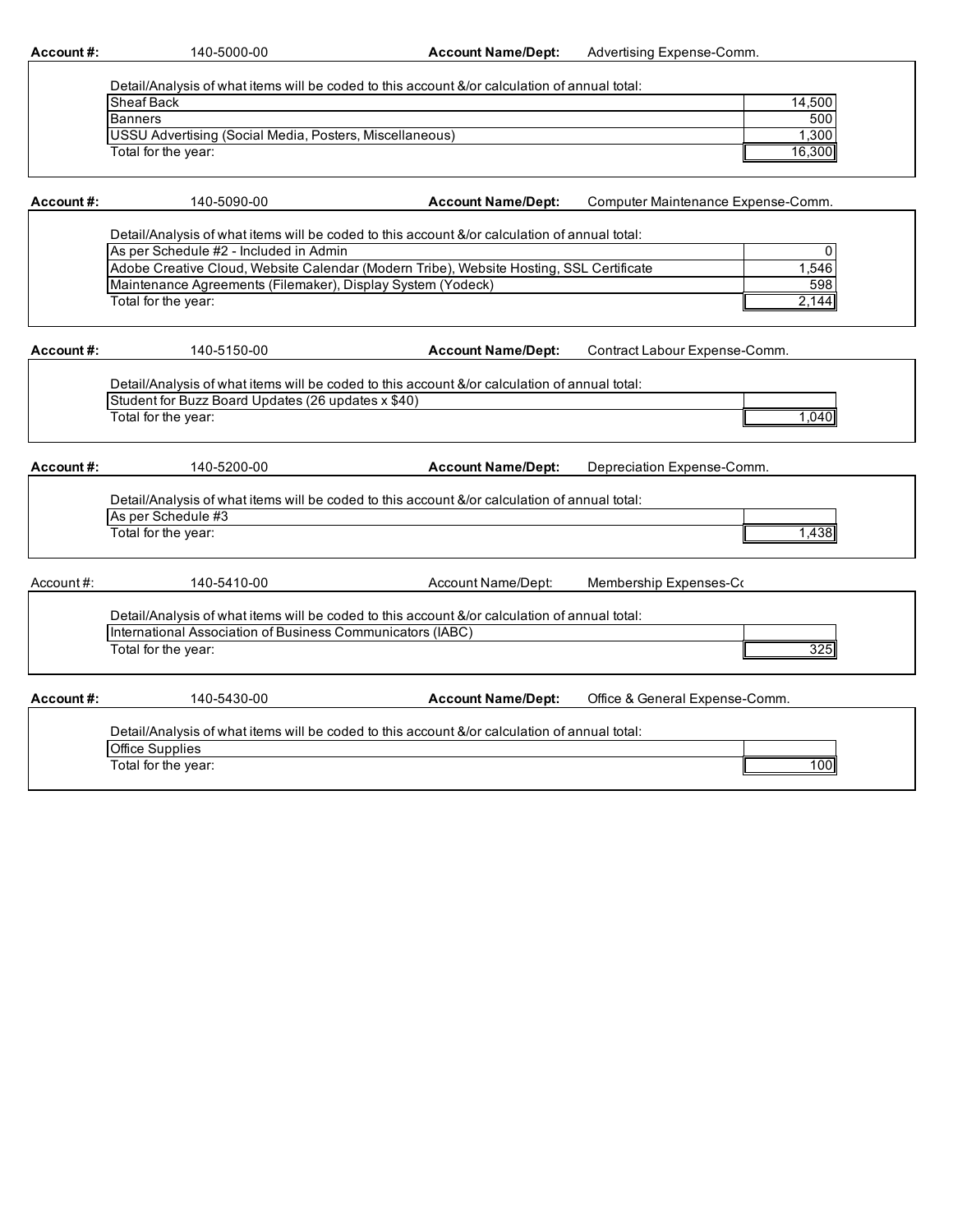**Account #:** 140-5000-00 **Account Name/Dept:** Advertising Expense-Comm.

Detail/Analysis of what items will be coded to this account &/or calculation of annual total:

| Item | Amount |
|---|---|
| Sheaf Back | 14,500 |
| Banners | 500 |
| USSU Advertising (Social Media, Posters, Miscellaneous) | 1,300 |
| Total for the year: | 16,300 |

**Account #:** 140-5090-00 **Account Name/Dept:** Computer Maintenance Expense-Comm.

Detail/Analysis of what items will be coded to this account &/or calculation of annual total:

| Item | Amount |
|---|---|
| As per Schedule #2 - Included in Admin | 0 |
| Adobe Creative Cloud, Website Calendar (Modern Tribe), Website Hosting, SSL Certificate | 1,546 |
| Maintenance Agreements (Filemaker), Display System (Yodeck) | 598 |
| Total for the year: | 2,144 |

**Account #:** 140-5150-00 **Account Name/Dept:** Contract Labour Expense-Comm.

Detail/Analysis of what items will be coded to this account &/or calculation of annual total:

| Item | Amount |
|---|---|
| Student for Buzz Board Updates (26 updates x $40) | |
| Total for the year: | 1,040 |

**Account #:** 140-5200-00 **Account Name/Dept:** Depreciation Expense-Comm.

Detail/Analysis of what items will be coded to this account &/or calculation of annual total:

| Item | Amount |
|---|---|
| As per Schedule #3 | |
| Total for the year: | 1,438 |

Account #: 140-5410-00 Account Name/Dept: Membership Expenses-Co

Detail/Analysis of what items will be coded to this account &/or calculation of annual total:

| Item | Amount |
|---|---|
| International Association of Business Communicators (IABC) | |
| Total for the year: | 325 |

**Account #:** 140-5430-00 **Account Name/Dept:** Office & General Expense-Comm.

Detail/Analysis of what items will be coded to this account &/or calculation of annual total:

| Item | Amount |
|---|---|
| Office Supplies | |
| Total for the year: | 100 |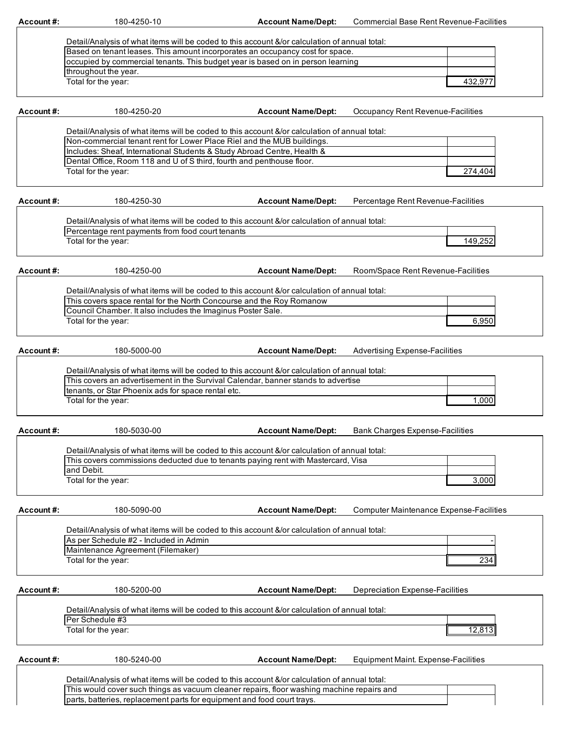**Account #:** 180-4250-10 **Account Name/Dept:** Commercial Base Rent Revenue-Facilities

Detail/Analysis of what items will be coded to this account &/or calculation of annual total:

| | |
|---|---|
| Based on tenant leases. This amount incorporates an occupancy cost for space. | |
| occupied by commercial tenants. This budget year is based on in person learning | |
| throughout the year. | |
| Total for the year: | 432,977 |

**Account #:** 180-4250-20 **Account Name/Dept:** Occupancy Rent Revenue-Facilities

Detail/Analysis of what items will be coded to this account &/or calculation of annual total:

| | |
|---|---|
| Non-commercial tenant rent for Lower Place Riel and the MUB buildings. | |
| Includes: Sheaf, International Students & Study Abroad Centre, Health & | |
| Dental Office, Room 118 and U of S third, fourth and penthouse floor. | |
| Total for the year: | 274,404 |

**Account #:** 180-4250-30 **Account Name/Dept:** Percentage Rent Revenue-Facilities

Detail/Analysis of what items will be coded to this account &/or calculation of annual total:

| | |
|---|---|
| Percentage rent payments from food court tenants | |
| Total for the year: | 149,252 |

**Account #:** 180-4250-00 **Account Name/Dept:** Room/Space Rent Revenue-Facilities

Detail/Analysis of what items will be coded to this account &/or calculation of annual total:

| | |
|---|---|
| This covers space rental for the North Concourse and the Roy Romanow | |
| Council Chamber. It also includes the Imaginus Poster Sale. | |
| Total for the year: | 6,950 |

**Account #:** 180-5000-00 **Account Name/Dept:** Advertising Expense-Facilities

Detail/Analysis of what items will be coded to this account &/or calculation of annual total:

| | |
|---|---|
| This covers an advertisement in the Survival Calendar, banner stands to advertise | |
| tenants, or Star Phoenix ads for space rental etc. | |
| Total for the year: | 1,000 |

**Account #:** 180-5030-00 **Account Name/Dept:** Bank Charges Expense-Facilities

Detail/Analysis of what items will be coded to this account &/or calculation of annual total:

| | |
|---|---|
| This covers commissions deducted due to tenants paying rent with Mastercard, Visa | |
| and Debit. | |
| Total for the year: | 3,000 |

**Account #:** 180-5090-00 **Account Name/Dept:** Computer Maintenance Expense-Facilities

Detail/Analysis of what items will be coded to this account &/or calculation of annual total:

| | |
|---|---|
| As per Schedule #2 - Included in Admin | - |
| Maintenance Agreement (Filemaker) | |
| Total for the year: | 234 |

**Account #:** 180-5200-00 **Account Name/Dept:** Depreciation Expense-Facilities

Detail/Analysis of what items will be coded to this account &/or calculation of annual total:

| | |
|---|---|
| Per Schedule #3 | |
| Total for the year: | 12,813 |

**Account #:** 180-5240-00 **Account Name/Dept:** Equipment Maint. Expense-Facilities

Detail/Analysis of what items will be coded to this account &/or calculation of annual total:

| | |
|---|---|
| This would cover such things as vacuum cleaner repairs, floor washing machine repairs and | |
| parts, batteries, replacement parts for equipment and food court trays. | |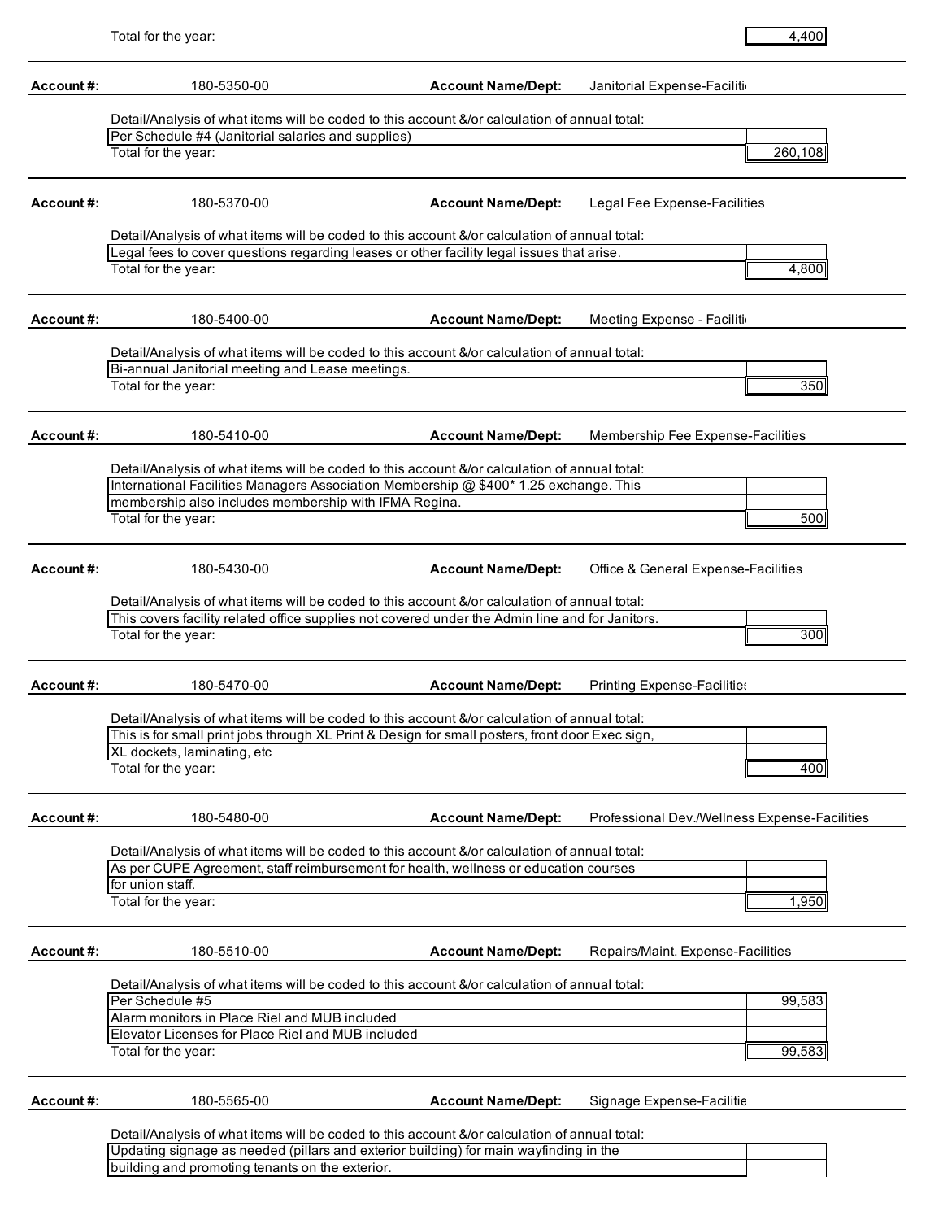Total for the year: 4,400

**Account #:** 180-5350-00 **Account Name/Dept:** Janitorial Expense-Faciliti

Detail/Analysis of what items will be coded to this account &/or calculation of annual total:

| | |
|---|---|
| Per Schedule #4 (Janitorial salaries and supplies) | |
| Total for the year: | 260,108 |

**Account #:** 180-5370-00 **Account Name/Dept:** Legal Fee Expense-Facilities

Detail/Analysis of what items will be coded to this account &/or calculation of annual total:

| | |
|---|---|
| Legal fees to cover questions regarding leases or other facility legal issues that arise. | |
| Total for the year: | 4,800 |

**Account #:** 180-5400-00 **Account Name/Dept:** Meeting Expense - Faciliti

Detail/Analysis of what items will be coded to this account &/or calculation of annual total:

| | |
|---|---|
| Bi-annual Janitorial meeting and Lease meetings. | |
| Total for the year: | 350 |

**Account #:** 180-5410-00 **Account Name/Dept:** Membership Fee Expense-Facilities

Detail/Analysis of what items will be coded to this account &/or calculation of annual total:

| | |
|---|---|
| International Facilities Managers Association Membership @ $400* 1.25 exchange. This | |
| membership also includes membership with IFMA Regina. | |
| Total for the year: | 500 |

**Account #:** 180-5430-00 **Account Name/Dept:** Office & General Expense-Facilities

Detail/Analysis of what items will be coded to this account &/or calculation of annual total:

| | |
|---|---|
| This covers facility related office supplies not covered under the Admin line and for Janitors. | |
| Total for the year: | 300 |

**Account #:** 180-5470-00 **Account Name/Dept:** Printing Expense-Facilitie

Detail/Analysis of what items will be coded to this account &/or calculation of annual total:

| | |
|---|---|
| This is for small print jobs through XL Print & Design for small posters, front door Exec sign, | |
| XL dockets, laminating, etc | |
| Total for the year: | 400 |

**Account #:** 180-5480-00 **Account Name/Dept:** Professional Dev./Wellness Expense-Facilities

Detail/Analysis of what items will be coded to this account &/or calculation of annual total:

| | |
|---|---|
| As per CUPE Agreement, staff reimbursement for health, wellness or education courses | |
| for union staff. | |
| Total for the year: | 1,950 |

**Account #:** 180-5510-00 **Account Name/Dept:** Repairs/Maint. Expense-Facilities

Detail/Analysis of what items will be coded to this account &/or calculation of annual total:

| | |
|---|---|
| Per Schedule #5 | 99,583 |
| Alarm monitors in Place Riel and MUB included | |
| Elevator Licenses for Place Riel and MUB included | |
| Total for the year: | 99,583 |

**Account #:** 180-5565-00 **Account Name/Dept:** Signage Expense-Facilitie

Detail/Analysis of what items will be coded to this account &/or calculation of annual total:

| | |
|---|---|
| Updating signage as needed (pillars and exterior building) for main wayfinding in the | |
| building and promoting tenants on the exterior. | |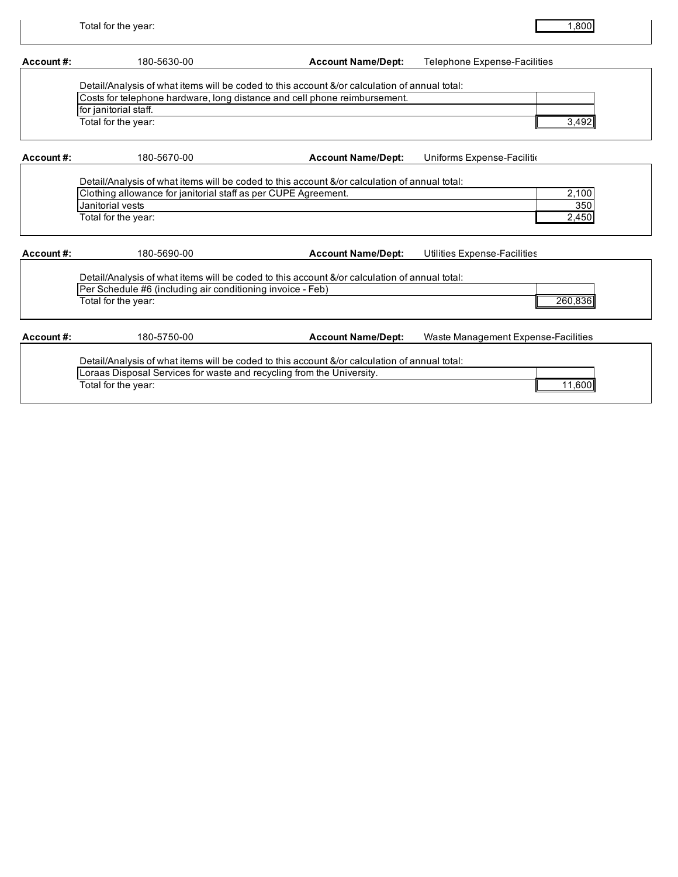| | |
|---|---|
| Total for the year: | 1,800 |

**Account #:** 180-5630-00 **Account Name/Dept:** Telephone Expense-Facilities

Detail/Analysis of what items will be coded to this account &/or calculation of annual total:

| | |
|---|---|
| Costs for telephone hardware, long distance and cell phone reimbursement. | |
| for janitorial staff. | |
| Total for the year: | 3,492 |

**Account #:** 180-5670-00 **Account Name/Dept:** Uniforms Expense-Faciliti

Detail/Analysis of what items will be coded to this account &/or calculation of annual total:

| | |
|---|---|
| Clothing allowance for janitorial staff as per CUPE Agreement. | 2,100 |
| Janitorial vests | 350 |
| Total for the year: | 2,450 |

**Account #:** 180-5690-00 **Account Name/Dept:** Utilities Expense-Facilities

Detail/Analysis of what items will be coded to this account &/or calculation of annual total:

| | |
|---|---|
| Per Schedule #6 (including air conditioning invoice - Feb) | |
| Total for the year: | 260,836 |

**Account #:** 180-5750-00 **Account Name/Dept:** Waste Management Expense-Facilities

Detail/Analysis of what items will be coded to this account &/or calculation of annual total:

| | |
|---|---|
| Loraas Disposal Services for waste and recycling from the University. | |
| Total for the year: | 11,600 |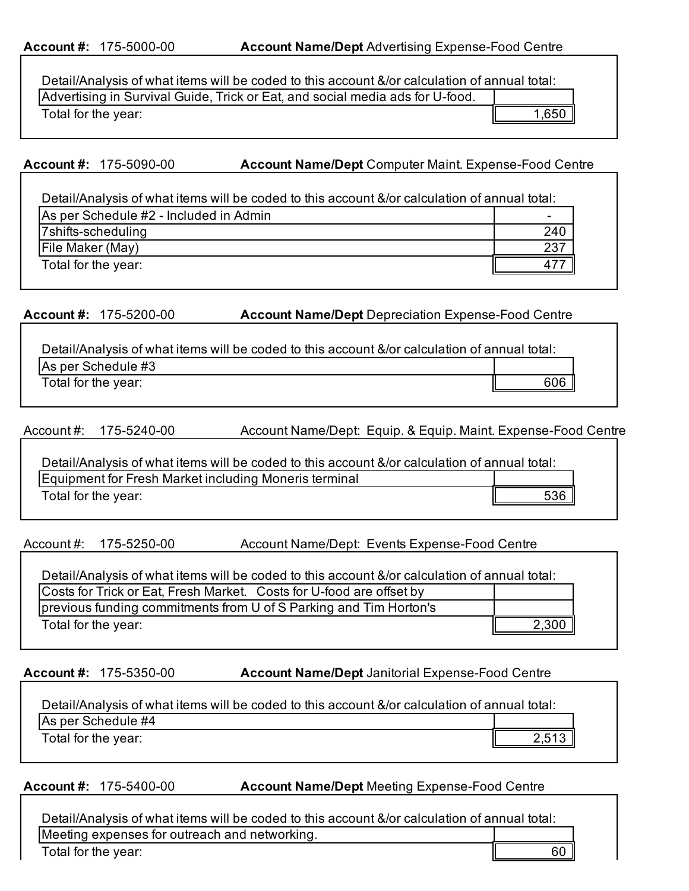**Account #:** 175-5000-00 **Account Name/Dept** Advertising Expense-Food Centre

Detail/Analysis of what items will be coded to this account &/or calculation of annual total:

| Item | Amount |
|---|---|
| Advertising in Survival Guide, Trick or Eat, and social media ads for U-food. | |
| Total for the year: | 1,650 |

**Account #:** 175-5090-00 **Account Name/Dept** Computer Maint. Expense-Food Centre

Detail/Analysis of what items will be coded to this account &/or calculation of annual total:

| Item | Amount |
|---|---|
| As per Schedule #2 - Included in Admin | - |
| 7shifts-scheduling | 240 |
| File Maker (May) | 237 |
| Total for the year: | 477 |

**Account #:** 175-5200-00 **Account Name/Dept** Depreciation Expense-Food Centre

Detail/Analysis of what items will be coded to this account &/or calculation of annual total:

| Item | Amount |
|---|---|
| As per Schedule #3 | |
| Total for the year: | 606 |

Account #: 175-5240-00 Account Name/Dept: Equip. & Equip. Maint. Expense-Food Centre

Detail/Analysis of what items will be coded to this account &/or calculation of annual total:

| Item | Amount |
|---|---|
| Equipment for Fresh Market including Moneris terminal | |
| Total for the year: | 536 |

Account #: 175-5250-00 Account Name/Dept: Events Expense-Food Centre

Detail/Analysis of what items will be coded to this account &/or calculation of annual total:

| Item | Amount |
|---|---|
| Costs for Trick or Eat, Fresh Market. Costs for U-food are offset by | |
| previous funding commitments from U of S Parking and Tim Horton's | |
| Total for the year: | 2,300 |

**Account #:** 175-5350-00 **Account Name/Dept** Janitorial Expense-Food Centre

Detail/Analysis of what items will be coded to this account &/or calculation of annual total:

| Item | Amount |
|---|---|
| As per Schedule #4 | |
| Total for the year: | 2,513 |

**Account #:** 175-5400-00 **Account Name/Dept** Meeting Expense-Food Centre

Detail/Analysis of what items will be coded to this account &/or calculation of annual total:

| Item | Amount |
|---|---|
| Meeting expenses for outreach and networking. | |
| Total for the year: | 60 |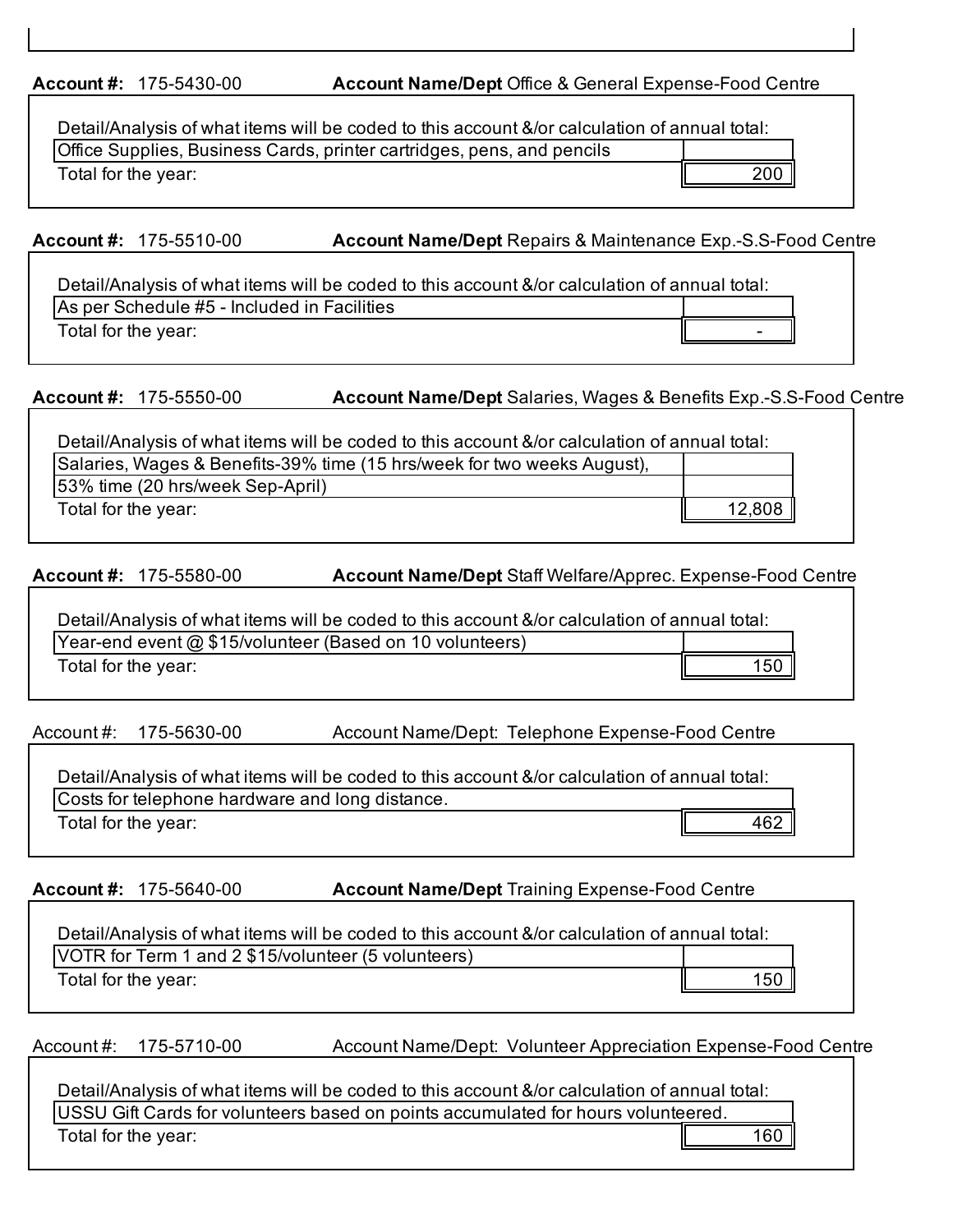**Account #:** 175-5430-00 **Account Name/Dept** Office & General Expense-Food Centre

Detail/Analysis of what items will be coded to this account &/or calculation of annual total:

| | |
|---|---|
| Office Supplies, Business Cards, printer cartridges, pens, and pencils | |
| Total for the year: | 200 |

**Account #:** 175-5510-00 **Account Name/Dept** Repairs & Maintenance Exp.-S.S-Food Centre

Detail/Analysis of what items will be coded to this account &/or calculation of annual total:

| | |
|---|---|
| As per Schedule #5 - Included in Facilities | |
| Total for the year: | - |

**Account #:** 175-5550-00 **Account Name/Dept** Salaries, Wages & Benefits Exp.-S.S-Food Centre

Detail/Analysis of what items will be coded to this account &/or calculation of annual total:

| | |
|---|---|
| Salaries, Wages & Benefits-39% time (15 hrs/week for two weeks August), | |
| 53% time (20 hrs/week Sep-April) | |
| Total for the year: | 12,808 |

**Account #:** 175-5580-00 **Account Name/Dept** Staff Welfare/Apprec. Expense-Food Centre

Detail/Analysis of what items will be coded to this account &/or calculation of annual total:

| | |
|---|---|
| Year-end event @ $15/volunteer (Based on 10 volunteers) | |
| Total for the year: | 150 |

Account #: 175-5630-00 Account Name/Dept: Telephone Expense-Food Centre

Detail/Analysis of what items will be coded to this account &/or calculation of annual total:

| | |
|---|---|
| Costs for telephone hardware and long distance. | |
| Total for the year: | 462 |

**Account #:** 175-5640-00 **Account Name/Dept** Training Expense-Food Centre

Detail/Analysis of what items will be coded to this account &/or calculation of annual total:

| | |
|---|---|
| VOTR for Term 1 and 2 $15/volunteer (5 volunteers) | |
| Total for the year: | 150 |

Account #: 175-5710-00 Account Name/Dept: Volunteer Appreciation Expense-Food Centre

Detail/Analysis of what items will be coded to this account &/or calculation of annual total:

| | |
|---|---|
| USSU Gift Cards for volunteers based on points accumulated for hours volunteered. | |
| Total for the year: | 160 |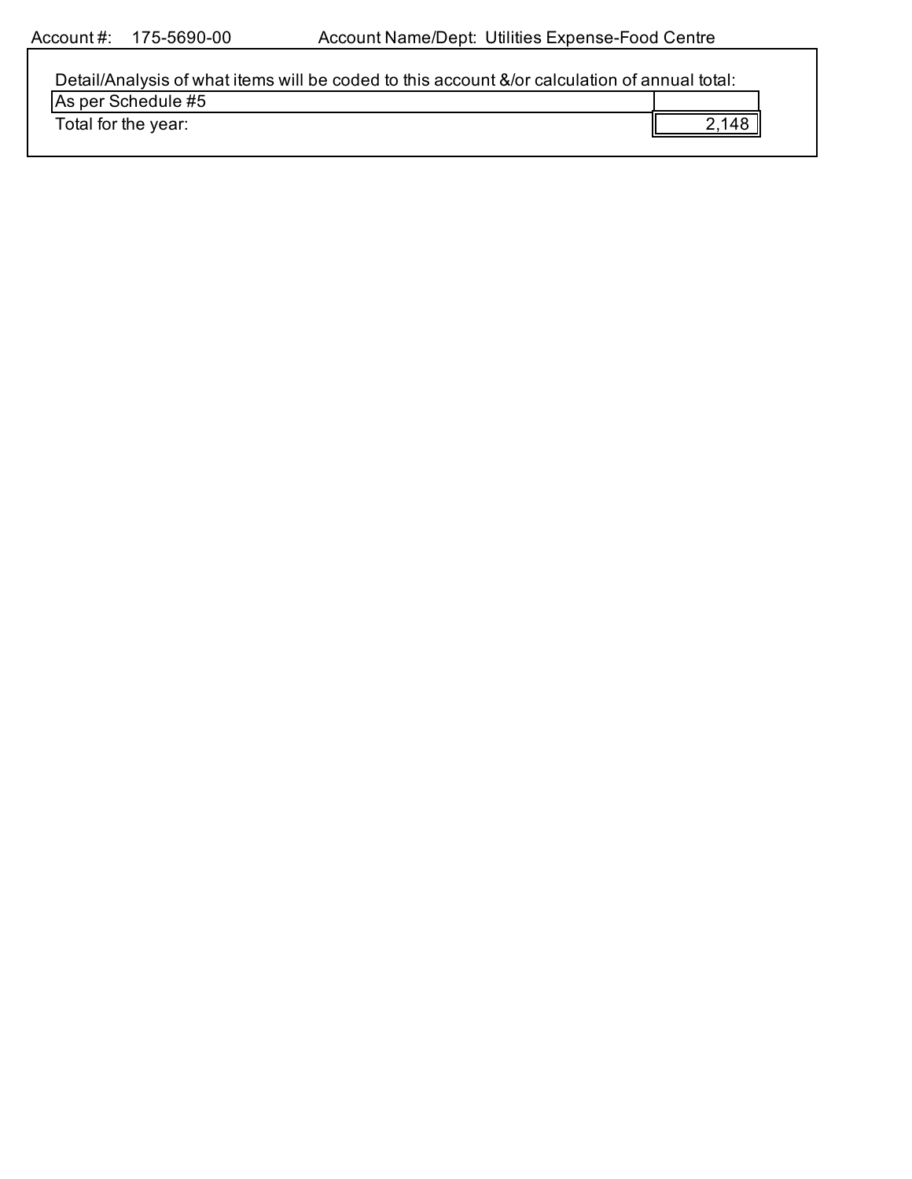Account #: 175-5690-00 Account Name/Dept: Utilities Expense-Food Centre

Detail/Analysis of what items will be coded to this account &/or calculation of annual total:

| | |
|---|---|
| As per Schedule #5 | |
| Total for the year: | 2,148 |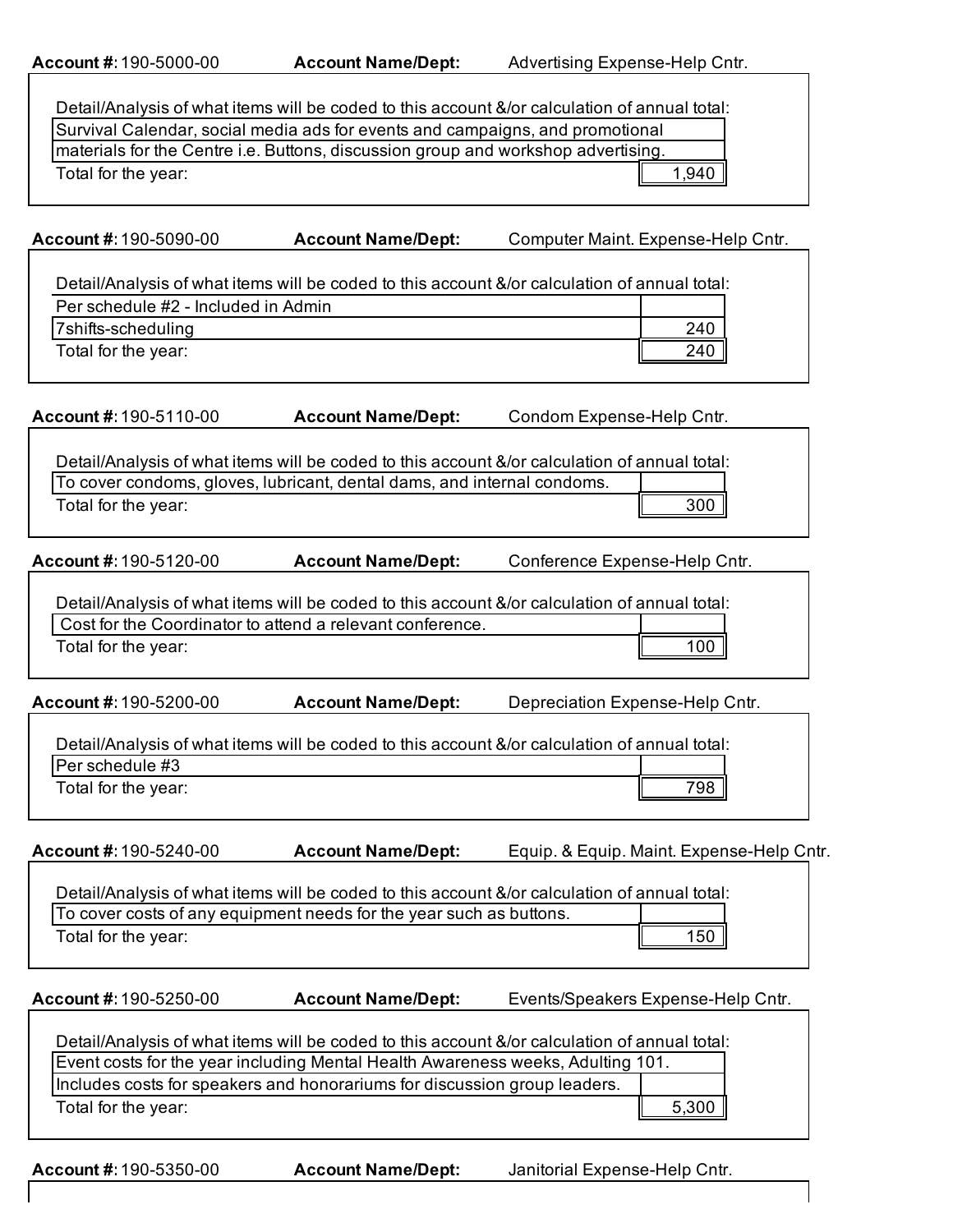**Account #:** 190-5000-00 **Account Name/Dept:** Advertising Expense-Help Cntr.

Detail/Analysis of what items will be coded to this account &/or calculation of annual total:

| | |
|---|---|
| Survival Calendar, social media ads for events and campaigns, and promotional materials for the Centre i.e. Buttons, discussion group and workshop advertising. | |
| Total for the year: | 1,940 |

**Account #:** 190-5090-00 **Account Name/Dept:** Computer Maint. Expense-Help Cntr.

Detail/Analysis of what items will be coded to this account &/or calculation of annual total:

| | |
|---|---|
| Per schedule #2 - Included in Admin | |
| 7shifts-scheduling | 240 |
| Total for the year: | 240 |

**Account #:** 190-5110-00 **Account Name/Dept:** Condom Expense-Help Cntr.

Detail/Analysis of what items will be coded to this account &/or calculation of annual total:

| | |
|---|---|
| To cover condoms, gloves, lubricant, dental dams, and internal condoms. | |
| Total for the year: | 300 |

**Account #:** 190-5120-00 **Account Name/Dept:** Conference Expense-Help Cntr.

Detail/Analysis of what items will be coded to this account &/or calculation of annual total:

| | |
|---|---|
| Cost for the Coordinator to attend a relevant conference. | |
| Total for the year: | 100 |

**Account #:** 190-5200-00 **Account Name/Dept:** Depreciation Expense-Help Cntr.

Detail/Analysis of what items will be coded to this account &/or calculation of annual total:

| | |
|---|---|
| Per schedule #3 | |
| Total for the year: | 798 |

**Account #:** 190-5240-00 **Account Name/Dept:** Equip. & Equip. Maint. Expense-Help Cntr.

Detail/Analysis of what items will be coded to this account &/or calculation of annual total:

| | |
|---|---|
| To cover costs of any equipment needs for the year such as buttons. | |
| Total for the year: | 150 |

**Account #:** 190-5250-00 **Account Name/Dept:** Events/Speakers Expense-Help Cntr.

Detail/Analysis of what items will be coded to this account &/or calculation of annual total:

| | |
|---|---|
| Event costs for the year including Mental Health Awareness weeks, Adulting 101. | |
| Includes costs for speakers and honorariums for discussion group leaders. | |
| Total for the year: | 5,300 |

**Account #:** 190-5350-00 **Account Name/Dept:** Janitorial Expense-Help Cntr.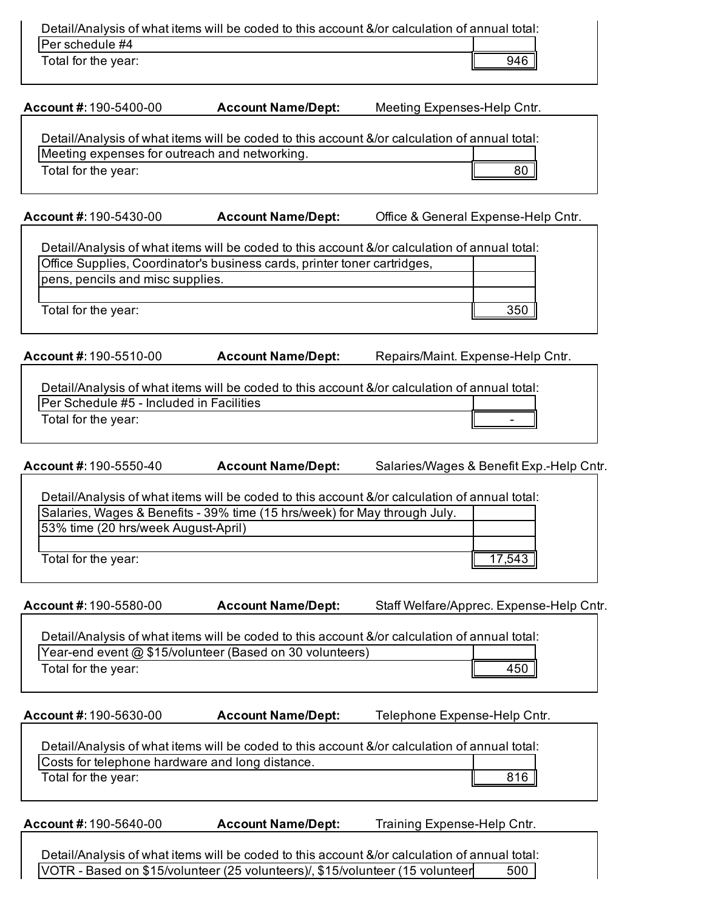Detail/Analysis of what items will be coded to this account &/or calculation of annual total:

| | |
|---|---|
| Per schedule #4 | |
| Total for the year: | 946 |

**Account #:** 190-5400-00 **Account Name/Dept:** Meeting Expenses-Help Cntr.

Detail/Analysis of what items will be coded to this account &/or calculation of annual total:

| | |
|---|---|
| Meeting expenses for outreach and networking. | |
| Total for the year: | 80 |

**Account #:** 190-5430-00 **Account Name/Dept:** Office & General Expense-Help Cntr.

Detail/Analysis of what items will be coded to this account &/or calculation of annual total:

| | |
|---|---|
| Office Supplies, Coordinator's business cards, printer toner cartridges, | |
| pens, pencils and misc supplies. | |
| | |
| Total for the year: | 350 |

**Account #:** 190-5510-00 **Account Name/Dept:** Repairs/Maint. Expense-Help Cntr.

Detail/Analysis of what items will be coded to this account &/or calculation of annual total:

| | |
|---|---|
| Per Schedule #5 - Included in Facilities | |
| Total for the year: | - |

**Account #:** 190-5550-40 **Account Name/Dept:** Salaries/Wages & Benefit Exp.-Help Cntr.

Detail/Analysis of what items will be coded to this account &/or calculation of annual total:

| | |
|---|---|
| Salaries, Wages & Benefits - 39% time (15 hrs/week) for May through July. | |
| 53% time (20 hrs/week August-April) | |
| | |
| Total for the year: | 17,543 |

**Account #:** 190-5580-00 **Account Name/Dept:** Staff Welfare/Apprec. Expense-Help Cntr.

Detail/Analysis of what items will be coded to this account &/or calculation of annual total:

| | |
|---|---|
| Year-end event @ $15/volunteer (Based on 30 volunteers) | |
| Total for the year: | 450 |

**Account #:** 190-5630-00 **Account Name/Dept:** Telephone Expense-Help Cntr.

Detail/Analysis of what items will be coded to this account &/or calculation of annual total:

| | |
|---|---|
| Costs for telephone hardware and long distance. | |
| Total for the year: | 816 |

**Account #:** 190-5640-00 **Account Name/Dept:** Training Expense-Help Cntr.

Detail/Analysis of what items will be coded to this account &/or calculation of annual total:

| | |
|---|---|
| VOTR - Based on $15/volunteer (25 volunteers)/, $15/volunteer (15 volunteer | 500 |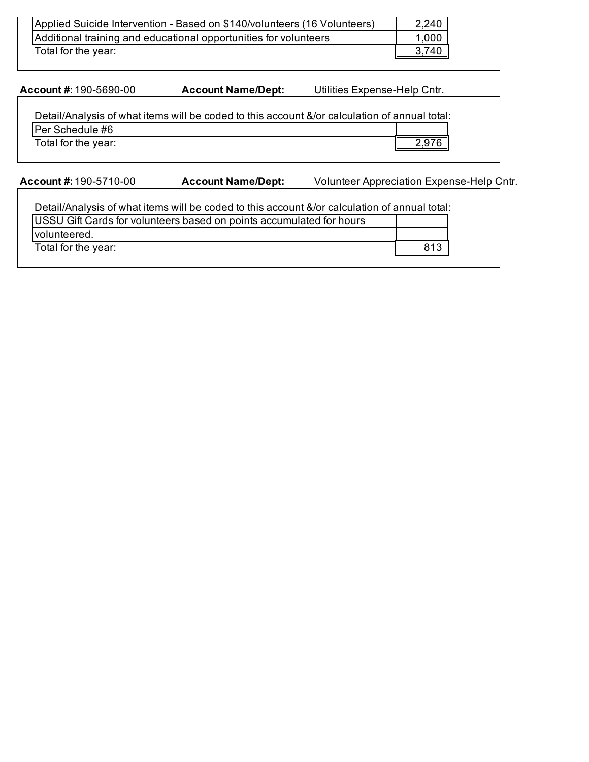| | |
|---|---|
| Applied Suicide Intervention - Based on $140/volunteers (16 Volunteers) | 2,240 |
| Additional training and educational opportunities for volunteers | 1,000 |
| Total for the year: | 3,740 |

**Account #:** 190-5690-00 **Account Name/Dept:** Utilities Expense-Help Cntr.

Detail/Analysis of what items will be coded to this account &/or calculation of annual total:

| | |
|---|---|
| Per Schedule #6 | |
| Total for the year: | 2,976 |

**Account #:** 190-5710-00 **Account Name/Dept:** Volunteer Appreciation Expense-Help Cntr.

Detail/Analysis of what items will be coded to this account &/or calculation of annual total:

| | |
|---|---|
| USSU Gift Cards for volunteers based on points accumulated for hours volunteered. | |
| Total for the year: | 813 |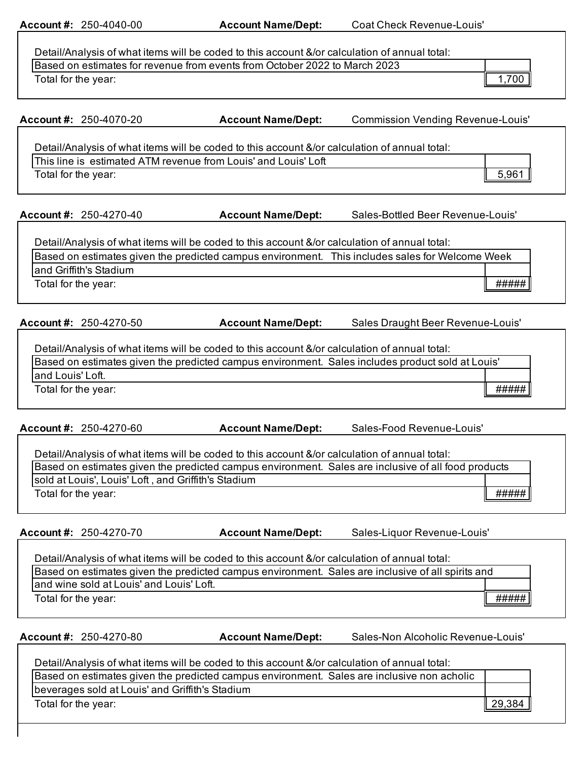**Account #:** 250-4040-00 **Account Name/Dept:** Coat Check Revenue-Louis'

Detail/Analysis of what items will be coded to this account &/or calculation of annual total:

| | |
|---|---|
| Based on estimates for revenue from events from October 2022 to March 2023 | |
| Total for the year: | 1,700 |

**Account #:** 250-4070-20 **Account Name/Dept:** Commission Vending Revenue-Louis'

Detail/Analysis of what items will be coded to this account &/or calculation of annual total:

| | |
|---|---|
| This line is estimated ATM revenue from Louis' and Louis' Loft | |
| Total for the year: | 5,961 |

**Account #:** 250-4270-40 **Account Name/Dept:** Sales-Bottled Beer Revenue-Louis'

Detail/Analysis of what items will be coded to this account &/or calculation of annual total:

| | |
|---|---|
| Based on estimates given the predicted campus environment. This includes sales for Welcome Week and Griffith's Stadium | |
| Total for the year: | ##### |

**Account #:** 250-4270-50 **Account Name/Dept:** Sales Draught Beer Revenue-Louis'

Detail/Analysis of what items will be coded to this account &/or calculation of annual total:

| | |
|---|---|
| Based on estimates given the predicted campus environment. Sales includes product sold at Louis' and Louis' Loft. | |
| Total for the year: | ##### |

**Account #:** 250-4270-60 **Account Name/Dept:** Sales-Food Revenue-Louis'

Detail/Analysis of what items will be coded to this account &/or calculation of annual total:

| | |
|---|---|
| Based on estimates given the predicted campus environment. Sales are inclusive of all food products sold at Louis', Louis' Loft , and Griffith's Stadium | |
| Total for the year: | ##### |

**Account #:** 250-4270-70 **Account Name/Dept:** Sales-Liquor Revenue-Louis'

Detail/Analysis of what items will be coded to this account &/or calculation of annual total:

| | |
|---|---|
| Based on estimates given the predicted campus environment. Sales are inclusive of all spirits and and wine sold at Louis' and Louis' Loft. | |
| Total for the year: | ##### |

**Account #:** 250-4270-80 **Account Name/Dept:** Sales-Non Alcoholic Revenue-Louis'

Detail/Analysis of what items will be coded to this account &/or calculation of annual total:

| | |
|---|---|
| Based on estimates given the predicted campus environment. Sales are inclusive non acholic beverages sold at Louis' and Griffith's Stadium | |
| Total for the year: | 29,384 |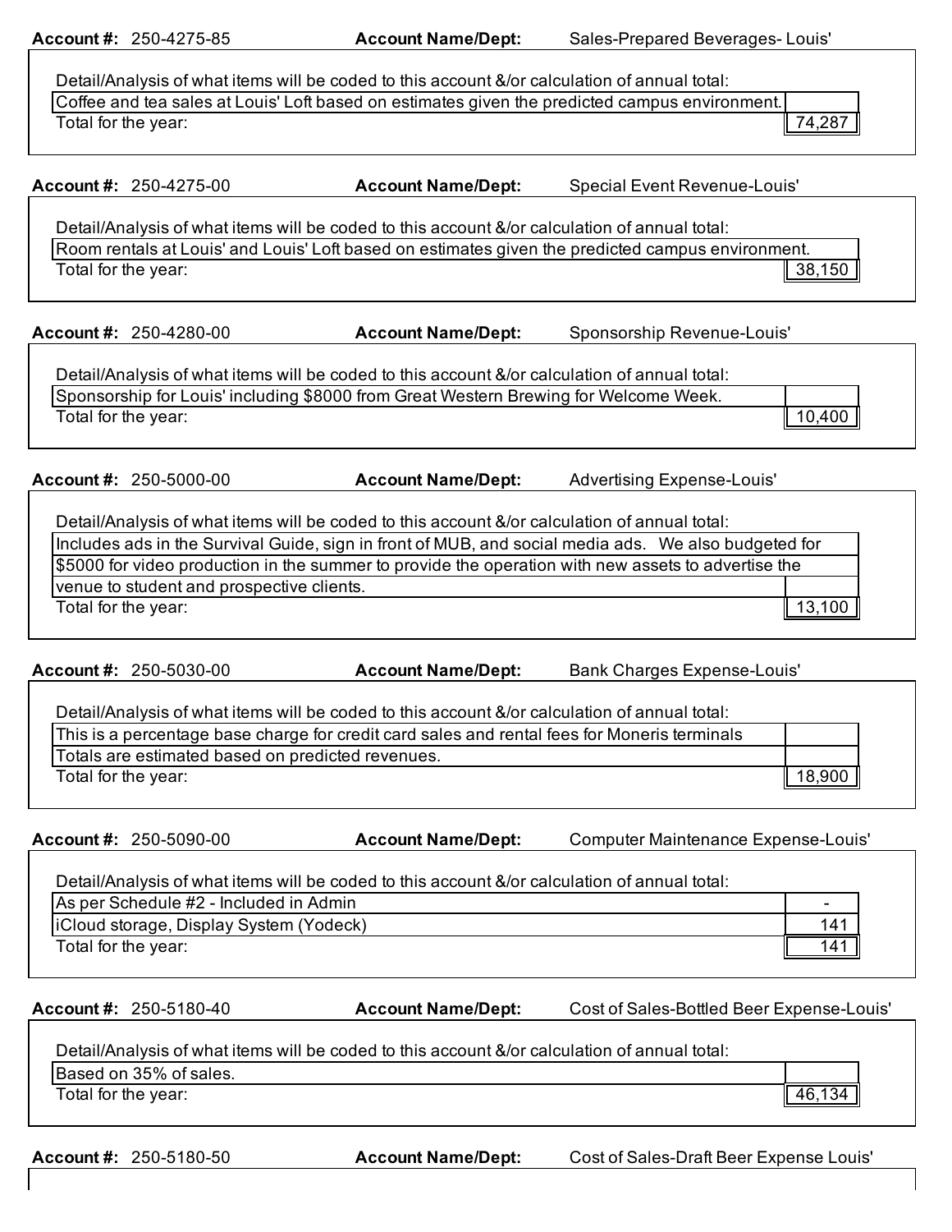**Account #:** 250-4275-85 **Account Name/Dept:** Sales-Prepared Beverages- Louis'

Detail/Analysis of what items will be coded to this account &/or calculation of annual total:

| | |
|---|---|
| Coffee and tea sales at Louis' Loft based on estimates given the predicted campus environment. | |
| Total for the year: | 74,287 |

**Account #:** 250-4275-00 **Account Name/Dept:** Special Event Revenue-Louis'

Detail/Analysis of what items will be coded to this account &/or calculation of annual total:

| | |
|---|---|
| Room rentals at Louis' and Louis' Loft based on estimates given the predicted campus environment. | |
| Total for the year: | 38,150 |

**Account #:** 250-4280-00 **Account Name/Dept:** Sponsorship Revenue-Louis'

Detail/Analysis of what items will be coded to this account &/or calculation of annual total:

| | |
|---|---|
| Sponsorship for Louis' including $8000 from Great Western Brewing for Welcome Week. | |
| Total for the year: | 10,400 |

**Account #:** 250-5000-00 **Account Name/Dept:** Advertising Expense-Louis'

Detail/Analysis of what items will be coded to this account &/or calculation of annual total:

| | |
|---|---|
| Includes ads in the Survival Guide, sign in front of MUB, and social media ads. We also budgeted for $5000 for video production in the summer to provide the operation with new assets to advertise the venue to student and prospective clients. | |
| Total for the year: | 13,100 |

**Account #:** 250-5030-00 **Account Name/Dept:** Bank Charges Expense-Louis'

Detail/Analysis of what items will be coded to this account &/or calculation of annual total:

| | |
|---|---|
| This is a percentage base charge for credit card sales and rental fees for Moneris terminals | |
| Totals are estimated based on predicted revenues. | |
| Total for the year: | 18,900 |

**Account #:** 250-5090-00 **Account Name/Dept:** Computer Maintenance Expense-Louis'

Detail/Analysis of what items will be coded to this account &/or calculation of annual total:

| | |
|---|---|
| As per Schedule #2 - Included in Admin | - |
| iCloud storage, Display System (Yodeck) | 141 |
| Total for the year: | 141 |

**Account #:** 250-5180-40 **Account Name/Dept:** Cost of Sales-Bottled Beer Expense-Louis'

Detail/Analysis of what items will be coded to this account &/or calculation of annual total:

| | |
|---|---|
| Based on 35% of sales. | |
| Total for the year: | 46,134 |

**Account #:** 250-5180-50 **Account Name/Dept:** Cost of Sales-Draft Beer Expense Louis'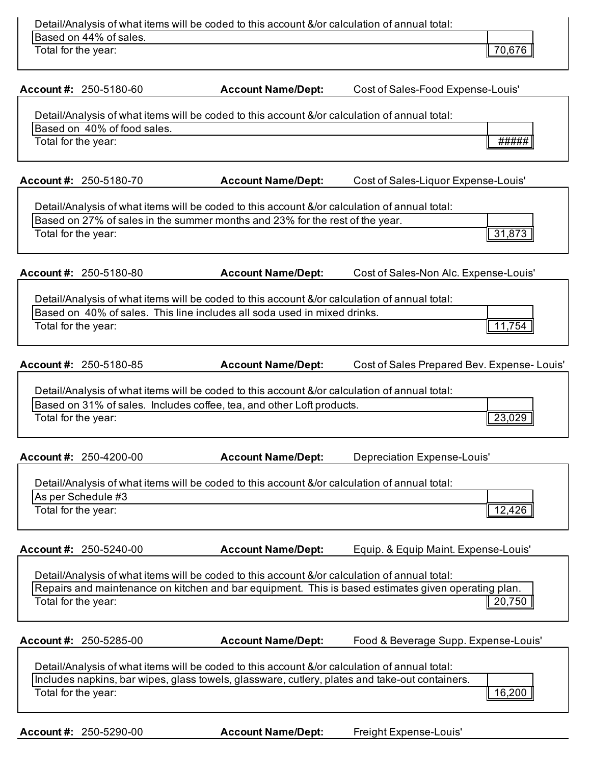Detail/Analysis of what items will be coded to this account &/or calculation of annual total:

Based on 44% of sales.

Total for the year: 70,676

**Account #:** 250-5180-60 **Account Name/Dept:** Cost of Sales-Food Expense-Louis'

Detail/Analysis of what items will be coded to this account &/or calculation of annual total:

Based on 40% of food sales.

Total for the year: #####

**Account #:** 250-5180-70 **Account Name/Dept:** Cost of Sales-Liquor Expense-Louis'

Detail/Analysis of what items will be coded to this account &/or calculation of annual total:

Based on 27% of sales in the summer months and 23% for the rest of the year.

Total for the year: 31,873

**Account #:** 250-5180-80 **Account Name/Dept:** Cost of Sales-Non Alc. Expense-Louis'

Detail/Analysis of what items will be coded to this account &/or calculation of annual total:

Based on 40% of sales. This line includes all soda used in mixed drinks.

Total for the year: 11,754

**Account #:** 250-5180-85 **Account Name/Dept:** Cost of Sales Prepared Bev. Expense- Louis'

Detail/Analysis of what items will be coded to this account &/or calculation of annual total:

Based on 31% of sales. Includes coffee, tea, and other Loft products.

Total for the year: 23,029

**Account #:** 250-4200-00 **Account Name/Dept:** Depreciation Expense-Louis'

Detail/Analysis of what items will be coded to this account &/or calculation of annual total:

As per Schedule #3

Total for the year: 12,426

**Account #:** 250-5240-00 **Account Name/Dept:** Equip. & Equip Maint. Expense-Louis'

Detail/Analysis of what items will be coded to this account &/or calculation of annual total:

Repairs and maintenance on kitchen and bar equipment. This is based estimates given operating plan.

Total for the year: 20,750

**Account #:** 250-5285-00 **Account Name/Dept:** Food & Beverage Supp. Expense-Louis'

Detail/Analysis of what items will be coded to this account &/or calculation of annual total:

Includes napkins, bar wipes, glass towels, glassware, cutlery, plates and take-out containers.

Total for the year: 16,200

**Account #:** 250-5290-00 **Account Name/Dept:** Freight Expense-Louis'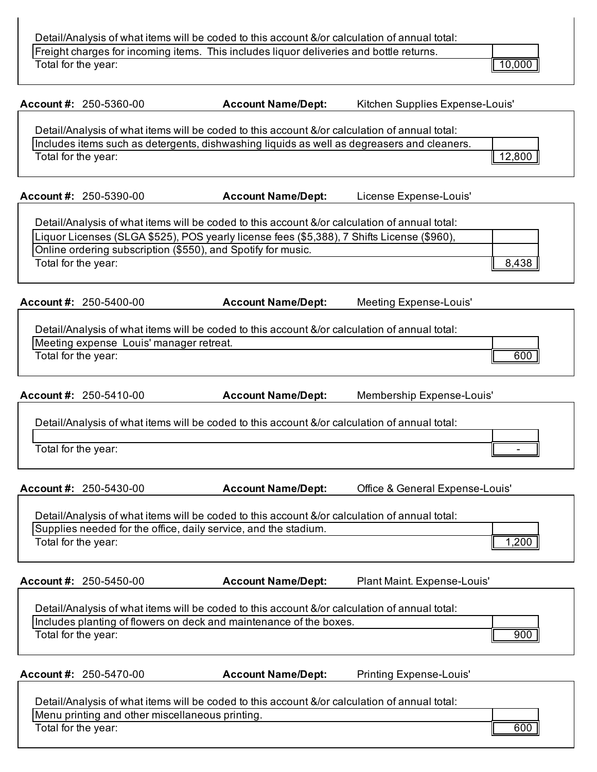Detail/Analysis of what items will be coded to this account &/or calculation of annual total:

| | |
|---|---|
| Freight charges for incoming items. This includes liquor deliveries and bottle returns. | |
| Total for the year: | 10,000 |

**Account #:** 250-5360-00 **Account Name/Dept:** Kitchen Supplies Expense-Louis'

Detail/Analysis of what items will be coded to this account &/or calculation of annual total:

| | |
|---|---|
| Includes items such as detergents, dishwashing liquids as well as degreasers and cleaners. | |
| Total for the year: | 12,800 |

**Account #:** 250-5390-00 **Account Name/Dept:** License Expense-Louis'

Detail/Analysis of what items will be coded to this account &/or calculation of annual total:

| | |
|---|---|
| Liquor Licenses (SLGA $525), POS yearly license fees ($5,388), 7 Shifts License ($960), | |
| Online ordering subscription ($550), and Spotify for music. | |
| Total for the year: | 8,438 |

**Account #:** 250-5400-00 **Account Name/Dept:** Meeting Expense-Louis'

Detail/Analysis of what items will be coded to this account &/or calculation of annual total:

| | |
|---|---|
| Meeting expense Louis' manager retreat. | |
| Total for the year: | 600 |

**Account #:** 250-5410-00 **Account Name/Dept:** Membership Expense-Louis'

Detail/Analysis of what items will be coded to this account &/or calculation of annual total:

| | |
|---|---|
| | |
| Total for the year: | - |

**Account #:** 250-5430-00 **Account Name/Dept:** Office & General Expense-Louis'

Detail/Analysis of what items will be coded to this account &/or calculation of annual total:

| | |
|---|---|
| Supplies needed for the office, daily service, and the stadium. | |
| Total for the year: | 1,200 |

**Account #:** 250-5450-00 **Account Name/Dept:** Plant Maint. Expense-Louis'

Detail/Analysis of what items will be coded to this account &/or calculation of annual total:

| | |
|---|---|
| Includes planting of flowers on deck and maintenance of the boxes. | |
| Total for the year: | 900 |

**Account #:** 250-5470-00 **Account Name/Dept:** Printing Expense-Louis'

Detail/Analysis of what items will be coded to this account &/or calculation of annual total:

| | |
|---|---|
| Menu printing and other miscellaneous printing. | |
| Total for the year: | 600 |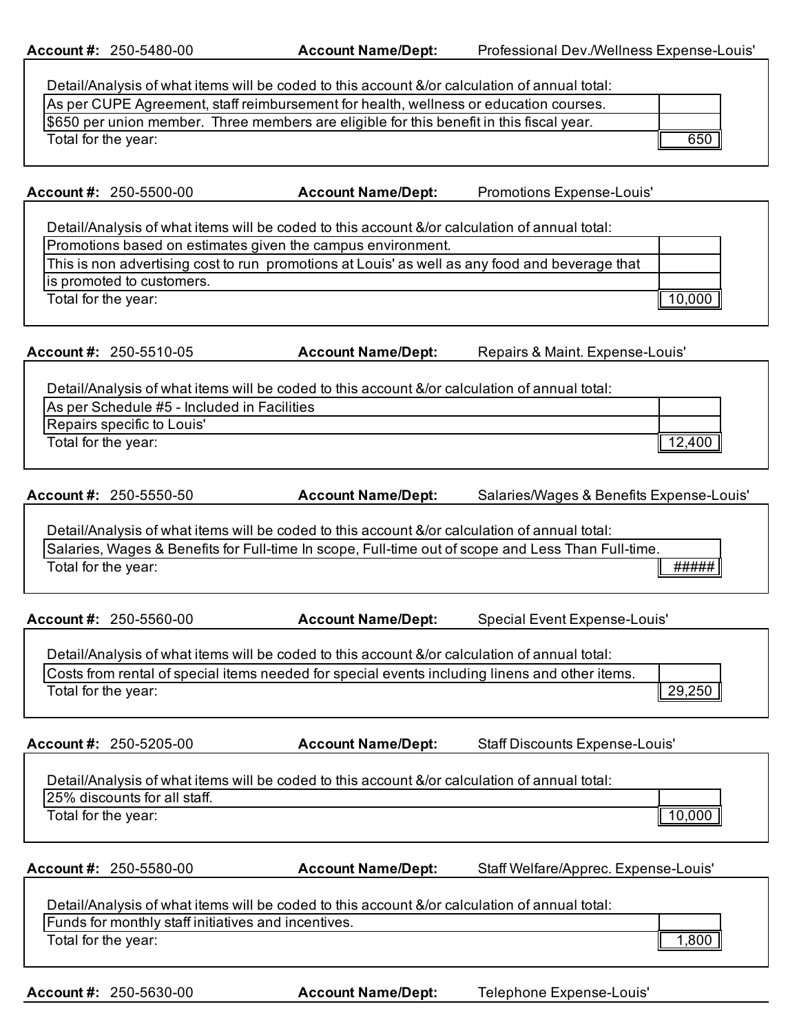**Account #:** 250-5480-00 **Account Name/Dept:** Professional Dev./Wellness Expense-Louis'

Detail/Analysis of what items will be coded to this account &/or calculation of annual total:

| | |
|---|---|
| As per CUPE Agreement, staff reimbursement for health, wellness or education courses. | |
| $650 per union member. Three members are eligible for this benefit in this fiscal year. | |
| Total for the year: | 650 |

**Account #:** 250-5500-00 **Account Name/Dept:** Promotions Expense-Louis'

Detail/Analysis of what items will be coded to this account &/or calculation of annual total:

| | |
|---|---|
| Promotions based on estimates given the campus environment. | |
| This is non advertising cost to run promotions at Louis' as well as any food and beverage that | |
| is promoted to customers. | |
| Total for the year: | 10,000 |

**Account #:** 250-5510-05 **Account Name/Dept:** Repairs & Maint. Expense-Louis'

Detail/Analysis of what items will be coded to this account &/or calculation of annual total:

| | |
|---|---|
| As per Schedule #5 - Included in Facilities | |
| Repairs specific to Louis' | |
| Total for the year: | 12,400 |

**Account #:** 250-5550-50 **Account Name/Dept:** Salaries/Wages & Benefits Expense-Louis'

Detail/Analysis of what items will be coded to this account &/or calculation of annual total:

| | |
|---|---|
| Salaries, Wages & Benefits for Full-time In scope, Full-time out of scope and Less Than Full-time. | |
| Total for the year: | ##### |

**Account #:** 250-5560-00 **Account Name/Dept:** Special Event Expense-Louis'

Detail/Analysis of what items will be coded to this account &/or calculation of annual total:

| | |
|---|---|
| Costs from rental of special items needed for special events including linens and other items. | |
| Total for the year: | 29,250 |

**Account #:** 250-5205-00 **Account Name/Dept:** Staff Discounts Expense-Louis'

Detail/Analysis of what items will be coded to this account &/or calculation of annual total:

| | |
|---|---|
| 25% discounts for all staff. | |
| Total for the year: | 10,000 |

**Account #:** 250-5580-00 **Account Name/Dept:** Staff Welfare/Apprec. Expense-Louis'

Detail/Analysis of what items will be coded to this account &/or calculation of annual total:

| | |
|---|---|
| Funds for monthly staff initiatives and incentives. | |
| Total for the year: | 1,800 |

**Account #:** 250-5630-00 **Account Name/Dept:** Telephone Expense-Louis'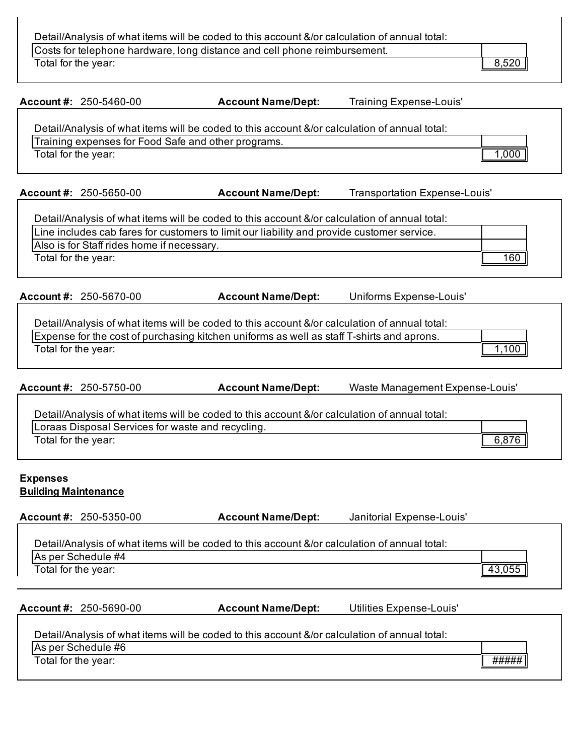Detail/Analysis of what items will be coded to this account &/or calculation of annual total:

| | |
|---|---|
| Costs for telephone hardware, long distance and cell phone reimbursement. | |
| Total for the year: | 8,520 |

**Account #:** 250-5460-00 **Account Name/Dept:** Training Expense-Louis'

Detail/Analysis of what items will be coded to this account &/or calculation of annual total:

| | |
|---|---|
| Training expenses for Food Safe and other programs. | |
| Total for the year: | 1,000 |

**Account #:** 250-5650-00 **Account Name/Dept:** Transportation Expense-Louis'

Detail/Analysis of what items will be coded to this account &/or calculation of annual total:

| | |
|---|---|
| Line includes cab fares for customers to limit our liability and provide customer service. | |
| Also is for Staff rides home if necessary. | |
| Total for the year: | 160 |

**Account #:** 250-5670-00 **Account Name/Dept:** Uniforms Expense-Louis'

Detail/Analysis of what items will be coded to this account &/or calculation of annual total:

| | |
|---|---|
| Expense for the cost of purchasing kitchen uniforms as well as staff T-shirts and aprons. | |
| Total for the year: | 1,100 |

**Account #:** 250-5750-00 **Account Name/Dept:** Waste Management Expense-Louis'

Detail/Analysis of what items will be coded to this account &/or calculation of annual total:

| | |
|---|---|
| Loraas Disposal Services for waste and recycling. | |
| Total for the year: | 6,876 |

**Expenses**
**Building Maintenance**

**Account #:** 250-5350-00 **Account Name/Dept:** Janitorial Expense-Louis'

Detail/Analysis of what items will be coded to this account &/or calculation of annual total:

| | |
|---|---|
| As per Schedule #4 | |
| Total for the year: | 43,055 |

**Account #:** 250-5690-00 **Account Name/Dept:** Utilities Expense-Louis'

Detail/Analysis of what items will be coded to this account &/or calculation of annual total:

| | |
|---|---|
| As per Schedule #6 | |
| Total for the year: | ##### |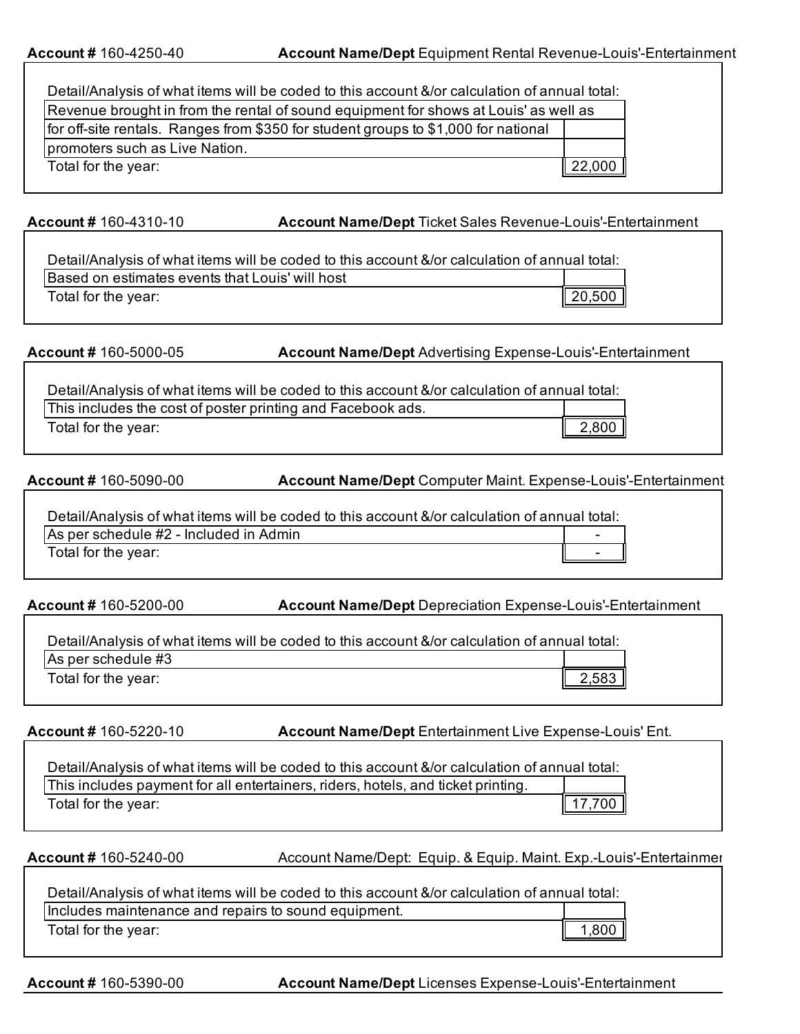**Account #** 160-4250-40 **Account Name/Dept** Equipment Rental Revenue-Louis'-Entertainment

Detail/Analysis of what items will be coded to this account &/or calculation of annual total:

| | |
|---|---|
| Revenue brought in from the rental of sound equipment for shows at Louis' as well as | |
| for off-site rentals. Ranges from $350 for student groups to $1,000 for national | |
| promoters such as Live Nation. | |
| Total for the year: | 22,000 |

**Account #** 160-4310-10 **Account Name/Dept** Ticket Sales Revenue-Louis'-Entertainment

Detail/Analysis of what items will be coded to this account &/or calculation of annual total:

| | |
|---|---|
| Based on estimates events that Louis' will host | |
| Total for the year: | 20,500 |

**Account #** 160-5000-05 **Account Name/Dept** Advertising Expense-Louis'-Entertainment

Detail/Analysis of what items will be coded to this account &/or calculation of annual total:

| | |
|---|---|
| This includes the cost of poster printing and Facebook ads. | |
| Total for the year: | 2,800 |

**Account #** 160-5090-00 **Account Name/Dept** Computer Maint. Expense-Louis'-Entertainment

Detail/Analysis of what items will be coded to this account &/or calculation of annual total:

| | |
|---|---|
| As per schedule #2 - Included in Admin | - |
| Total for the year: | - |

**Account #** 160-5200-00 **Account Name/Dept** Depreciation Expense-Louis'-Entertainment

Detail/Analysis of what items will be coded to this account &/or calculation of annual total:

| | |
|---|---|
| As per schedule #3 | |
| Total for the year: | 2,583 |

**Account #** 160-5220-10 **Account Name/Dept** Entertainment Live Expense-Louis' Ent.

Detail/Analysis of what items will be coded to this account &/or calculation of annual total:

| | |
|---|---|
| This includes payment for all entertainers, riders, hotels, and ticket printing. | |
| Total for the year: | 17,700 |

**Account #** 160-5240-00 Account Name/Dept: Equip. & Equip. Maint. Exp.-Louis'-Entertainmer

Detail/Analysis of what items will be coded to this account &/or calculation of annual total:

| | |
|---|---|
| Includes maintenance and repairs to sound equipment. | |
| Total for the year: | 1,800 |

**Account #** 160-5390-00 **Account Name/Dept** Licenses Expense-Louis'-Entertainment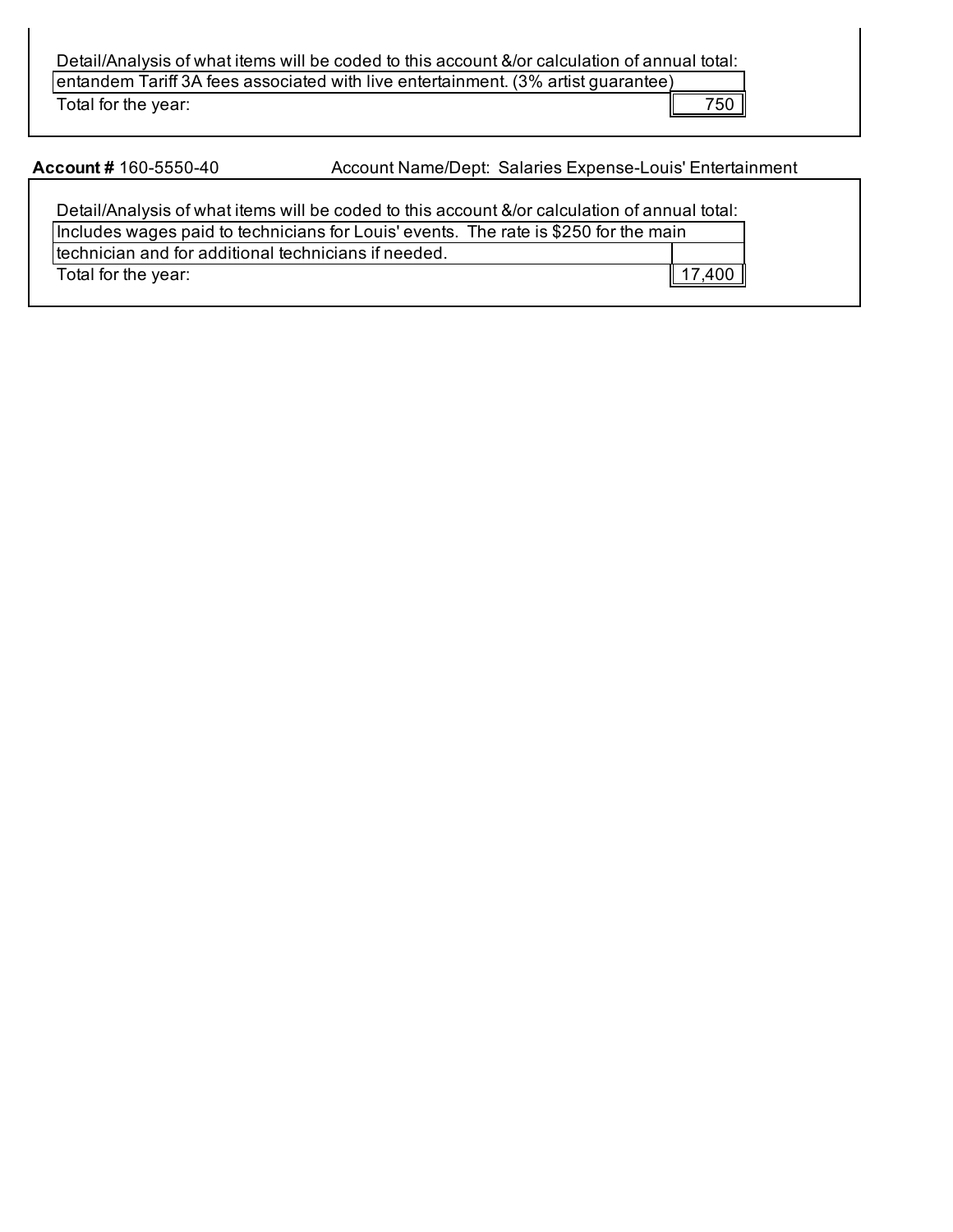Detail/Analysis of what items will be coded to this account &/or calculation of annual total:

entandem Tariff 3A fees associated with live entertainment. (3% artist guarantee)

Total for the year: 750

**Account #** 160-5550-40 Account Name/Dept: Salaries Expense-Louis' Entertainment

Detail/Analysis of what items will be coded to this account &/or calculation of annual total:

Includes wages paid to technicians for Louis' events. The rate is $250 for the main technician and for additional technicians if needed.

Total for the year: 17,400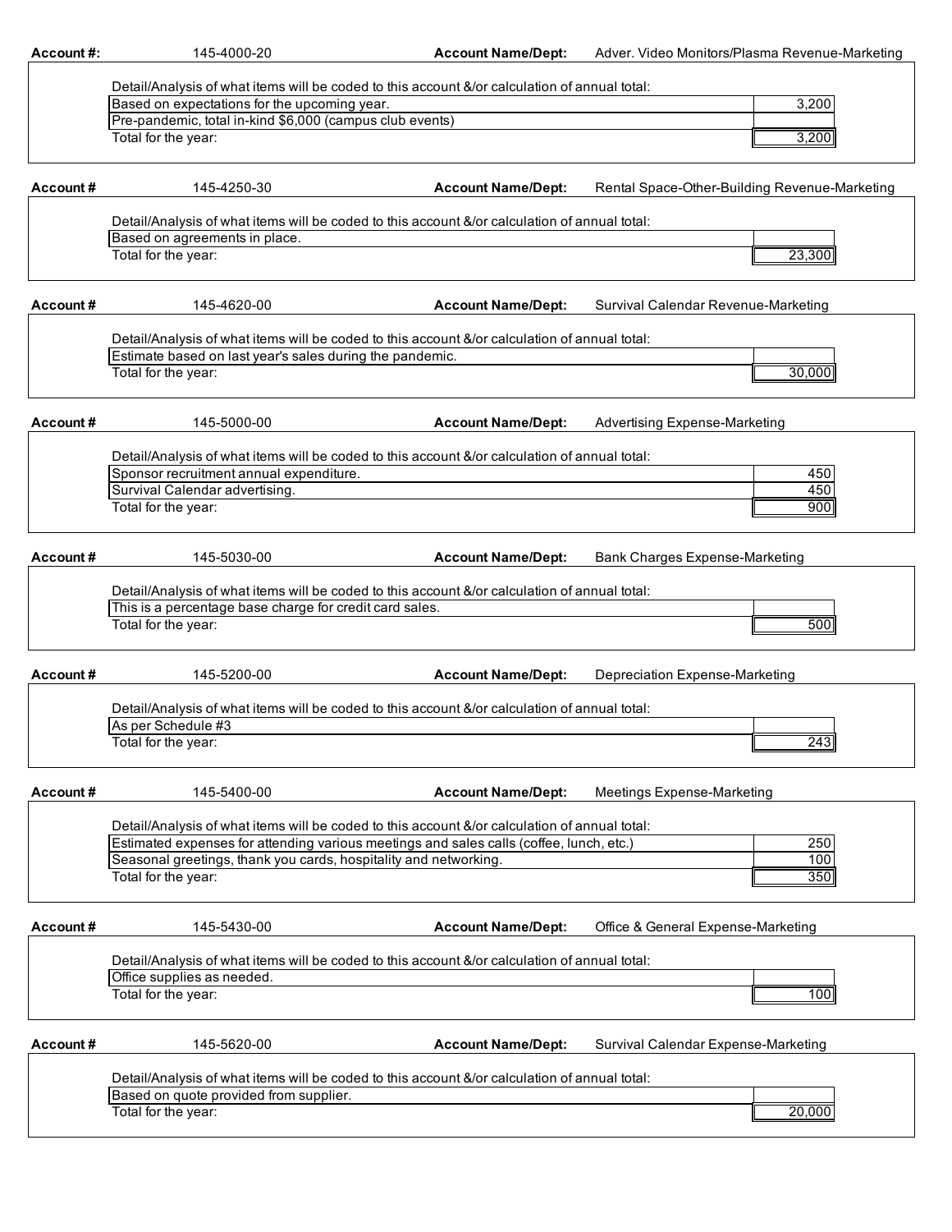**Account #:** 145-4000-20 **Account Name/Dept:** Adver. Video Monitors/Plasma Revenue-Marketing

Detail/Analysis of what items will be coded to this account &/or calculation of annual total:

| Detail | Amount |
|---|---|
| Based on expectations for the upcoming year. | 3,200 |
| Pre-pandemic, total in-kind $6,000 (campus club events) | |
| Total for the year: | 3,200 |

**Account #** 145-4250-30 **Account Name/Dept:** Rental Space-Other-Building Revenue-Marketing

Detail/Analysis of what items will be coded to this account &/or calculation of annual total:

| Detail | Amount |
|---|---|
| Based on agreements in place. | |
| Total for the year: | 23,300 |

**Account #** 145-4620-00 **Account Name/Dept:** Survival Calendar Revenue-Marketing

Detail/Analysis of what items will be coded to this account &/or calculation of annual total:

| Detail | Amount |
|---|---|
| Estimate based on last year's sales during the pandemic. | |
| Total for the year: | 30,000 |

**Account #** 145-5000-00 **Account Name/Dept:** Advertising Expense-Marketing

Detail/Analysis of what items will be coded to this account &/or calculation of annual total:

| Detail | Amount |
|---|---|
| Sponsor recruitment annual expenditure. | 450 |
| Survival Calendar advertising. | 450 |
| Total for the year: | 900 |

**Account #** 145-5030-00 **Account Name/Dept:** Bank Charges Expense-Marketing

Detail/Analysis of what items will be coded to this account &/or calculation of annual total:

| Detail | Amount |
|---|---|
| This is a percentage base charge for credit card sales. | |
| Total for the year: | 500 |

**Account #** 145-5200-00 **Account Name/Dept:** Depreciation Expense-Marketing

Detail/Analysis of what items will be coded to this account &/or calculation of annual total:

| Detail | Amount |
|---|---|
| As per Schedule #3 | |
| Total for the year: | 243 |

**Account #** 145-5400-00 **Account Name/Dept:** Meetings Expense-Marketing

Detail/Analysis of what items will be coded to this account &/or calculation of annual total:

| Detail | Amount |
|---|---|
| Estimated expenses for attending various meetings and sales calls (coffee, lunch, etc.) | 250 |
| Seasonal greetings, thank you cards, hospitality and networking. | 100 |
| Total for the year: | 350 |

**Account #** 145-5430-00 **Account Name/Dept:** Office & General Expense-Marketing

Detail/Analysis of what items will be coded to this account &/or calculation of annual total:

| Detail | Amount |
|---|---|
| Office supplies as needed. | |
| Total for the year: | 100 |

**Account #** 145-5620-00 **Account Name/Dept:** Survival Calendar Expense-Marketing

Detail/Analysis of what items will be coded to this account &/or calculation of annual total:

| Detail | Amount |
|---|---|
| Based on quote provided from supplier. | |
| Total for the year: | 20,000 |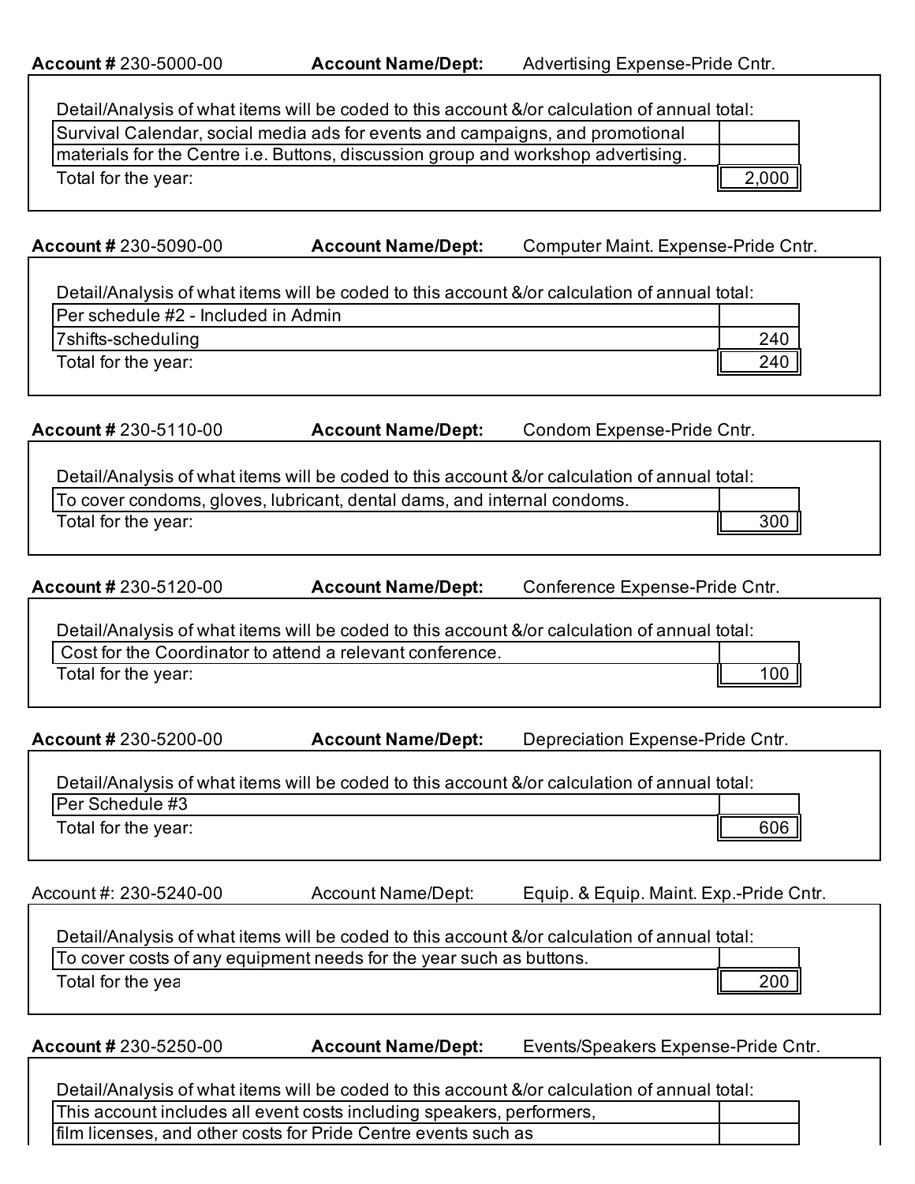**Account #** 230-5000-00 **Account Name/Dept:** Advertising Expense-Pride Cntr.

Detail/Analysis of what items will be coded to this account &/or calculation of annual total:

| | |
|---|---|
| Survival Calendar, social media ads for events and campaigns, and promotional materials for the Centre i.e. Buttons, discussion group and workshop advertising. | |
| Total for the year: | 2,000 |

**Account #** 230-5090-00 **Account Name/Dept:** Computer Maint. Expense-Pride Cntr.

Detail/Analysis of what items will be coded to this account &/or calculation of annual total:

| | |
|---|---|
| Per schedule #2 - Included in Admin | |
| 7shifts-scheduling | 240 |
| Total for the year: | 240 |

**Account #** 230-5110-00 **Account Name/Dept:** Condom Expense-Pride Cntr.

Detail/Analysis of what items will be coded to this account &/or calculation of annual total:

| | |
|---|---|
| To cover condoms, gloves, lubricant, dental dams, and internal condoms. | |
| Total for the year: | 300 |

**Account #** 230-5120-00 **Account Name/Dept:** Conference Expense-Pride Cntr.

Detail/Analysis of what items will be coded to this account &/or calculation of annual total:

| | |
|---|---|
| Cost for the Coordinator to attend a relevant conference. | |
| Total for the year: | 100 |

**Account #** 230-5200-00 **Account Name/Dept:** Depreciation Expense-Pride Cntr.

Detail/Analysis of what items will be coded to this account &/or calculation of annual total:

| | |
|---|---|
| Per Schedule #3 | |
| Total for the year: | 606 |

Account #: 230-5240-00 Account Name/Dept: Equip. & Equip. Maint. Exp.-Pride Cntr.

Detail/Analysis of what items will be coded to this account &/or calculation of annual total:

| | |
|---|---|
| To cover costs of any equipment needs for the year such as buttons. | |
| Total for the yea | 200 |

**Account #** 230-5250-00 **Account Name/Dept:** Events/Speakers Expense-Pride Cntr.

Detail/Analysis of what items will be coded to this account &/or calculation of annual total:

| | |
|---|---|
| This account includes all event costs including speakers, performers, film licenses, and other costs for Pride Centre events such as | |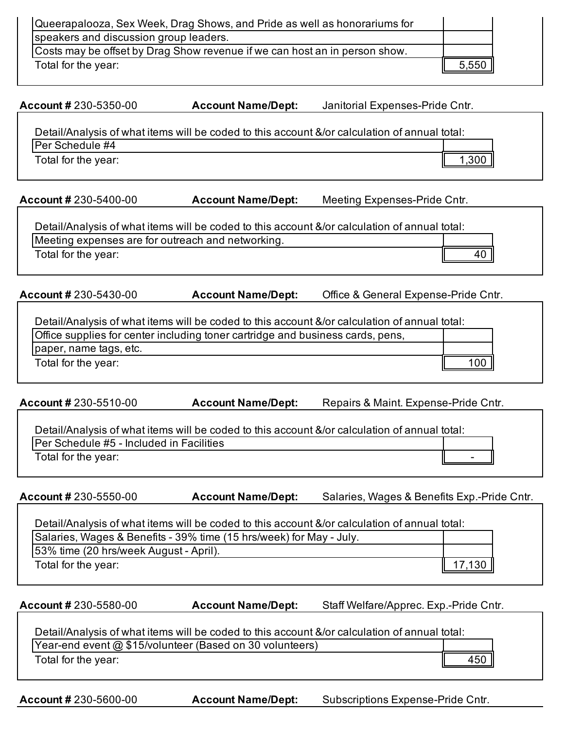| | |
|---|---|
| Queerapalooza, Sex Week, Drag Shows, and Pride as well as honorariums for | |
| speakers and discussion group leaders. | |
| Costs may be offset by Drag Show revenue if we can host an in person show. | |
| Total for the year: | 5,550 |

**Account #** 230-5350-00 **Account Name/Dept:** Janitorial Expenses-Pride Cntr.

Detail/Analysis of what items will be coded to this account &/or calculation of annual total:

| | |
|---|---|
| Per Schedule #4 | |
| Total for the year: | 1,300 |

**Account #** 230-5400-00 **Account Name/Dept:** Meeting Expenses-Pride Cntr.

Detail/Analysis of what items will be coded to this account &/or calculation of annual total:

| | |
|---|---|
| Meeting expenses are for outreach and networking. | |
| Total for the year: | 40 |

**Account #** 230-5430-00 **Account Name/Dept:** Office & General Expense-Pride Cntr.

Detail/Analysis of what items will be coded to this account &/or calculation of annual total:

| | |
|---|---|
| Office supplies for center including toner cartridge and business cards, pens, | |
| paper, name tags, etc. | |
| Total for the year: | 100 |

**Account #** 230-5510-00 **Account Name/Dept:** Repairs & Maint. Expense-Pride Cntr.

Detail/Analysis of what items will be coded to this account &/or calculation of annual total:

| | |
|---|---|
| Per Schedule #5 - Included in Facilities | |
| Total for the year: | - |

**Account #** 230-5550-00 **Account Name/Dept:** Salaries, Wages & Benefits Exp.-Pride Cntr.

Detail/Analysis of what items will be coded to this account &/or calculation of annual total:

| | |
|---|---|
| Salaries, Wages & Benefits - 39% time (15 hrs/week) for May - July. | |
| 53% time (20 hrs/week August - April). | |
| Total for the year: | 17,130 |

**Account #** 230-5580-00 **Account Name/Dept:** Staff Welfare/Apprec. Exp.-Pride Cntr.

Detail/Analysis of what items will be coded to this account &/or calculation of annual total:

| | |
|---|---|
| Year-end event @ $15/volunteer (Based on 30 volunteers) | |
| Total for the year: | 450 |

**Account #** 230-5600-00 **Account Name/Dept:** Subscriptions Expense-Pride Cntr.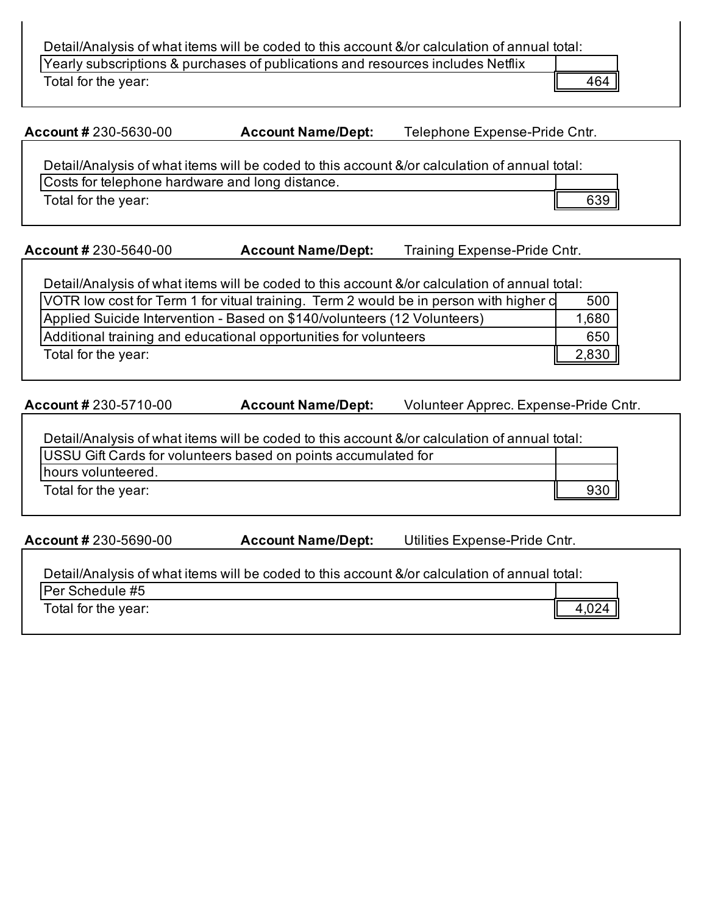Detail/Analysis of what items will be coded to this account &/or calculation of annual total:

| Yearly subscriptions & purchases of publications and resources includes Netflix | |
|---|---|
| Total for the year: | 464 |

**Account #** 230-5630-00 **Account Name/Dept:** Telephone Expense-Pride Cntr.

Detail/Analysis of what items will be coded to this account &/or calculation of annual total:

| Costs for telephone hardware and long distance. | |
|---|---|
| Total for the year: | 639 |

**Account #** 230-5640-00 **Account Name/Dept:** Training Expense-Pride Cntr.

Detail/Analysis of what items will be coded to this account &/or calculation of annual total:

| VOTR low cost for Term 1 for vitual training. Term 2 would be in person with higher c | 500 |
|---|---|
| Applied Suicide Intervention - Based on $140/volunteers (12 Volunteers) | 1,680 |
| Additional training and educational opportunities for volunteers | 650 |
| Total for the year: | 2,830 |

**Account #** 230-5710-00 **Account Name/Dept:** Volunteer Apprec. Expense-Pride Cntr.

Detail/Analysis of what items will be coded to this account &/or calculation of annual total:

| USSU Gift Cards for volunteers based on points accumulated for | |
|---|---|
| hours volunteered. | |
| Total for the year: | 930 |

**Account #** 230-5690-00 **Account Name/Dept:** Utilities Expense-Pride Cntr.

Detail/Analysis of what items will be coded to this account &/or calculation of annual total:

| Per Schedule #5 | |
|---|---|
| Total for the year: | 4,024 |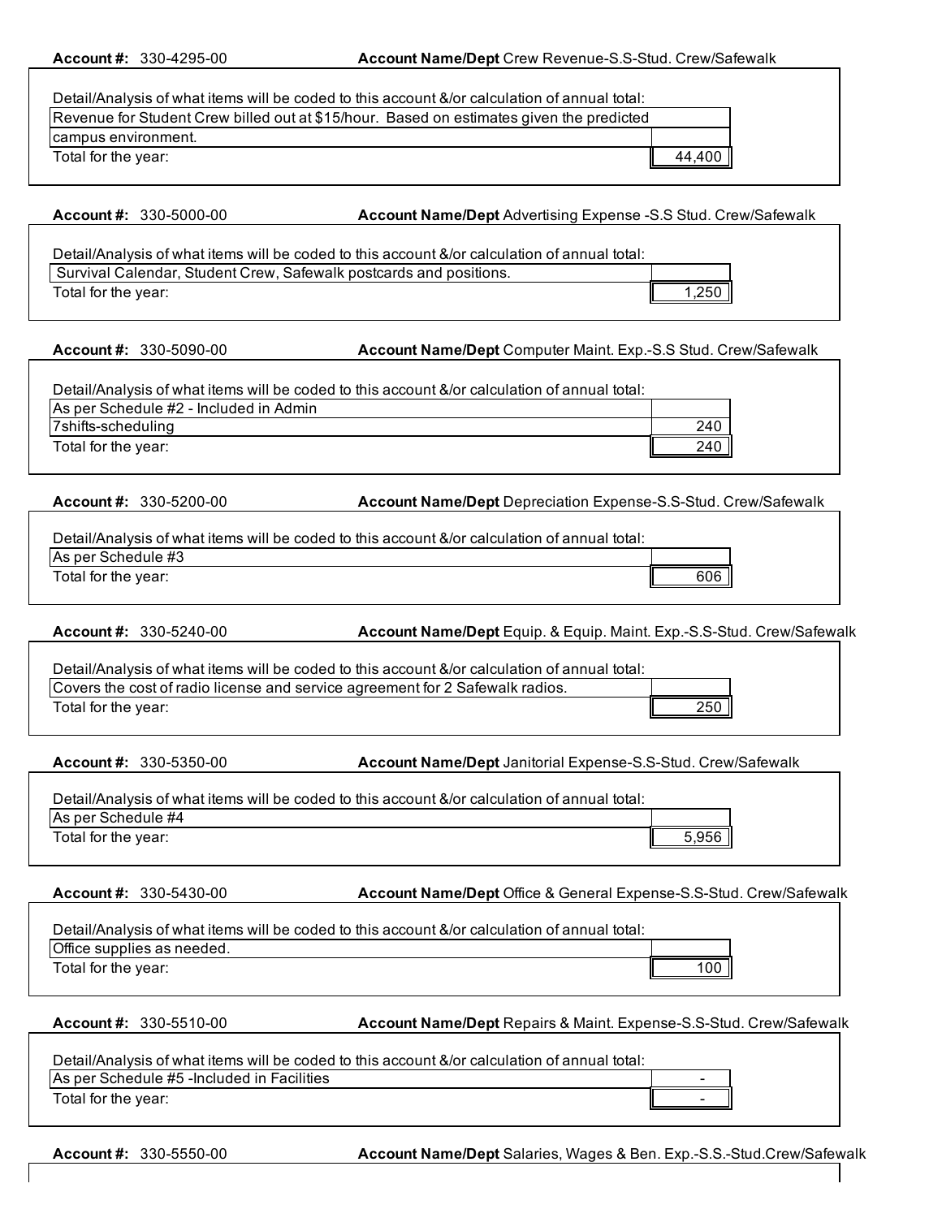**Account #:** 330-4295-00 **Account Name/Dept** Crew Revenue-S.S-Stud. Crew/Safewalk

Detail/Analysis of what items will be coded to this account &/or calculation of annual total:

| | |
|---|---|
| Revenue for Student Crew billed out at $15/hour. Based on estimates given the predicted campus environment. | |
| Total for the year: | 44,400 |

**Account #:** 330-5000-00 **Account Name/Dept** Advertising Expense -S.S Stud. Crew/Safewalk

Detail/Analysis of what items will be coded to this account &/or calculation of annual total:

| | |
|---|---|
| Survival Calendar, Student Crew, Safewalk postcards and positions. | |
| Total for the year: | 1,250 |

**Account #:** 330-5090-00 **Account Name/Dept** Computer Maint. Exp.-S.S Stud. Crew/Safewalk

Detail/Analysis of what items will be coded to this account &/or calculation of annual total:

| | |
|---|---|
| As per Schedule #2 - Included in Admin | |
| 7shifts-scheduling | 240 |
| Total for the year: | 240 |

**Account #:** 330-5200-00 **Account Name/Dept** Depreciation Expense-S.S-Stud. Crew/Safewalk

Detail/Analysis of what items will be coded to this account &/or calculation of annual total:

| | |
|---|---|
| As per Schedule #3 | |
| Total for the year: | 606 |

**Account #:** 330-5240-00 **Account Name/Dept** Equip. & Equip. Maint. Exp.-S.S-Stud. Crew/Safewalk

Detail/Analysis of what items will be coded to this account &/or calculation of annual total:

| | |
|---|---|
| Covers the cost of radio license and service agreement for 2 Safewalk radios. | |
| Total for the year: | 250 |

**Account #:** 330-5350-00 **Account Name/Dept** Janitorial Expense-S.S-Stud. Crew/Safewalk

Detail/Analysis of what items will be coded to this account &/or calculation of annual total:

| | |
|---|---|
| As per Schedule #4 | |
| Total for the year: | 5,956 |

**Account #:** 330-5430-00 **Account Name/Dept** Office & General Expense-S.S-Stud. Crew/Safewalk

Detail/Analysis of what items will be coded to this account &/or calculation of annual total:

| | |
|---|---|
| Office supplies as needed. | |
| Total for the year: | 100 |

**Account #:** 330-5510-00 **Account Name/Dept** Repairs & Maint. Expense-S.S-Stud. Crew/Safewalk

Detail/Analysis of what items will be coded to this account &/or calculation of annual total:

| | |
|---|---|
| As per Schedule #5 -Included in Facilities | - |
| Total for the year: | - |

**Account #:** 330-5550-00 **Account Name/Dept** Salaries, Wages & Ben. Exp.-S.S.-Stud.Crew/Safewalk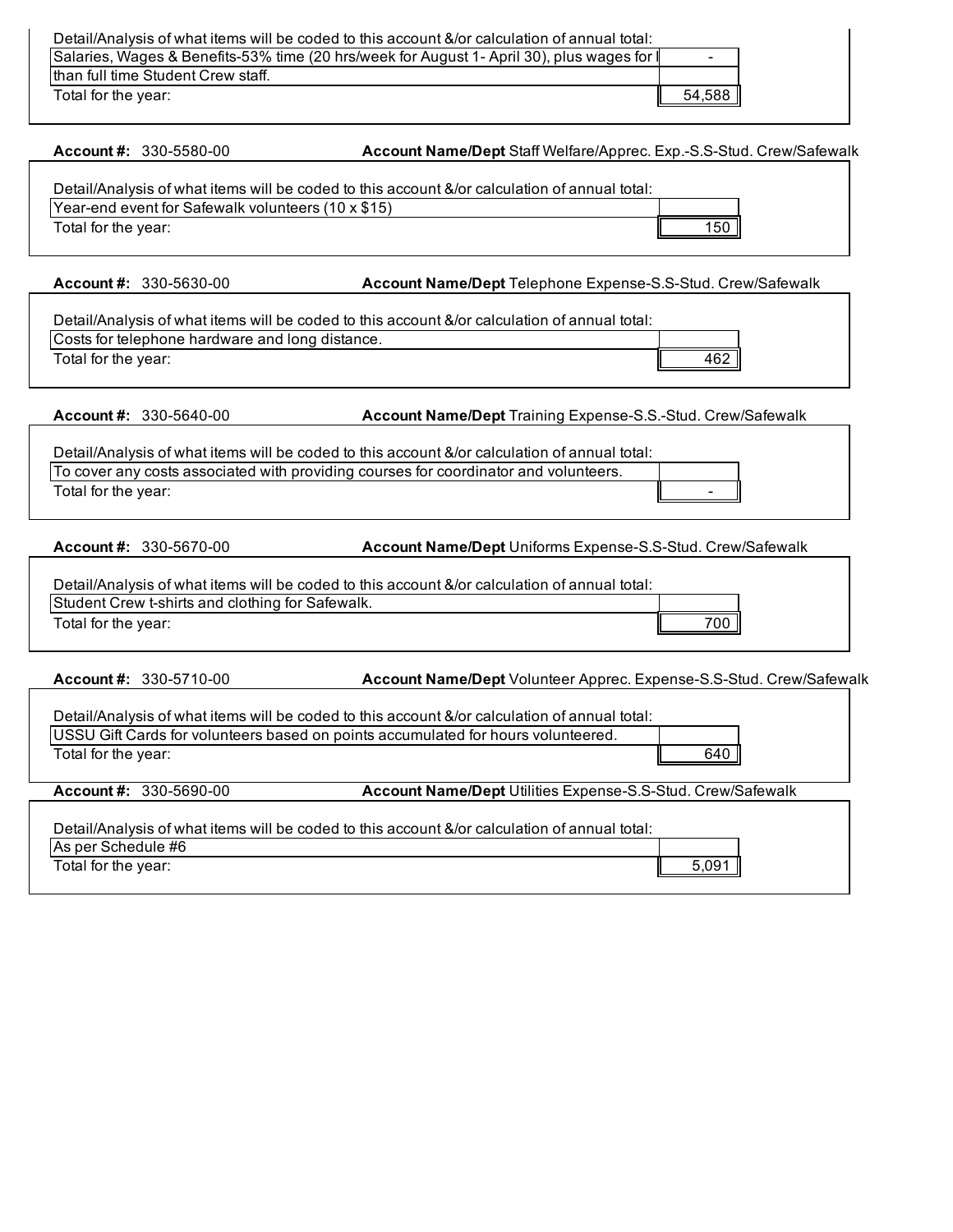Detail/Analysis of what items will be coded to this account &/or calculation of annual total:

| | |
|---|---|
| Salaries, Wages & Benefits-53% time (20 hrs/week for August 1- April 30), plus wages for l | - |
| than full time Student Crew staff. | |
| Total for the year: | 54,588 |

**Account #:** 330-5580-00 **Account Name/Dept** Staff Welfare/Apprec. Exp.-S.S-Stud. Crew/Safewalk

Detail/Analysis of what items will be coded to this account &/or calculation of annual total:

| | |
|---|---|
| Year-end event for Safewalk volunteers (10 x $15) | |
| Total for the year: | 150 |

**Account #:** 330-5630-00 **Account Name/Dept** Telephone Expense-S.S-Stud. Crew/Safewalk

Detail/Analysis of what items will be coded to this account &/or calculation of annual total:

| | |
|---|---|
| Costs for telephone hardware and long distance. | |
| Total for the year: | 462 |

**Account #:** 330-5640-00 **Account Name/Dept** Training Expense-S.S.-Stud. Crew/Safewalk

Detail/Analysis of what items will be coded to this account &/or calculation of annual total:

| | |
|---|---|
| To cover any costs associated with providing courses for coordinator and volunteers. | |
| Total for the year: | - |

**Account #:** 330-5670-00 **Account Name/Dept** Uniforms Expense-S.S-Stud. Crew/Safewalk

Detail/Analysis of what items will be coded to this account &/or calculation of annual total:

| | |
|---|---|
| Student Crew t-shirts and clothing for Safewalk. | |
| Total for the year: | 700 |

**Account #:** 330-5710-00 **Account Name/Dept** Volunteer Apprec. Expense-S.S-Stud. Crew/Safewalk

Detail/Analysis of what items will be coded to this account &/or calculation of annual total:

| | |
|---|---|
| USSU Gift Cards for volunteers based on points accumulated for hours volunteered. | |
| Total for the year: | 640 |

**Account #:** 330-5690-00 **Account Name/Dept** Utilities Expense-S.S-Stud. Crew/Safewalk

Detail/Analysis of what items will be coded to this account &/or calculation of annual total:

| | |
|---|---|
| As per Schedule #6 | |
| Total for the year: | 5,091 |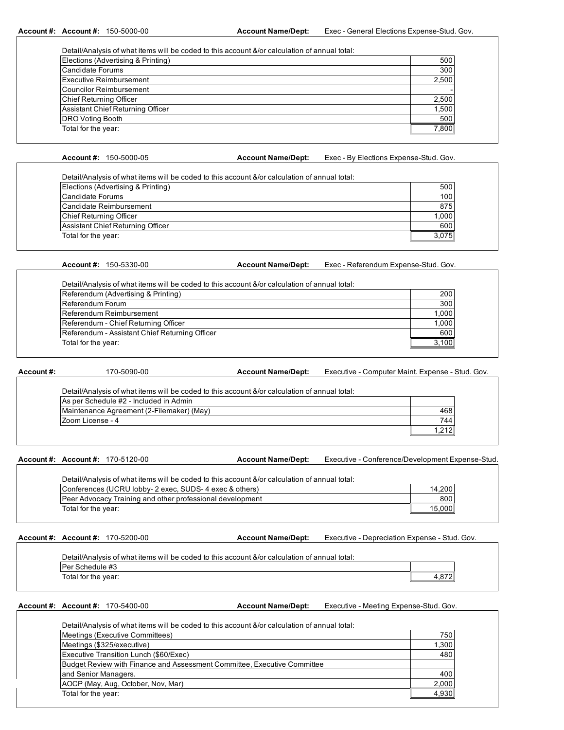**Account #:** **Account #:** 150-5000-00 **Account Name/Dept:** Exec - General Elections Expense-Stud. Gov.

Detail/Analysis of what items will be coded to this account &/or calculation of annual total:

| Item | Amount |
| --- | --- |
| Elections (Advertising & Printing) | 500 |
| Candidate Forums | 300 |
| Executive Reimbursement | 2,500 |
| Councilor Reimbursement | - |
| Chief Returning Officer | 2,500 |
| Assistant Chief Returning Officer | 1,500 |
| DRO Voting Booth | 500 |
| Total for the year: | 7,800 |

**Account #:** 150-5000-05 **Account Name/Dept:** Exec - By Elections Expense-Stud. Gov.

Detail/Analysis of what items will be coded to this account &/or calculation of annual total:

| Item | Amount |
| --- | --- |
| Elections (Advertising & Printing) | 500 |
| Candidate Forums | 100 |
| Candidate Reimbursement | 875 |
| Chief Returning Officer | 1,000 |
| Assistant Chief Returning Officer | 600 |
| Total for the year: | 3,075 |

**Account #:** 150-5330-00 **Account Name/Dept:** Exec - Referendum Expense-Stud. Gov.

Detail/Analysis of what items will be coded to this account &/or calculation of annual total:

| Item | Amount |
| --- | --- |
| Referendum (Advertising & Printing) | 200 |
| Referendum Forum | 300 |
| Referendum Reimbursement | 1,000 |
| Referendum - Chief Returning Officer | 1,000 |
| Referendum - Assistant Chief Returning Officer | 600 |
| Total for the year: | 3,100 |

**Account #:** 170-5090-00 **Account Name/Dept:** Executive - Computer Maint. Expense - Stud. Gov.

Detail/Analysis of what items will be coded to this account &/or calculation of annual total:

| Item | Amount |
| --- | --- |
| As per Schedule #2 - Included in Admin | |
| Maintenance Agreement (2-Filemaker) (May) | 468 |
| Zoom License - 4 | 744 |
| | 1,212 |

**Account #:** **Account #:** 170-5120-00 **Account Name/Dept:** Executive - Conference/Development Expense-Stud.

Detail/Analysis of what items will be coded to this account &/or calculation of annual total:

| Item | Amount |
| --- | --- |
| Conferences (UCRU lobby- 2 exec, SUDS- 4 exec & others) | 14,200 |
| Peer Advocacy Training and other professional development | 800 |
| Total for the year: | 15,000 |

**Account #:** **Account #:** 170-5200-00 **Account Name/Dept:** Executive - Depreciation Expense - Stud. Gov.

Detail/Analysis of what items will be coded to this account &/or calculation of annual total:

| Item | Amount |
| --- | --- |
| Per Schedule #3 | |
| Total for the year: | 4,872 |

**Account #:** **Account #:** 170-5400-00 **Account Name/Dept:** Executive - Meeting Expense-Stud. Gov.

Detail/Analysis of what items will be coded to this account &/or calculation of annual total:

| Item | Amount |
| --- | --- |
| Meetings (Executive Committees) | 750 |
| Meetings ($325/executive) | 1,300 |
| Executive Transition Lunch ($60/Exec) | 480 |
| Budget Review with Finance and Assessment Committee, Executive Committee and Senior Managers. | 400 |
| AOCP (May, Aug, October, Nov, Mar) | 2,000 |
| Total for the year: | 4,930 |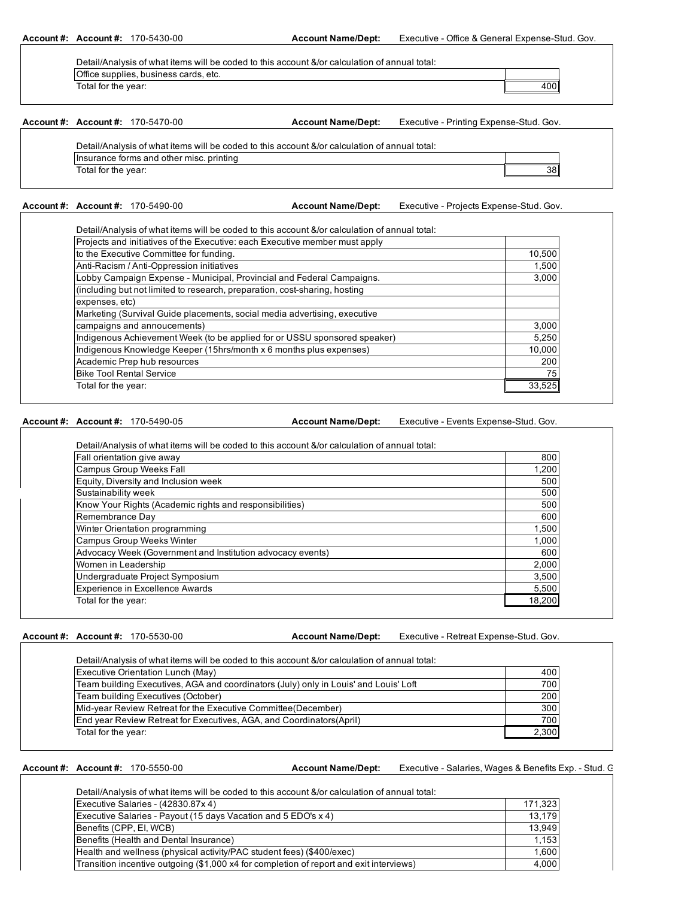**Account #: Account #:** 170-5430-00 **Account Name/Dept:** Executive - Office & General Expense-Stud. Gov.

Detail/Analysis of what items will be coded to this account &/or calculation of annual total:

| Item | Amount |
|---|---|
| Office supplies, business cards, etc. | |
| Total for the year: | 400 |

**Account #: Account #:** 170-5470-00 **Account Name/Dept:** Executive - Printing Expense-Stud. Gov.

Detail/Analysis of what items will be coded to this account &/or calculation of annual total:

| Item | Amount |
|---|---|
| Insurance forms and other misc. printing | |
| Total for the year: | 38 |

**Account #: Account #:** 170-5490-00 **Account Name/Dept:** Executive - Projects Expense-Stud. Gov.

Detail/Analysis of what items will be coded to this account &/or calculation of annual total:

| Item | Amount |
|---|---|
| Projects and initiatives of the Executive: each Executive member must apply | |
| to the Executive Committee for funding. | 10,500 |
| Anti-Racism / Anti-Oppression initiatives | 1,500 |
| Lobby Campaign Expense - Municipal, Provincial and Federal Campaigns. | 3,000 |
| (including but not limited to research, preparation, cost-sharing, hosting | |
| expenses, etc) | |
| Marketing (Survival Guide placements, social media advertising, executive | |
| campaigns and annoucements) | 3,000 |
| Indigenous Achievement Week (to be applied for or USSU sponsored speaker) | 5,250 |
| Indigenous Knowledge Keeper (15hrs/month x 6 months plus expenses) | 10,000 |
| Academic Prep hub resources | 200 |
| Bike Tool Rental Service | 75 |
| Total for the year: | 33,525 |

**Account #: Account #:** 170-5490-05 **Account Name/Dept:** Executive - Events Expense-Stud. Gov.

Detail/Analysis of what items will be coded to this account &/or calculation of annual total:

| Item | Amount |
|---|---|
| Fall orientation give away | 800 |
| Campus Group Weeks Fall | 1,200 |
| Equity, Diversity and Inclusion week | 500 |
| Sustainability week | 500 |
| Know Your Rights (Academic rights and responsibilities) | 500 |
| Remembrance Day | 600 |
| Winter Orientation programming | 1,500 |
| Campus Group Weeks Winter | 1,000 |
| Advocacy Week (Government and Institution advocacy events) | 600 |
| Women in Leadership | 2,000 |
| Undergraduate Project Symposium | 3,500 |
| Experience in Excellence Awards | 5,500 |
| Total for the year: | 18,200 |

**Account #: Account #:** 170-5530-00 **Account Name/Dept:** Executive - Retreat Expense-Stud. Gov.

Detail/Analysis of what items will be coded to this account &/or calculation of annual total:

| Item | Amount |
|---|---|
| Executive Orientation Lunch (May) | 400 |
| Team building Executives, AGA and coordinators (July) only in Louis' and Louis' Loft | 700 |
| Team building Executives (October) | 200 |
| Mid-year Review Retreat for the Executive Committee(December) | 300 |
| End year Review Retreat for Executives, AGA, and Coordinators(April) | 700 |
| Total for the year: | 2,300 |

**Account #: Account #:** 170-5550-00 **Account Name/Dept:** Executive - Salaries, Wages & Benefits Exp. - Stud. G

Detail/Analysis of what items will be coded to this account &/or calculation of annual total:

| Item | Amount |
|---|---|
| Executive Salaries - (42830.87x 4) | 171,323 |
| Executive Salaries - Payout (15 days Vacation and 5 EDO's x 4) | 13,179 |
| Benefits (CPP, EI, WCB) | 13,949 |
| Benefits (Health and Dental Insurance) | 1,153 |
| Health and wellness (physical activity/PAC student fees) ($400/exec) | 1,600 |
| Transition incentive outgoing ($1,000 x4 for completion of report and exit interviews) | 4,000 |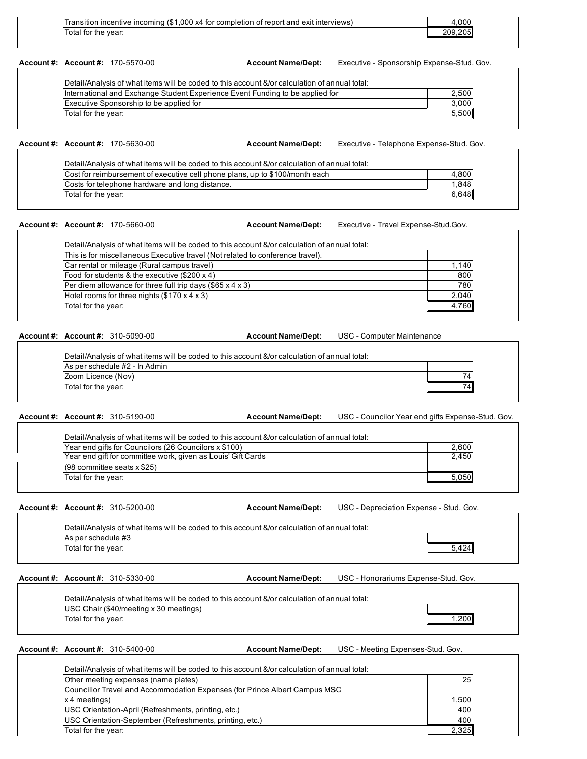| | |
|---|---|
| Transition incentive incoming ($1,000 x4 for completion of report and exit interviews) | 4,000 |
| Total for the year: | 209,205 |

**Account #:** Account #: 170-5570-00 **Account Name/Dept:** Executive - Sponsorship Expense-Stud. Gov.

Detail/Analysis of what items will be coded to this account &/or calculation of annual total:

| | |
|---|---|
| International and Exchange Student Experience Event Funding to be applied for | 2,500 |
| Executive Sponsorship to be applied for | 3,000 |
| Total for the year: | 5,500 |

**Account #:** Account #: 170-5630-00 **Account Name/Dept:** Executive - Telephone Expense-Stud. Gov.

Detail/Analysis of what items will be coded to this account &/or calculation of annual total:

| | |
|---|---|
| Cost for reimbursement of executive cell phone plans, up to $100/month each | 4,800 |
| Costs for telephone hardware and long distance. | 1,848 |
| Total for the year: | 6,648 |

**Account #:** Account #: 170-5660-00 **Account Name/Dept:** Executive - Travel Expense-Stud.Gov.

Detail/Analysis of what items will be coded to this account &/or calculation of annual total:

| | |
|---|---|
| This is for miscellaneous Executive travel (Not related to conference travel). | |
| Car rental or mileage (Rural campus travel) | 1,140 |
| Food for students & the executive ($200 x 4) | 800 |
| Per diem allowance for three full trip days ($65 x 4 x 3) | 780 |
| Hotel rooms for three nights ($170 x 4 x 3) | 2,040 |
| Total for the year: | 4,760 |

**Account #:** Account #: 310-5090-00 **Account Name/Dept:** USC - Computer Maintenance

Detail/Analysis of what items will be coded to this account &/or calculation of annual total:

| | |
|---|---|
| As per schedule #2 - In Admin | |
| Zoom Licence (Nov) | 74 |
| Total for the year: | 74 |

**Account #:** Account #: 310-5190-00 **Account Name/Dept:** USC - Councilor Year end gifts Expense-Stud. Gov.

Detail/Analysis of what items will be coded to this account &/or calculation of annual total:

| | |
|---|---|
| Year end gifts for Councilors (26 Councilors x $100) | 2,600 |
| Year end gift for committee work, given as Louis' Gift Cards | 2,450 |
| (98 committee seats x $25) | |
| Total for the year: | 5,050 |

**Account #:** Account #: 310-5200-00 **Account Name/Dept:** USC - Depreciation Expense - Stud. Gov.

Detail/Analysis of what items will be coded to this account &/or calculation of annual total:

| | |
|---|---|
| As per schedule #3 | |
| Total for the year: | 5,424 |

**Account #:** Account #: 310-5330-00 **Account Name/Dept:** USC - Honorariums Expense-Stud. Gov.

Detail/Analysis of what items will be coded to this account &/or calculation of annual total:

| | |
|---|---|
| USC Chair ($40/meeting x 30 meetings) | |
| Total for the year: | 1,200 |

**Account #:** Account #: 310-5400-00 **Account Name/Dept:** USC - Meeting Expenses-Stud. Gov.

Detail/Analysis of what items will be coded to this account &/or calculation of annual total:

| | |
|---|---|
| Other meeting expenses (name plates) | 25 |
| Councillor Travel and Accommodation Expenses (for Prince Albert Campus MSC | |
| x 4 meetings) | 1,500 |
| USC Orientation-April (Refreshments, printing, etc.) | 400 |
| USC Orientation-September (Refreshments, printing, etc.) | 400 |
| Total for the year: | 2,325 |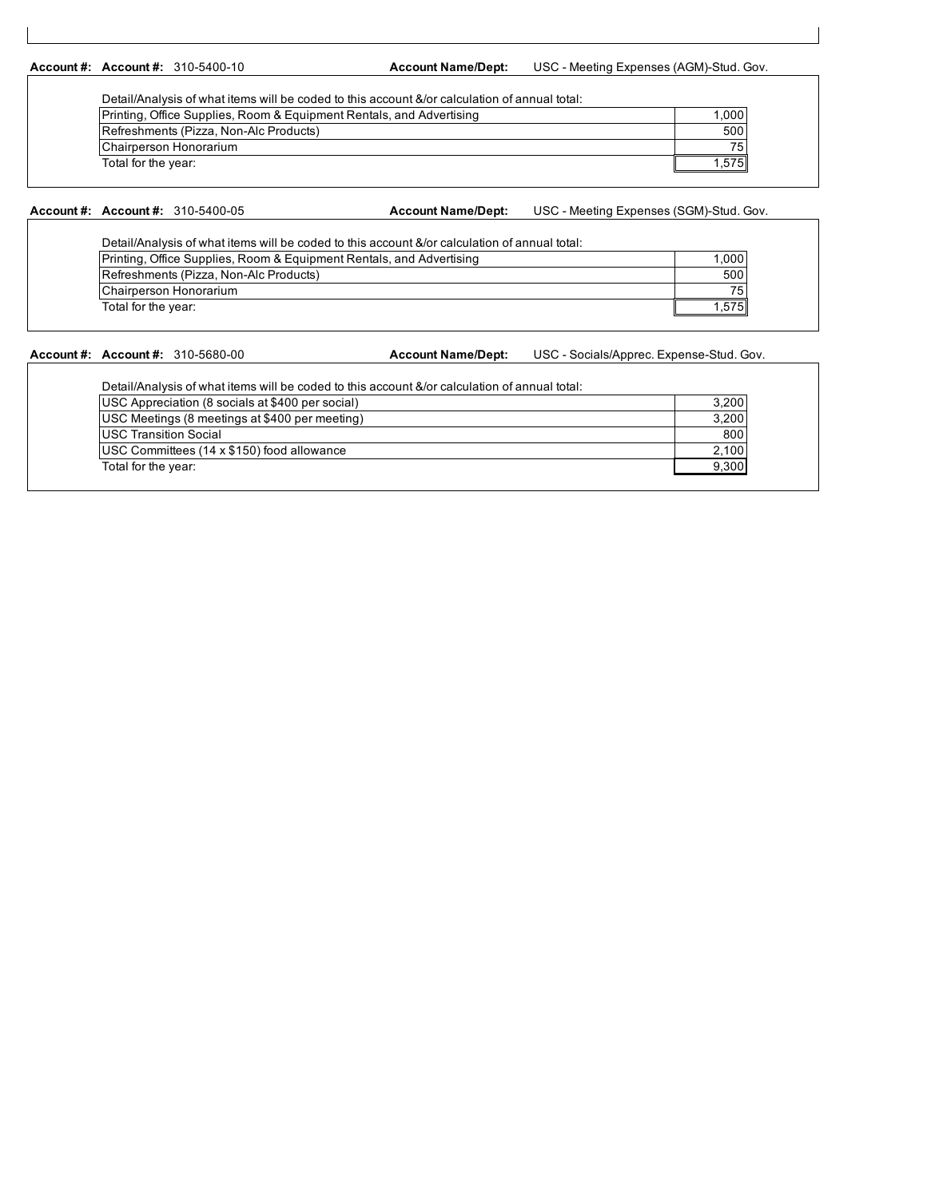**Account #:** **Account #:** 310-5400-10 **Account Name/Dept:** USC - Meeting Expenses (AGM)-Stud. Gov.

Detail/Analysis of what items will be coded to this account &/or calculation of annual total:

| Item | Amount |
|---|---|
| Printing, Office Supplies, Room & Equipment Rentals, and Advertising | 1,000 |
| Refreshments (Pizza, Non-Alc Products) | 500 |
| Chairperson Honorarium | 75 |
| Total for the year: | 1,575 |

**Account #:** **Account #:** 310-5400-05 **Account Name/Dept:** USC - Meeting Expenses (SGM)-Stud. Gov.

Detail/Analysis of what items will be coded to this account &/or calculation of annual total:

| Item | Amount |
|---|---|
| Printing, Office Supplies, Room & Equipment Rentals, and Advertising | 1,000 |
| Refreshments (Pizza, Non-Alc Products) | 500 |
| Chairperson Honorarium | 75 |
| Total for the year: | 1,575 |

**Account #:** **Account #:** 310-5680-00 **Account Name/Dept:** USC - Socials/Apprec. Expense-Stud. Gov.

Detail/Analysis of what items will be coded to this account &/or calculation of annual total:

| Item | Amount |
|---|---|
| USC Appreciation (8 socials at $400 per social) | 3,200 |
| USC Meetings (8 meetings at $400 per meeting) | 3,200 |
| USC Transition Social | 800 |
| USC Committees (14 x $150) food allowance | 2,100 |
| Total for the year: | 9,300 |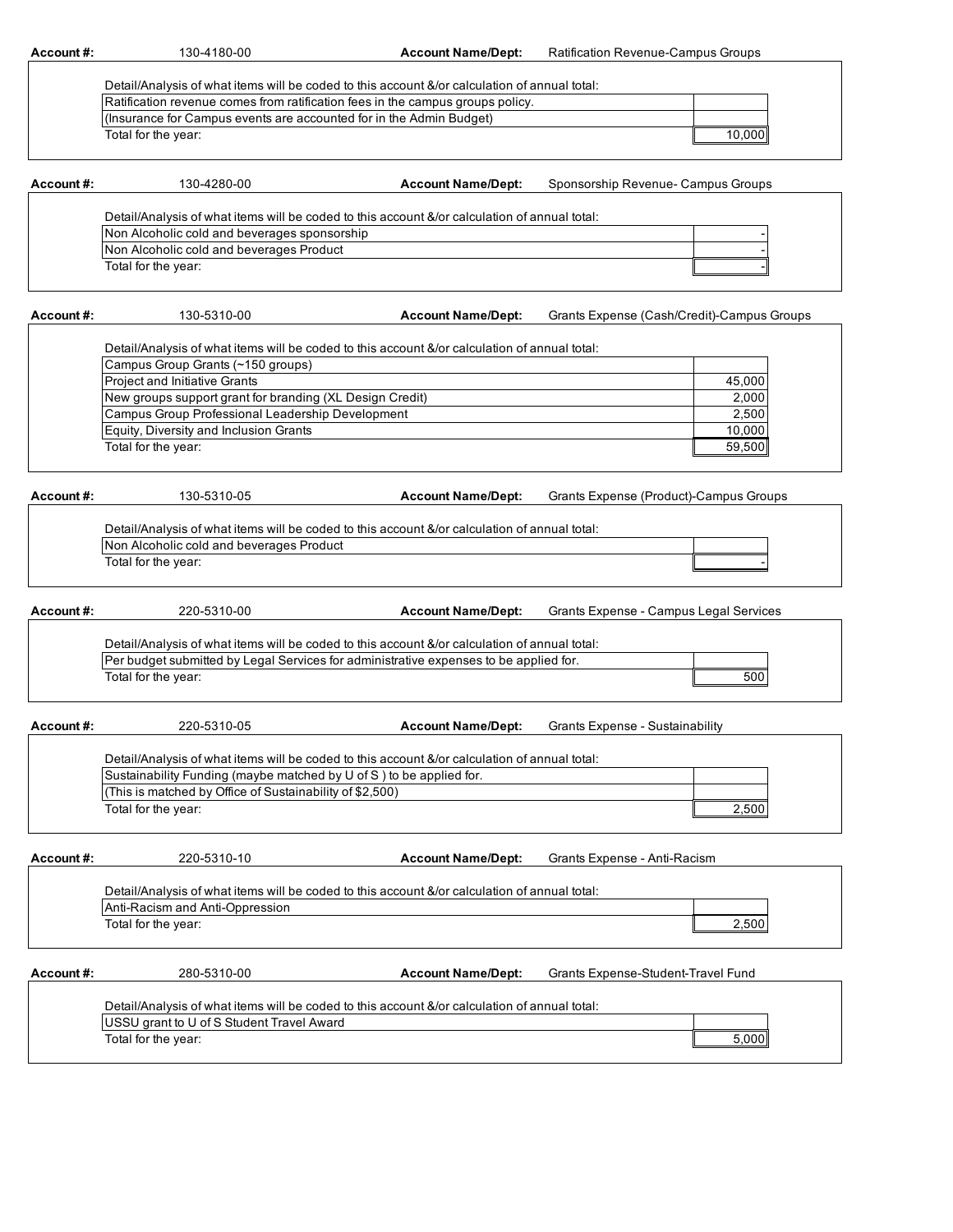**Account #:** 130-4180-00 **Account Name/Dept:** Ratification Revenue-Campus Groups

Detail/Analysis of what items will be coded to this account &/or calculation of annual total:

| Item | Amount |
|---|---|
| Ratification revenue comes from ratification fees in the campus groups policy. | |
| (Insurance for Campus events are accounted for in the Admin Budget) | |
| Total for the year: | 10,000 |

**Account #:** 130-4280-00 **Account Name/Dept:** Sponsorship Revenue- Campus Groups

Detail/Analysis of what items will be coded to this account &/or calculation of annual total:

| Item | Amount |
|---|---|
| Non Alcoholic cold and beverages sponsorship | - |
| Non Alcoholic cold and beverages Product | - |
| Total for the year: | - |

**Account #:** 130-5310-00 **Account Name/Dept:** Grants Expense (Cash/Credit)-Campus Groups

Detail/Analysis of what items will be coded to this account &/or calculation of annual total:

| Item | Amount |
|---|---|
| Campus Group Grants (~150 groups) | |
| Project and Initiative Grants | 45,000 |
| New groups support grant for branding (XL Design Credit) | 2,000 |
| Campus Group Professional Leadership Development | 2,500 |
| Equity, Diversity and Inclusion Grants | 10,000 |
| Total for the year: | 59,500 |

**Account #:** 130-5310-05 **Account Name/Dept:** Grants Expense (Product)-Campus Groups

Detail/Analysis of what items will be coded to this account &/or calculation of annual total:

| Item | Amount |
|---|---|
| Non Alcoholic cold and beverages Product | |
| Total for the year: | - |

**Account #:** 220-5310-00 **Account Name/Dept:** Grants Expense - Campus Legal Services

Detail/Analysis of what items will be coded to this account &/or calculation of annual total:

| Item | Amount |
|---|---|
| Per budget submitted by Legal Services for administrative expenses to be applied for. | |
| Total for the year: | 500 |

**Account #:** 220-5310-05 **Account Name/Dept:** Grants Expense - Sustainability

Detail/Analysis of what items will be coded to this account &/or calculation of annual total:

| Item | Amount |
|---|---|
| Sustainability Funding (maybe matched by U of S ) to be applied for. | |
| (This is matched by Office of Sustainability of $2,500) | |
| Total for the year: | 2,500 |

**Account #:** 220-5310-10 **Account Name/Dept:** Grants Expense - Anti-Racism

Detail/Analysis of what items will be coded to this account &/or calculation of annual total:

| Item | Amount |
|---|---|
| Anti-Racism and Anti-Oppression | |
| Total for the year: | 2,500 |

**Account #:** 280-5310-00 **Account Name/Dept:** Grants Expense-Student-Travel Fund

Detail/Analysis of what items will be coded to this account &/or calculation of annual total:

| Item | Amount |
|---|---|
| USSU grant to U of S Student Travel Award | |
| Total for the year: | 5,000 |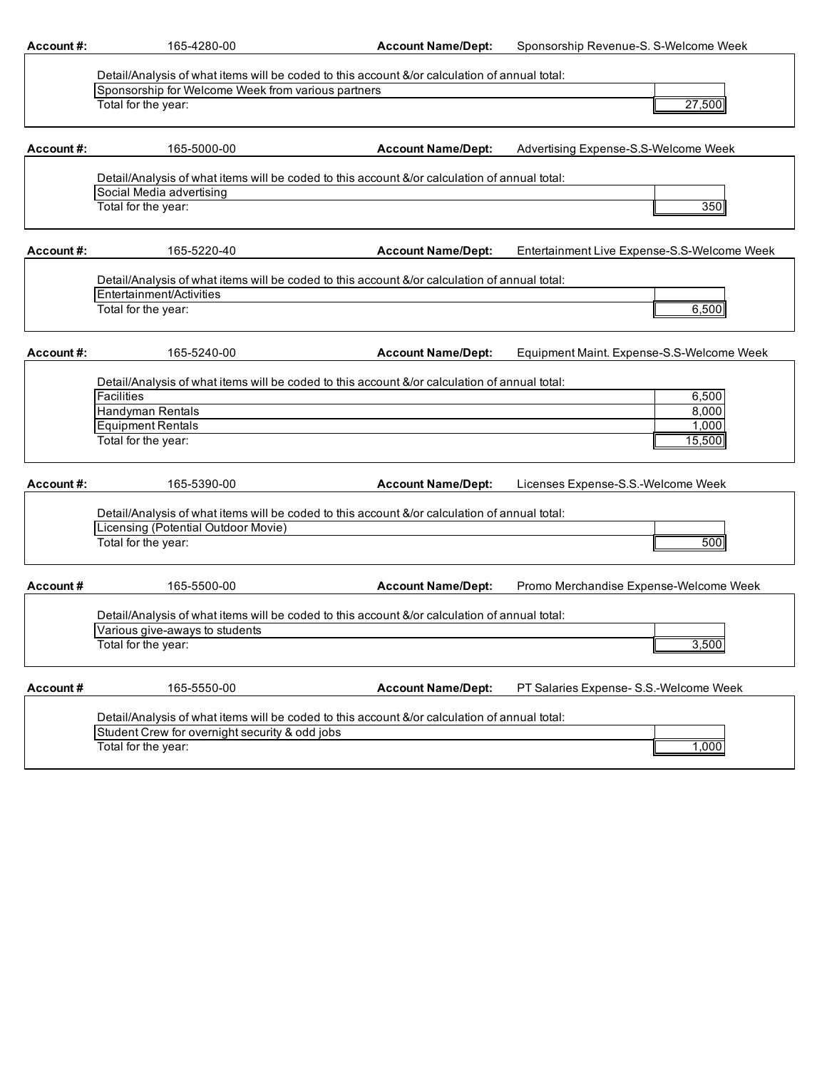**Account #:** 165-4280-00 **Account Name/Dept:** Sponsorship Revenue-S. S-Welcome Week

Detail/Analysis of what items will be coded to this account &/or calculation of annual total:

| | |
|---|---|
| Sponsorship for Welcome Week from various partners | |
| Total for the year: | 27,500 |

**Account #:** 165-5000-00 **Account Name/Dept:** Advertising Expense-S.S-Welcome Week

Detail/Analysis of what items will be coded to this account &/or calculation of annual total:

| | |
|---|---|
| Social Media advertising | |
| Total for the year: | 350 |

**Account #:** 165-5220-40 **Account Name/Dept:** Entertainment Live Expense-S.S-Welcome Week

Detail/Analysis of what items will be coded to this account &/or calculation of annual total:

| | |
|---|---|
| Entertainment/Activities | |
| Total for the year: | 6,500 |

**Account #:** 165-5240-00 **Account Name/Dept:** Equipment Maint. Expense-S.S-Welcome Week

Detail/Analysis of what items will be coded to this account &/or calculation of annual total:

| | |
|---|---|
| Facilities | 6,500 |
| Handyman Rentals | 8,000 |
| Equipment Rentals | 1,000 |
| Total for the year: | 15,500 |

**Account #:** 165-5390-00 **Account Name/Dept:** Licenses Expense-S.S.-Welcome Week

Detail/Analysis of what items will be coded to this account &/or calculation of annual total:

| | |
|---|---|
| Licensing (Potential Outdoor Movie) | |
| Total for the year: | 500 |

**Account #** 165-5500-00 **Account Name/Dept:** Promo Merchandise Expense-Welcome Week

Detail/Analysis of what items will be coded to this account &/or calculation of annual total:

| | |
|---|---|
| Various give-aways to students | |
| Total for the year: | 3,500 |

**Account #** 165-5550-00 **Account Name/Dept:** PT Salaries Expense- S.S.-Welcome Week

Detail/Analysis of what items will be coded to this account &/or calculation of annual total:

| | |
|---|---|
| Student Crew for overnight security & odd jobs | |
| Total for the year: | 1,000 |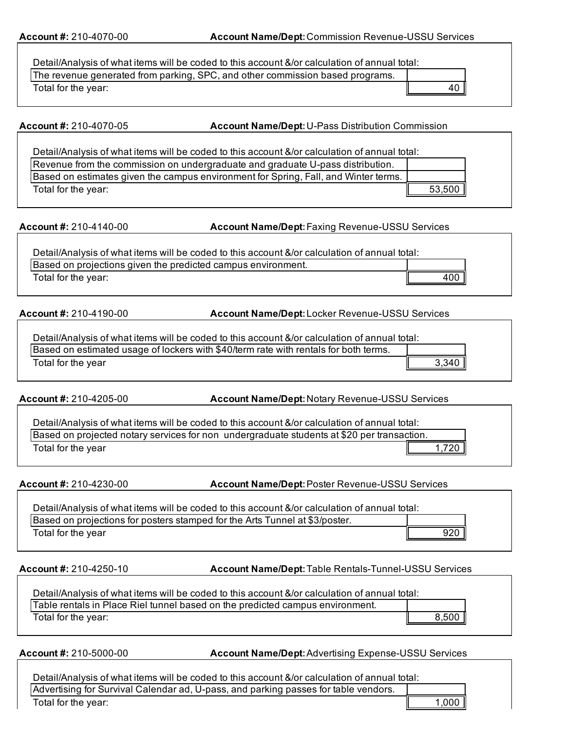**Account #:** 210-4070-00 **Account Name/Dept:** Commission Revenue-USSU Services

Detail/Analysis of what items will be coded to this account &/or calculation of annual total:

| | |
|---|---|
| The revenue generated from parking, SPC, and other commission based programs. | |
| Total for the year: | 40 |

**Account #:** 210-4070-05 **Account Name/Dept:** U-Pass Distribution Commission

Detail/Analysis of what items will be coded to this account &/or calculation of annual total:

| | |
|---|---|
| Revenue from the commission on undergraduate and graduate U-pass distribution. | |
| Based on estimates given the campus environment for Spring, Fall, and Winter terms. | |
| Total for the year: | 53,500 |

**Account #:** 210-4140-00 **Account Name/Dept:** Faxing Revenue-USSU Services

Detail/Analysis of what items will be coded to this account &/or calculation of annual total:

| | |
|---|---|
| Based on projections given the predicted campus environment. | |
| Total for the year: | 400 |

**Account #:** 210-4190-00 **Account Name/Dept:** Locker Revenue-USSU Services

Detail/Analysis of what items will be coded to this account &/or calculation of annual total:

| | |
|---|---|
| Based on estimated usage of lockers with $40/term rate with rentals for both terms. | |
| Total for the year | 3,340 |

**Account #:** 210-4205-00 **Account Name/Dept:** Notary Revenue-USSU Services

Detail/Analysis of what items will be coded to this account &/or calculation of annual total:

| | |
|---|---|
| Based on projected notary services for non undergraduate students at $20 per transaction. | |
| Total for the year | 1,720 |

**Account #:** 210-4230-00 **Account Name/Dept:** Poster Revenue-USSU Services

Detail/Analysis of what items will be coded to this account &/or calculation of annual total:

| | |
|---|---|
| Based on projections for posters stamped for the Arts Tunnel at $3/poster. | |
| Total for the year | 920 |

**Account #:** 210-4250-10 **Account Name/Dept:** Table Rentals-Tunnel-USSU Services

Detail/Analysis of what items will be coded to this account &/or calculation of annual total:

| | |
|---|---|
| Table rentals in Place Riel tunnel based on the predicted campus environment. | |
| Total for the year: | 8,500 |

**Account #:** 210-5000-00 **Account Name/Dept:** Advertising Expense-USSU Services

Detail/Analysis of what items will be coded to this account &/or calculation of annual total:

| | |
|---|---|
| Advertising for Survival Calendar ad, U-pass, and parking passes for table vendors. | |
| Total for the year: | 1,000 |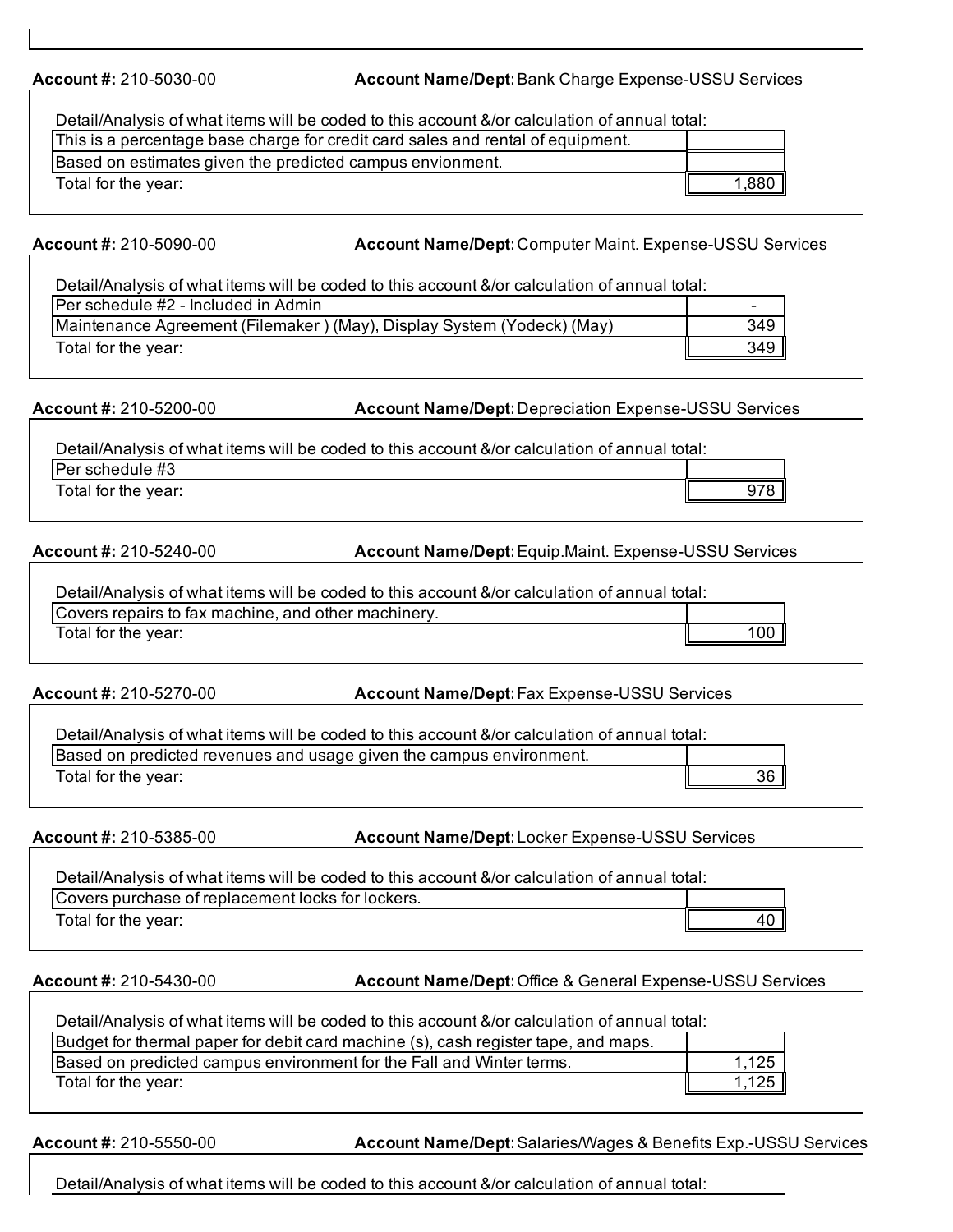**Account #:** 210-5030-00 **Account Name/Dept:** Bank Charge Expense-USSU Services

Detail/Analysis of what items will be coded to this account &/or calculation of annual total:

| | |
|---|---|
| This is a percentage base charge for credit card sales and rental of equipment. | |
| Based on estimates given the predicted campus envionment. | |
| Total for the year: | 1,880 |

**Account #:** 210-5090-00 **Account Name/Dept:** Computer Maint. Expense-USSU Services

Detail/Analysis of what items will be coded to this account &/or calculation of annual total:

| | |
|---|---|
| Per schedule #2 - Included in Admin | - |
| Maintenance Agreement (Filemaker ) (May), Display System (Yodeck) (May) | 349 |
| Total for the year: | 349 |

**Account #:** 210-5200-00 **Account Name/Dept:** Depreciation Expense-USSU Services

Detail/Analysis of what items will be coded to this account &/or calculation of annual total:

| | |
|---|---|
| Per schedule #3 | |
| Total for the year: | 978 |

**Account #:** 210-5240-00 **Account Name/Dept:** Equip.Maint. Expense-USSU Services

Detail/Analysis of what items will be coded to this account &/or calculation of annual total:

| | |
|---|---|
| Covers repairs to fax machine, and other machinery. | |
| Total for the year: | 100 |

**Account #:** 210-5270-00 **Account Name/Dept:** Fax Expense-USSU Services

Detail/Analysis of what items will be coded to this account &/or calculation of annual total:

| | |
|---|---|
| Based on predicted revenues and usage given the campus environment. | |
| Total for the year: | 36 |

**Account #:** 210-5385-00 **Account Name/Dept:** Locker Expense-USSU Services

Detail/Analysis of what items will be coded to this account &/or calculation of annual total:

| | |
|---|---|
| Covers purchase of replacement locks for lockers. | |
| Total for the year: | 40 |

**Account #:** 210-5430-00 **Account Name/Dept:** Office & General Expense-USSU Services

Detail/Analysis of what items will be coded to this account &/or calculation of annual total:

| | |
|---|---|
| Budget for thermal paper for debit card machine (s), cash register tape, and maps. | |
| Based on predicted campus environment for the Fall and Winter terms. | 1,125 |
| Total for the year: | 1,125 |

**Account #:** 210-5550-00 **Account Name/Dept:** Salaries/Wages & Benefits Exp.-USSU Services

Detail/Analysis of what items will be coded to this account &/or calculation of annual total: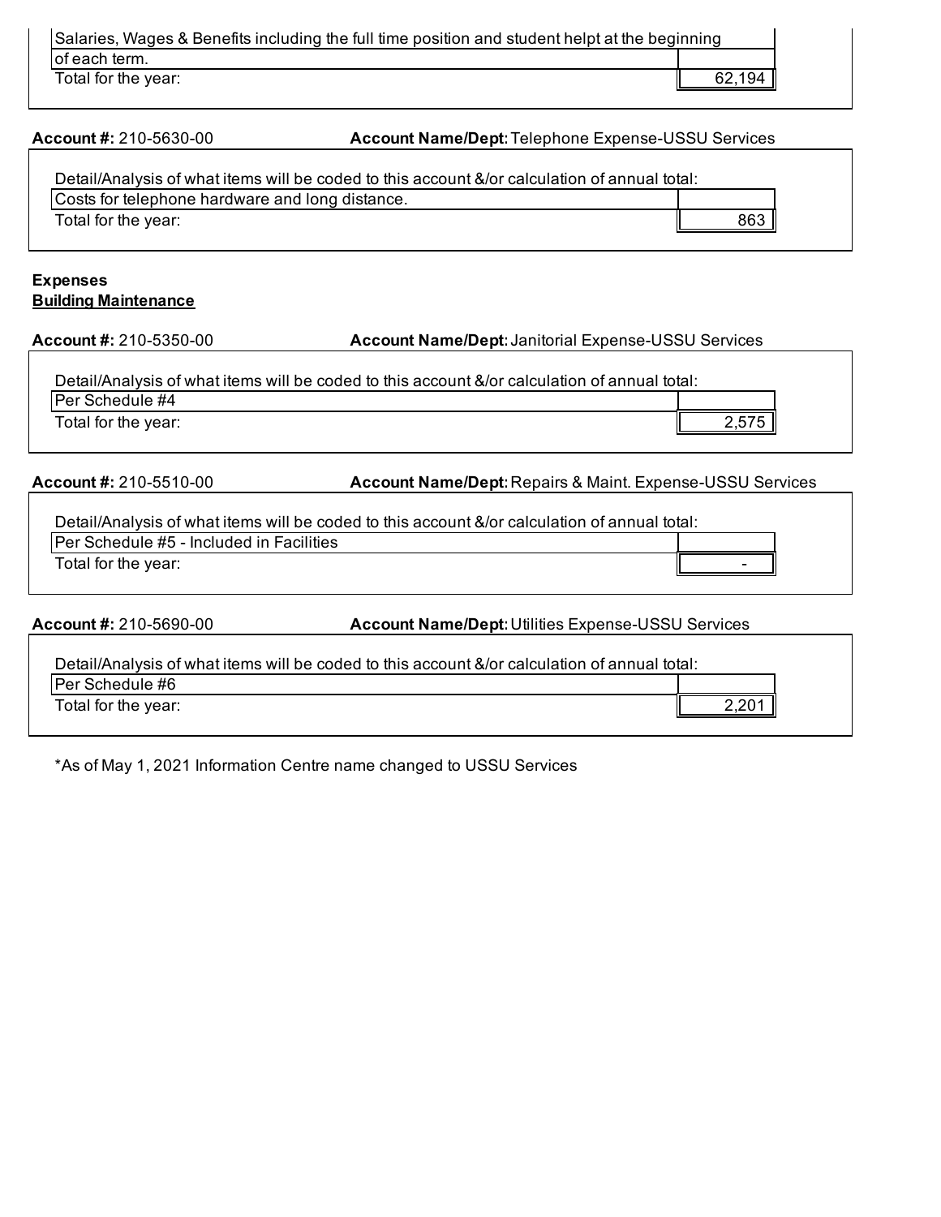| Salaries, Wages & Benefits including the full time position and student helpt at the beginning of each term. | |
|---|---|
| Total for the year: | 62,194 |

**Account #:** 210-5630-00 **Account Name/Dept:** Telephone Expense-USSU Services

Detail/Analysis of what items will be coded to this account &/or calculation of annual total:

| Costs for telephone hardware and long distance. | |
|---|---|
| Total for the year: | 863 |

**Expenses**

**Building Maintenance**

**Account #:** 210-5350-00 **Account Name/Dept:** Janitorial Expense-USSU Services

Detail/Analysis of what items will be coded to this account &/or calculation of annual total:

| Per Schedule #4 | |
|---|---|
| Total for the year: | 2,575 |

**Account #:** 210-5510-00 **Account Name/Dept:** Repairs & Maint. Expense-USSU Services

Detail/Analysis of what items will be coded to this account &/or calculation of annual total:

| Per Schedule #5 - Included in Facilities | |
|---|---|
| Total for the year: | - |

**Account #:** 210-5690-00 **Account Name/Dept:** Utilities Expense-USSU Services

Detail/Analysis of what items will be coded to this account &/or calculation of annual total:

| Per Schedule #6 | |
|---|---|
| Total for the year: | 2,201 |

*As of May 1, 2021 Information Centre name changed to USSU Services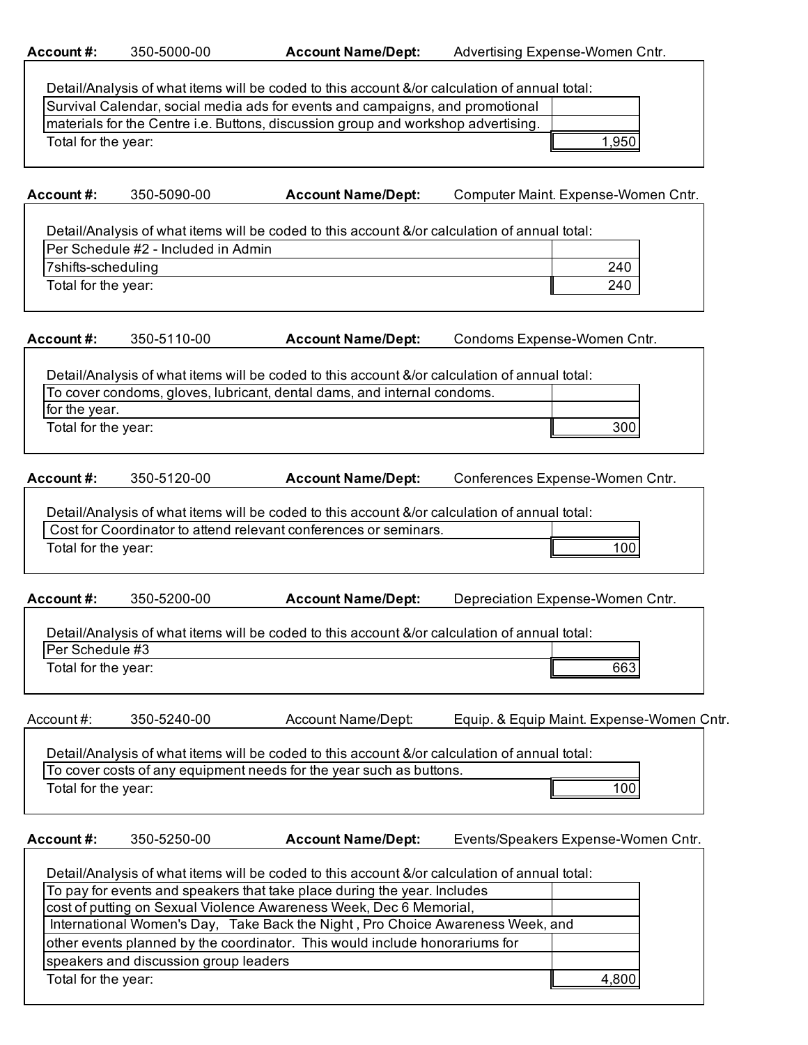**Account #:** 350-5000-00 **Account Name/Dept:** Advertising Expense-Women Cntr.

Detail/Analysis of what items will be coded to this account &/or calculation of annual total:

| | |
|---|---|
| Survival Calendar, social media ads for events and campaigns, and promotional | |
| materials for the Centre i.e. Buttons, discussion group and workshop advertising. | |
| Total for the year: | 1,950 |

**Account #:** 350-5090-00 **Account Name/Dept:** Computer Maint. Expense-Women Cntr.

Detail/Analysis of what items will be coded to this account &/or calculation of annual total:

| | |
|---|---|
| Per Schedule #2 - Included in Admin | |
| 7shifts-scheduling | 240 |
| Total for the year: | 240 |

**Account #:** 350-5110-00 **Account Name/Dept:** Condoms Expense-Women Cntr.

Detail/Analysis of what items will be coded to this account &/or calculation of annual total:

| | |
|---|---|
| To cover condoms, gloves, lubricant, dental dams, and internal condoms. | |
| for the year. | |
| Total for the year: | 300 |

**Account #:** 350-5120-00 **Account Name/Dept:** Conferences Expense-Women Cntr.

Detail/Analysis of what items will be coded to this account &/or calculation of annual total:

| | |
|---|---|
| Cost for Coordinator to attend relevant conferences or seminars. | |
| Total for the year: | 100 |

**Account #:** 350-5200-00 **Account Name/Dept:** Depreciation Expense-Women Cntr.

Detail/Analysis of what items will be coded to this account &/or calculation of annual total:

| | |
|---|---|
| Per Schedule #3 | |
| Total for the year: | 663 |

Account #: 350-5240-00 Account Name/Dept: Equip. & Equip Maint. Expense-Women Cntr.

Detail/Analysis of what items will be coded to this account &/or calculation of annual total:

| | |
|---|---|
| To cover costs of any equipment needs for the year such as buttons. | |
| Total for the year: | 100 |

**Account #:** 350-5250-00 **Account Name/Dept:** Events/Speakers Expense-Women Cntr.

Detail/Analysis of what items will be coded to this account &/or calculation of annual total:

| | |
|---|---|
| To pay for events and speakers that take place during the year. Includes | |
| cost of putting on Sexual Violence Awareness Week, Dec 6 Memorial, | |
| International Women's Day, Take Back the Night , Pro Choice Awareness Week, and | |
| other events planned by the coordinator. This would include honorariums for | |
| speakers and discussion group leaders | |
| Total for the year: | 4,800 |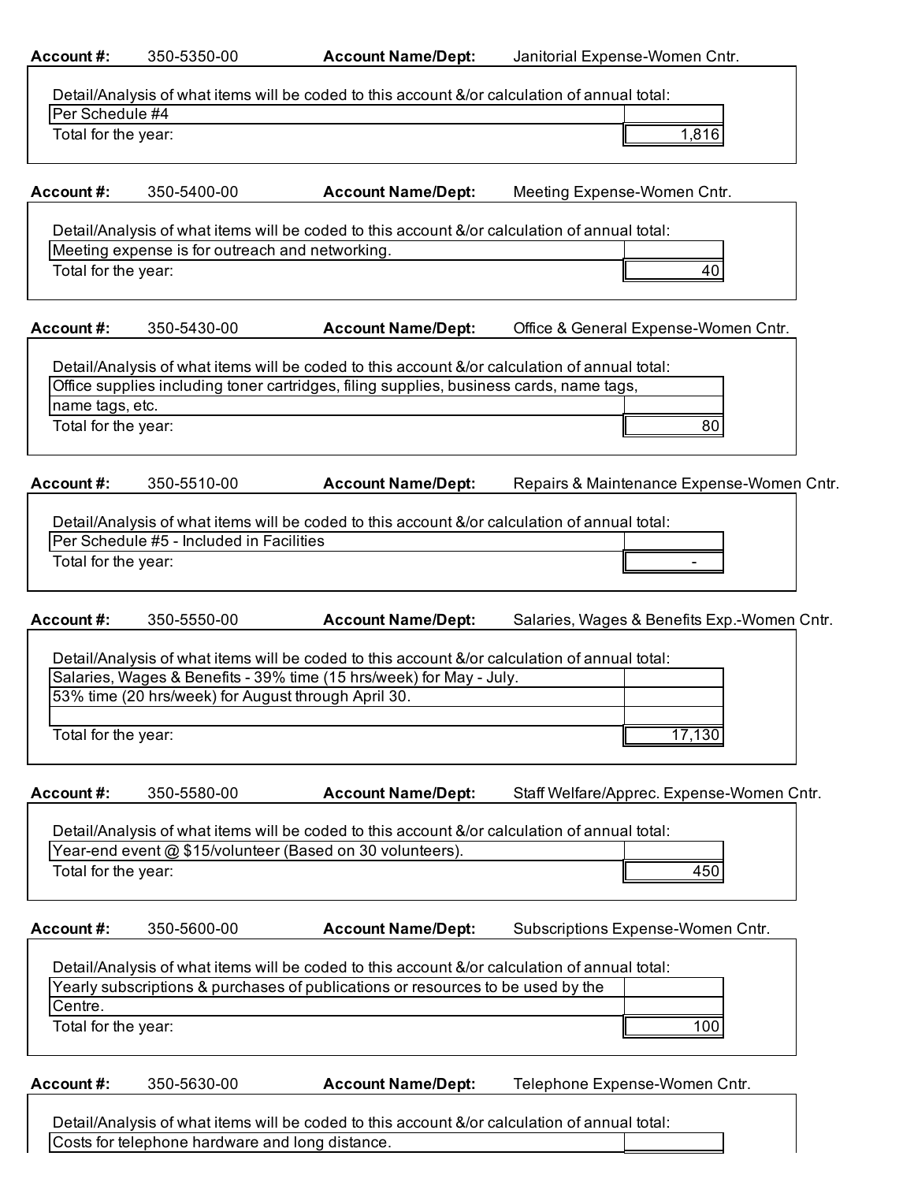**Account #:** 350-5350-00 **Account Name/Dept:** Janitorial Expense-Women Cntr.

Detail/Analysis of what items will be coded to this account &/or calculation of annual total:

| | |
|---|---|
| Per Schedule #4 | |
| Total for the year: | 1,816 |

**Account #:** 350-5400-00 **Account Name/Dept:** Meeting Expense-Women Cntr.

Detail/Analysis of what items will be coded to this account &/or calculation of annual total:

| | |
|---|---|
| Meeting expense is for outreach and networking. | |
| Total for the year: | 40 |

**Account #:** 350-5430-00 **Account Name/Dept:** Office & General Expense-Women Cntr.

Detail/Analysis of what items will be coded to this account &/or calculation of annual total:

| | |
|---|---|
| Office supplies including toner cartridges, filing supplies, business cards, name tags, | |
| name tags, etc. | |
| Total for the year: | 80 |

**Account #:** 350-5510-00 **Account Name/Dept:** Repairs & Maintenance Expense-Women Cntr.

Detail/Analysis of what items will be coded to this account &/or calculation of annual total:

| | |
|---|---|
| Per Schedule #5 - Included in Facilities | |
| Total for the year: | - |

**Account #:** 350-5550-00 **Account Name/Dept:** Salaries, Wages & Benefits Exp.-Women Cntr.

Detail/Analysis of what items will be coded to this account &/or calculation of annual total:

| | |
|---|---|
| Salaries, Wages & Benefits - 39% time (15 hrs/week) for May - July. | |
| 53% time (20 hrs/week) for August through April 30. | |
| | |
| Total for the year: | 17,130 |

**Account #:** 350-5580-00 **Account Name/Dept:** Staff Welfare/Apprec. Expense-Women Cntr.

Detail/Analysis of what items will be coded to this account &/or calculation of annual total:

| | |
|---|---|
| Year-end event @ $15/volunteer (Based on 30 volunteers). | |
| Total for the year: | 450 |

**Account #:** 350-5600-00 **Account Name/Dept:** Subscriptions Expense-Women Cntr.

Detail/Analysis of what items will be coded to this account &/or calculation of annual total:

| | |
|---|---|
| Yearly subscriptions & purchases of publications or resources to be used by the | |
| Centre. | |
| Total for the year: | 100 |

**Account #:** 350-5630-00 **Account Name/Dept:** Telephone Expense-Women Cntr.

Detail/Analysis of what items will be coded to this account &/or calculation of annual total:

| | |
|---|---|
| Costs for telephone hardware and long distance. | |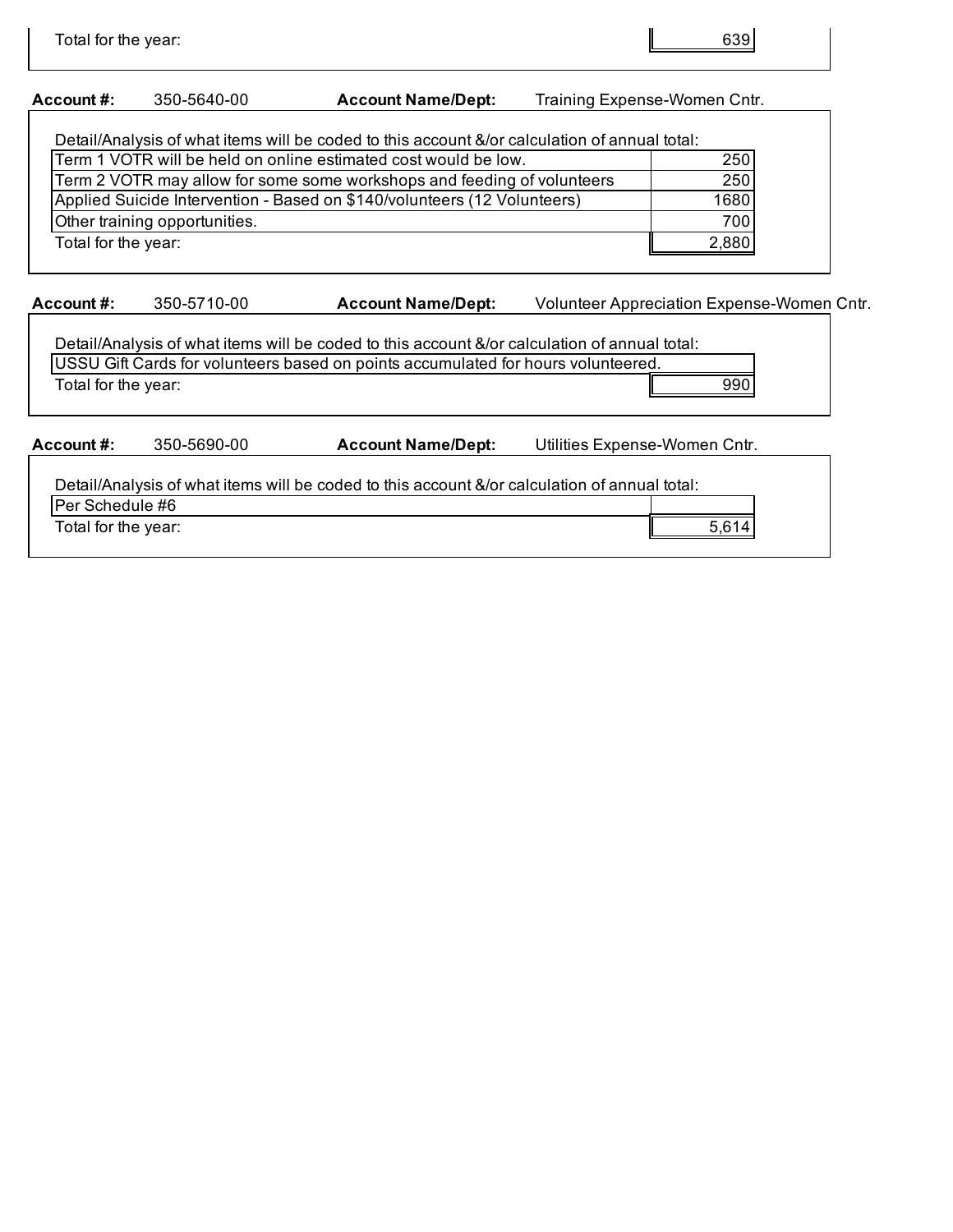| Total for the year: | 639 |
|---|---|

**Account #:** 350-5640-00 **Account Name/Dept:** Training Expense-Women Cntr.

Detail/Analysis of what items will be coded to this account &/or calculation of annual total:

| Item | Amount |
|---|---|
| Term 1 VOTR will be held on online estimated cost would be low. | 250 |
| Term 2 VOTR may allow for some some workshops and feeding of volunteers | 250 |
| Applied Suicide Intervention - Based on $140/volunteers (12 Volunteers) | 1680 |
| Other training opportunities. | 700 |
| Total for the year: | 2,880 |

**Account #:** 350-5710-00 **Account Name/Dept:** Volunteer Appreciation Expense-Women Cntr.

Detail/Analysis of what items will be coded to this account &/or calculation of annual total:

| Item | Amount |
|---|---|
| USSU Gift Cards for volunteers based on points accumulated for hours volunteered. | |
| Total for the year: | 990 |

**Account #:** 350-5690-00 **Account Name/Dept:** Utilities Expense-Women Cntr.

Detail/Analysis of what items will be coded to this account &/or calculation of annual total:

| Item | Amount |
|---|---|
| Per Schedule #6 | |
| Total for the year: | 5,614 |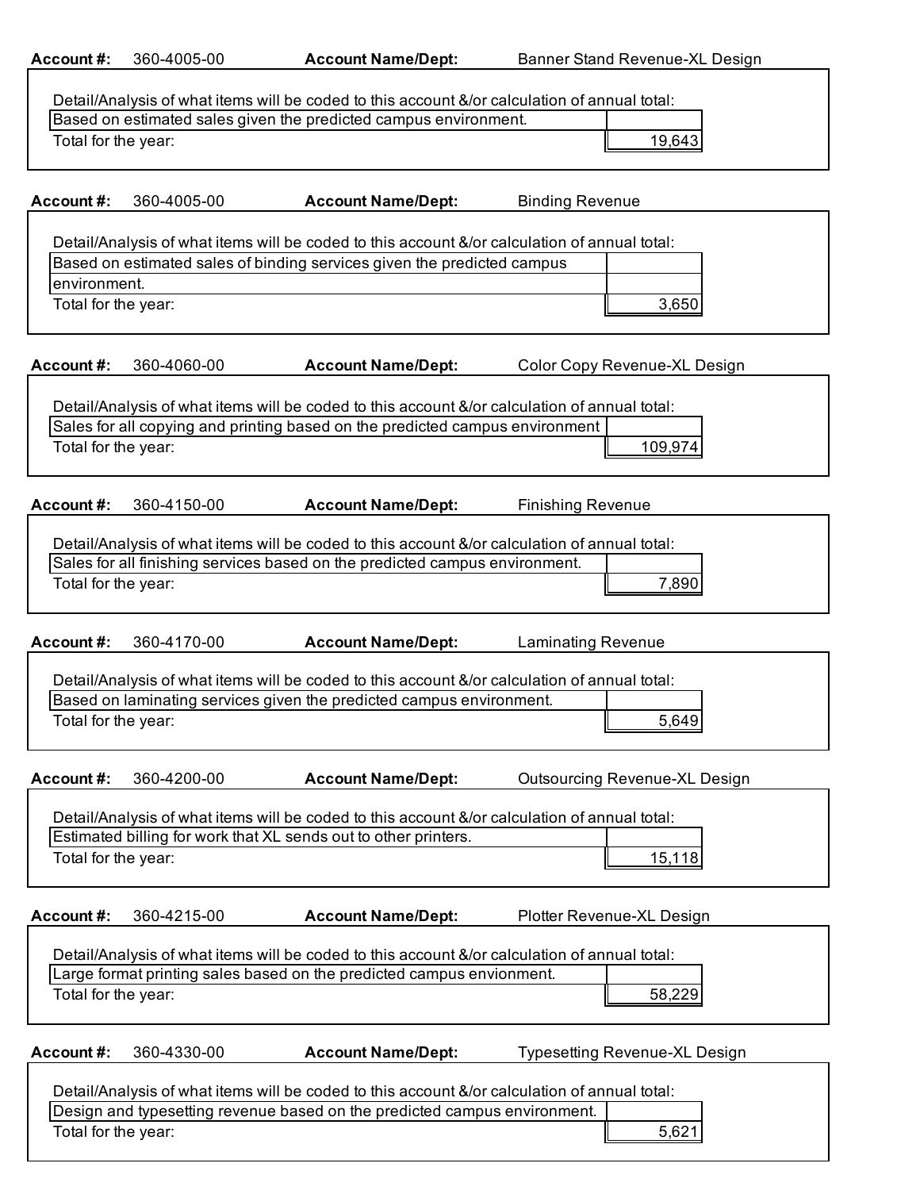**Account #:** 360-4005-00 **Account Name/Dept:** Banner Stand Revenue-XL Design

Detail/Analysis of what items will be coded to this account &/or calculation of annual total:

| Based on estimated sales given the predicted campus environment. | |
|---|---|
| Total for the year: | 19,643 |

**Account #:** 360-4005-00 **Account Name/Dept:** Binding Revenue

Detail/Analysis of what items will be coded to this account &/or calculation of annual total:

| Based on estimated sales of binding services given the predicted campus environment. | |
|---|---|
| Total for the year: | 3,650 |

**Account #:** 360-4060-00 **Account Name/Dept:** Color Copy Revenue-XL Design

Detail/Analysis of what items will be coded to this account &/or calculation of annual total:

| Sales for all copying and printing based on the predicted campus environment | |
|---|---|
| Total for the year: | 109,974 |

**Account #:** 360-4150-00 **Account Name/Dept:** Finishing Revenue

Detail/Analysis of what items will be coded to this account &/or calculation of annual total:

| Sales for all finishing services based on the predicted campus environment. | |
|---|---|
| Total for the year: | 7,890 |

**Account #:** 360-4170-00 **Account Name/Dept:** Laminating Revenue

Detail/Analysis of what items will be coded to this account &/or calculation of annual total:

| Based on laminating services given the predicted campus environment. | |
|---|---|
| Total for the year: | 5,649 |

**Account #:** 360-4200-00 **Account Name/Dept:** Outsourcing Revenue-XL Design

Detail/Analysis of what items will be coded to this account &/or calculation of annual total:

| Estimated billing for work that XL sends out to other printers. | |
|---|---|
| Total for the year: | 15,118 |

**Account #:** 360-4215-00 **Account Name/Dept:** Plotter Revenue-XL Design

Detail/Analysis of what items will be coded to this account &/or calculation of annual total:

| Large format printing sales based on the predicted campus envionment. | |
|---|---|
| Total for the year: | 58,229 |

**Account #:** 360-4330-00 **Account Name/Dept:** Typesetting Revenue-XL Design

Detail/Analysis of what items will be coded to this account &/or calculation of annual total:

| Design and typesetting revenue based on the predicted campus environment. | |
|---|---|
| Total for the year: | 5,621 |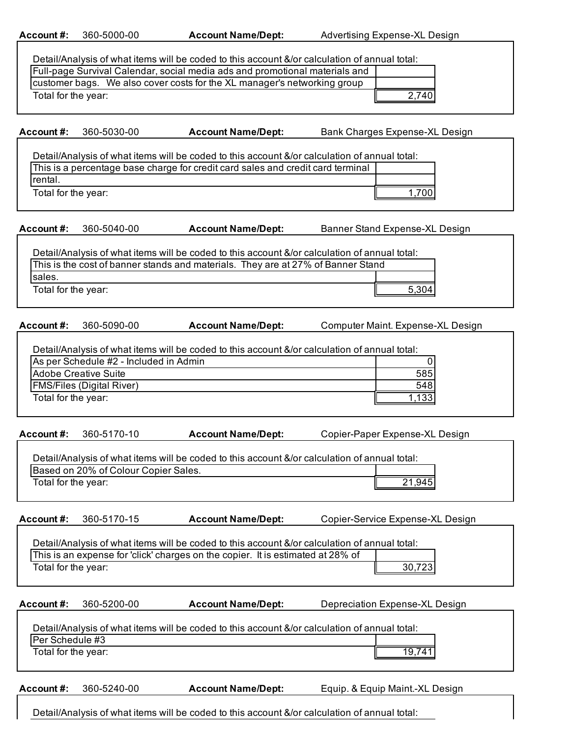**Account #:** 360-5000-00 **Account Name/Dept:** Advertising Expense-XL Design

Detail/Analysis of what items will be coded to this account &/or calculation of annual total:

| | |
|---|---|
| Full-page Survival Calendar, social media ads and promotional materials and | |
| customer bags. We also cover costs for the XL manager's networking group | |
| Total for the year: | 2,740 |

**Account #:** 360-5030-00 **Account Name/Dept:** Bank Charges Expense-XL Design

Detail/Analysis of what items will be coded to this account &/or calculation of annual total:

| | |
|---|---|
| This is a percentage base charge for credit card sales and credit card terminal | |
| rental. | |
| Total for the year: | 1,700 |

**Account #:** 360-5040-00 **Account Name/Dept:** Banner Stand Expense-XL Design

Detail/Analysis of what items will be coded to this account &/or calculation of annual total:

| | |
|---|---|
| This is the cost of banner stands and materials. They are at 27% of Banner Stand | |
| sales. | |
| Total for the year: | 5,304 |

**Account #:** 360-5090-00 **Account Name/Dept:** Computer Maint. Expense-XL Design

Detail/Analysis of what items will be coded to this account &/or calculation of annual total:

| | |
|---|---|
| As per Schedule #2 - Included in Admin | 0 |
| Adobe Creative Suite | 585 |
| FMS/Files (Digital River) | 548 |
| Total for the year: | 1,133 |

**Account #:** 360-5170-10 **Account Name/Dept:** Copier-Paper Expense-XL Design

Detail/Analysis of what items will be coded to this account &/or calculation of annual total:

| | |
|---|---|
| Based on 20% of Colour Copier Sales. | |
| Total for the year: | 21,945 |

**Account #:** 360-5170-15 **Account Name/Dept:** Copier-Service Expense-XL Design

Detail/Analysis of what items will be coded to this account &/or calculation of annual total:

| | |
|---|---|
| This is an expense for 'click' charges on the copier. It is estimated at 28% of | |
| Total for the year: | 30,723 |

**Account #:** 360-5200-00 **Account Name/Dept:** Depreciation Expense-XL Design

Detail/Analysis of what items will be coded to this account &/or calculation of annual total:

| | |
|---|---|
| Per Schedule #3 | |
| Total for the year: | 19,741 |

**Account #:** 360-5240-00 **Account Name/Dept:** Equip. & Equip Maint.-XL Design

Detail/Analysis of what items will be coded to this account &/or calculation of annual total: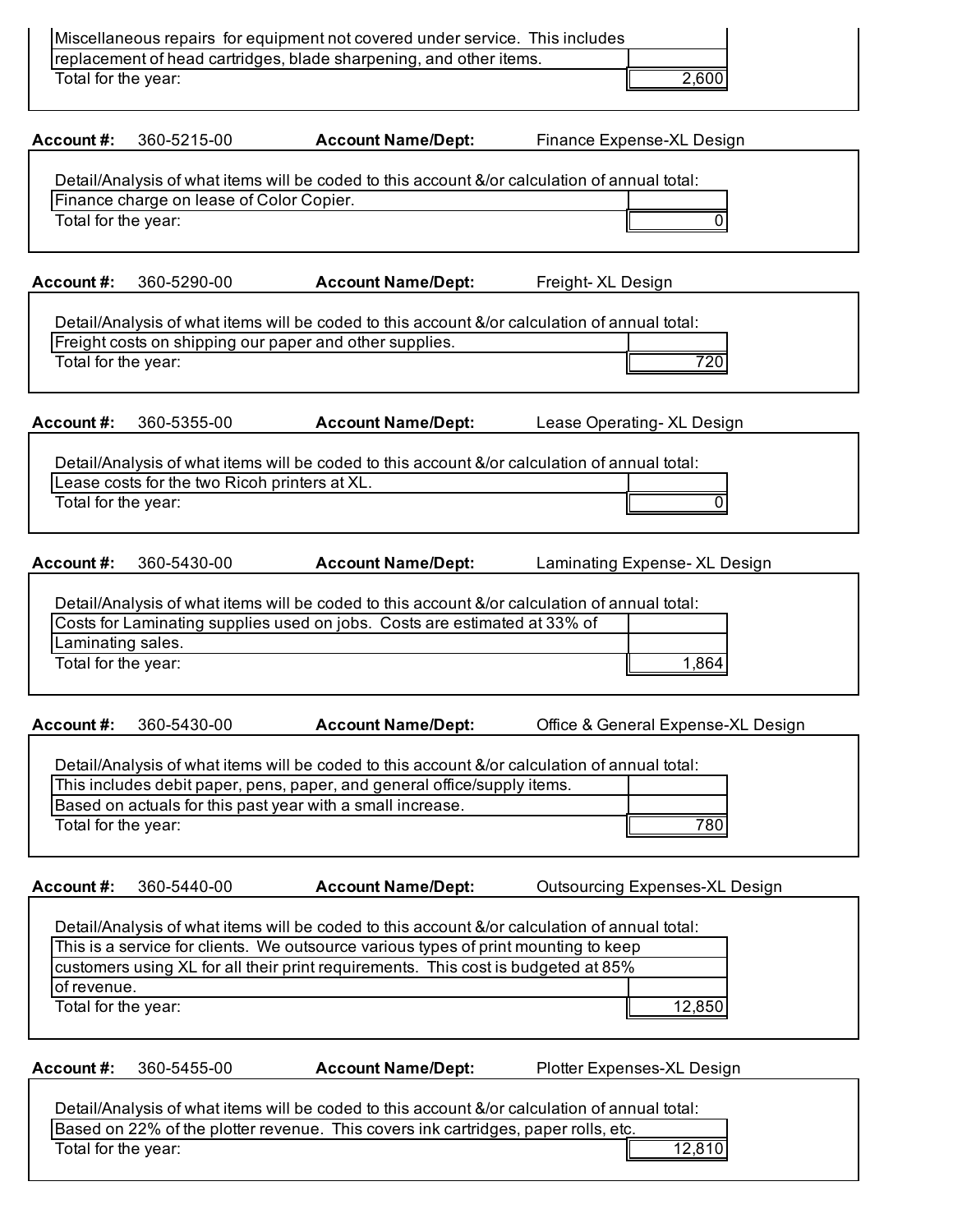Miscellaneous repairs for equipment not covered under service. This includes replacement of head cartridges, blade sharpening, and other items.

Total for the year: 2,600

**Account #:** 360-5215-00 **Account Name/Dept:** Finance Expense-XL Design

Detail/Analysis of what items will be coded to this account &/or calculation of annual total:

Finance charge on lease of Color Copier.

Total for the year: 0

**Account #:** 360-5290-00 **Account Name/Dept:** Freight- XL Design

Detail/Analysis of what items will be coded to this account &/or calculation of annual total:

Freight costs on shipping our paper and other supplies.

Total for the year: 720

**Account #:** 360-5355-00 **Account Name/Dept:** Lease Operating- XL Design

Detail/Analysis of what items will be coded to this account &/or calculation of annual total:

Lease costs for the two Ricoh printers at XL.

Total for the year: 0

**Account #:** 360-5430-00 **Account Name/Dept:** Laminating Expense- XL Design

Detail/Analysis of what items will be coded to this account &/or calculation of annual total:

Costs for Laminating supplies used on jobs. Costs are estimated at 33% of Laminating sales.

Total for the year: 1,864

**Account #:** 360-5430-00 **Account Name/Dept:** Office & General Expense-XL Design

Detail/Analysis of what items will be coded to this account &/or calculation of annual total:

This includes debit paper, pens, paper, and general office/supply items.
Based on actuals for this past year with a small increase.

Total for the year: 780

**Account #:** 360-5440-00 **Account Name/Dept:** Outsourcing Expenses-XL Design

Detail/Analysis of what items will be coded to this account &/or calculation of annual total:

This is a service for clients. We outsource various types of print mounting to keep customers using XL for all their print requirements. This cost is budgeted at 85% of revenue.

Total for the year: 12,850

**Account #:** 360-5455-00 **Account Name/Dept:** Plotter Expenses-XL Design

Detail/Analysis of what items will be coded to this account &/or calculation of annual total:

Based on 22% of the plotter revenue. This covers ink cartridges, paper rolls, etc.

Total for the year: 12,810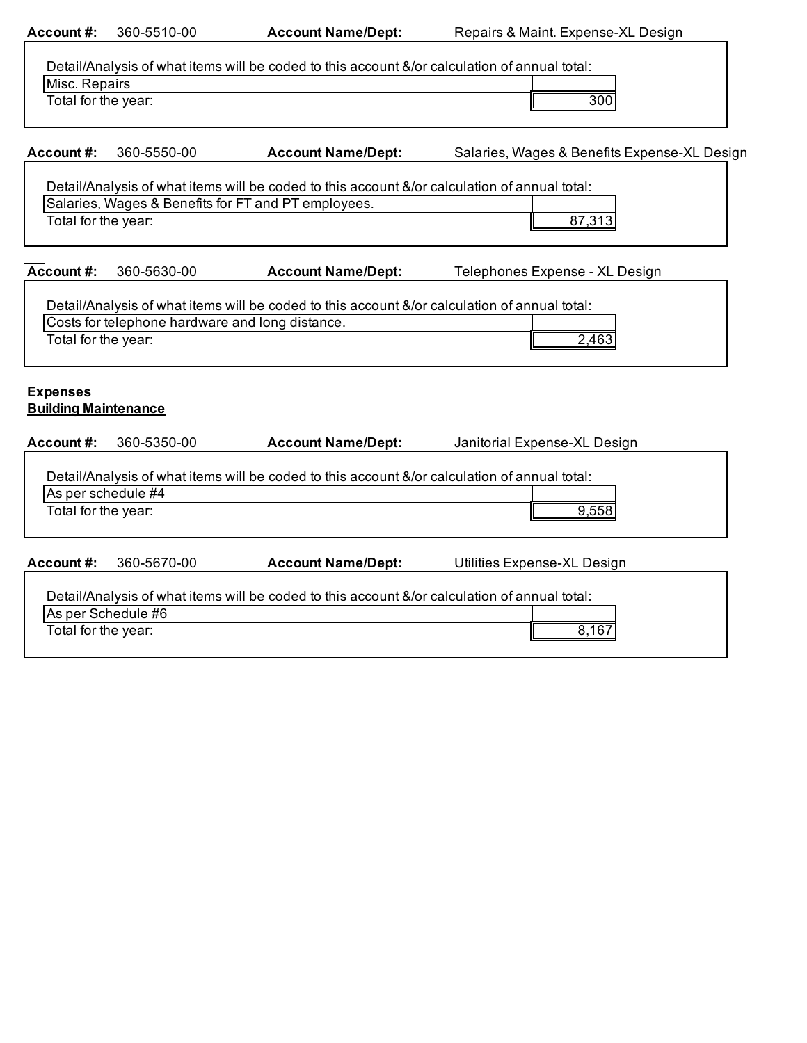**Account #:** 360-5510-00 **Account Name/Dept:** Repairs & Maint. Expense-XL Design

Detail/Analysis of what items will be coded to this account &/or calculation of annual total:

| Misc. Repairs | |
|---|---|
| Total for the year: | 300 |

**Account #:** 360-5550-00 **Account Name/Dept:** Salaries, Wages & Benefits Expense-XL Design

Detail/Analysis of what items will be coded to this account &/or calculation of annual total:

| Salaries, Wages & Benefits for FT and PT employees. | |
|---|---|
| Total for the year: | 87,313 |

**Account #:** 360-5630-00 **Account Name/Dept:** Telephones Expense - XL Design

Detail/Analysis of what items will be coded to this account &/or calculation of annual total:

| Costs for telephone hardware and long distance. | |
|---|---|
| Total for the year: | 2,463 |

**Expenses**
**Building Maintenance**

**Account #:** 360-5350-00 **Account Name/Dept:** Janitorial Expense-XL Design

Detail/Analysis of what items will be coded to this account &/or calculation of annual total:

| As per schedule #4 | |
|---|---|
| Total for the year: | 9,558 |

**Account #:** 360-5670-00 **Account Name/Dept:** Utilities Expense-XL Design

Detail/Analysis of what items will be coded to this account &/or calculation of annual total:

| As per Schedule #6 | |
|---|---|
| Total for the year: | 8,167 |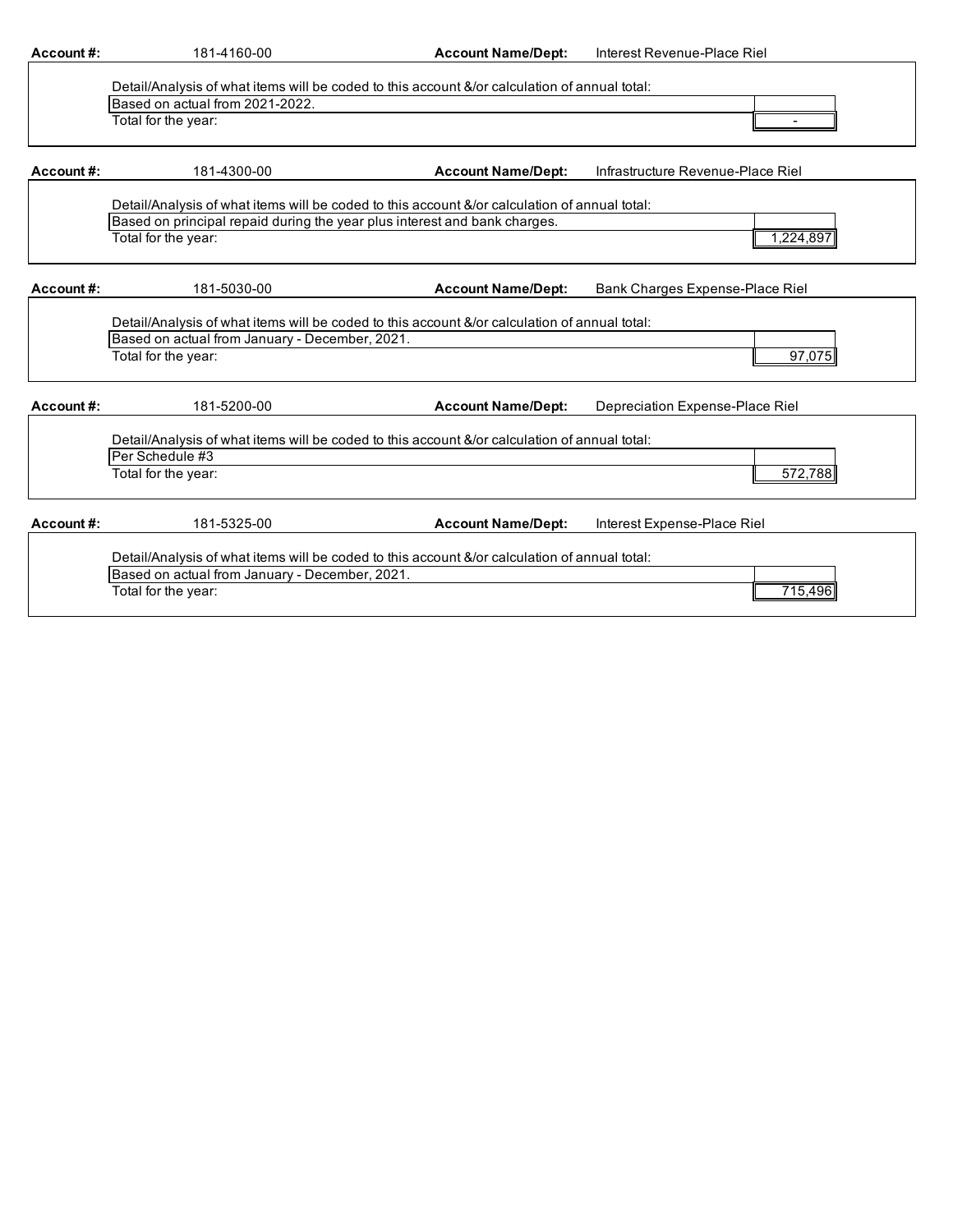**Account #:** 181-4160-00 **Account Name/Dept:** Interest Revenue-Place Riel

Detail/Analysis of what items will be coded to this account &/or calculation of annual total:

| | |
|---|---|
| Based on actual from 2021-2022. | |
| Total for the year: | - |

**Account #:** 181-4300-00 **Account Name/Dept:** Infrastructure Revenue-Place Riel

Detail/Analysis of what items will be coded to this account &/or calculation of annual total:

| | |
|---|---|
| Based on principal repaid during the year plus interest and bank charges. | |
| Total for the year: | 1,224,897 |

**Account #:** 181-5030-00 **Account Name/Dept:** Bank Charges Expense-Place Riel

Detail/Analysis of what items will be coded to this account &/or calculation of annual total:

| | |
|---|---|
| Based on actual from January - December, 2021. | |
| Total for the year: | 97,075 |

**Account #:** 181-5200-00 **Account Name/Dept:** Depreciation Expense-Place Riel

Detail/Analysis of what items will be coded to this account &/or calculation of annual total:

| | |
|---|---|
| Per Schedule #3 | |
| Total for the year: | 572,788 |

**Account #:** 181-5325-00 **Account Name/Dept:** Interest Expense-Place Riel

Detail/Analysis of what items will be coded to this account &/or calculation of annual total:

| | |
|---|---|
| Based on actual from January - December, 2021. | |
| Total for the year: | 715,496 |